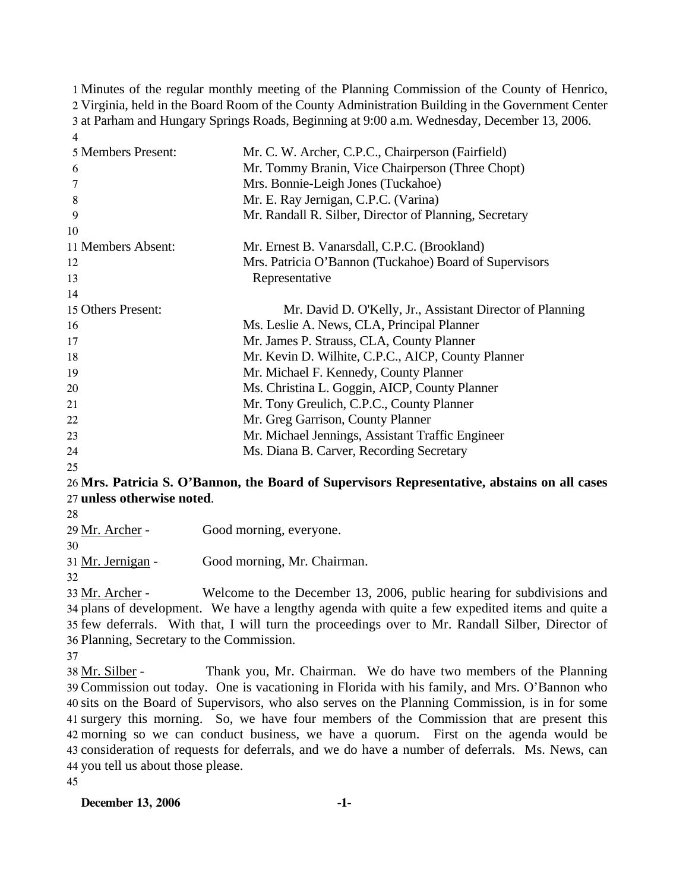Minutes of the regular monthly meeting of the Planning Commission of the County of Henrico, Virginia, held in the Board Room of the County Administration Building in the Government Center at Parham and Hungary Springs Roads, Beginning at 9:00 a.m. Wednesday, December 13, 2006.

| | |
|---|---|
| Members Present: | Mr. C. W. Archer, C.P.C., Chairperson (Fairfield) |
| | Mr. Tommy Branin, Vice Chairperson (Three Chopt) |
| | Mrs. Bonnie-Leigh Jones (Tuckahoe) |
| | Mr. E. Ray Jernigan, C.P.C. (Varina) |
| | Mr. Randall R. Silber, Director of Planning, Secretary |
| Members Absent: | Mr. Ernest B. Vanarsdall, C.P.C. (Brookland) |
| | Mrs. Patricia O'Bannon (Tuckahoe) Board of Supervisors Representative |
| Others Present: | Mr. David D. O'Kelly, Jr., Assistant Director of Planning |
| | Ms. Leslie A. News, CLA, Principal Planner |
| | Mr. James P. Strauss, CLA, County Planner |
| | Mr. Kevin D. Wilhite, C.P.C., AICP, County Planner |
| | Mr. Michael F. Kennedy, County Planner |
| | Ms. Christina L. Goggin, AICP, County Planner |
| | Mr. Tony Greulich, C.P.C., County Planner |
| | Mr. Greg Garrison, County Planner |
| | Mr. Michael Jennings, Assistant Traffic Engineer |
| | Ms. Diana B. Carver, Recording Secretary |

**Mrs. Patricia S. O'Bannon, the Board of Supervisors Representative, abstains on all cases unless otherwise noted**.

Mr. Archer - Good morning, everyone.

Mr. Jernigan - Good morning, Mr. Chairman.

Mr. Archer - Welcome to the December 13, 2006, public hearing for subdivisions and plans of development. We have a lengthy agenda with quite a few expedited items and quite a few deferrals. With that, I will turn the proceedings over to Mr. Randall Silber, Director of Planning, Secretary to the Commission.

Mr. Silber - Thank you, Mr. Chairman. We do have two members of the Planning Commission out today. One is vacationing in Florida with his family, and Mrs. O'Bannon who sits on the Board of Supervisors, who also serves on the Planning Commission, is in for some surgery this morning. So, we have four members of the Commission that are present this morning so we can conduct business, we have a quorum. First on the agenda would be consideration of requests for deferrals, and we do have a number of deferrals. Ms. News, can you tell us about those please.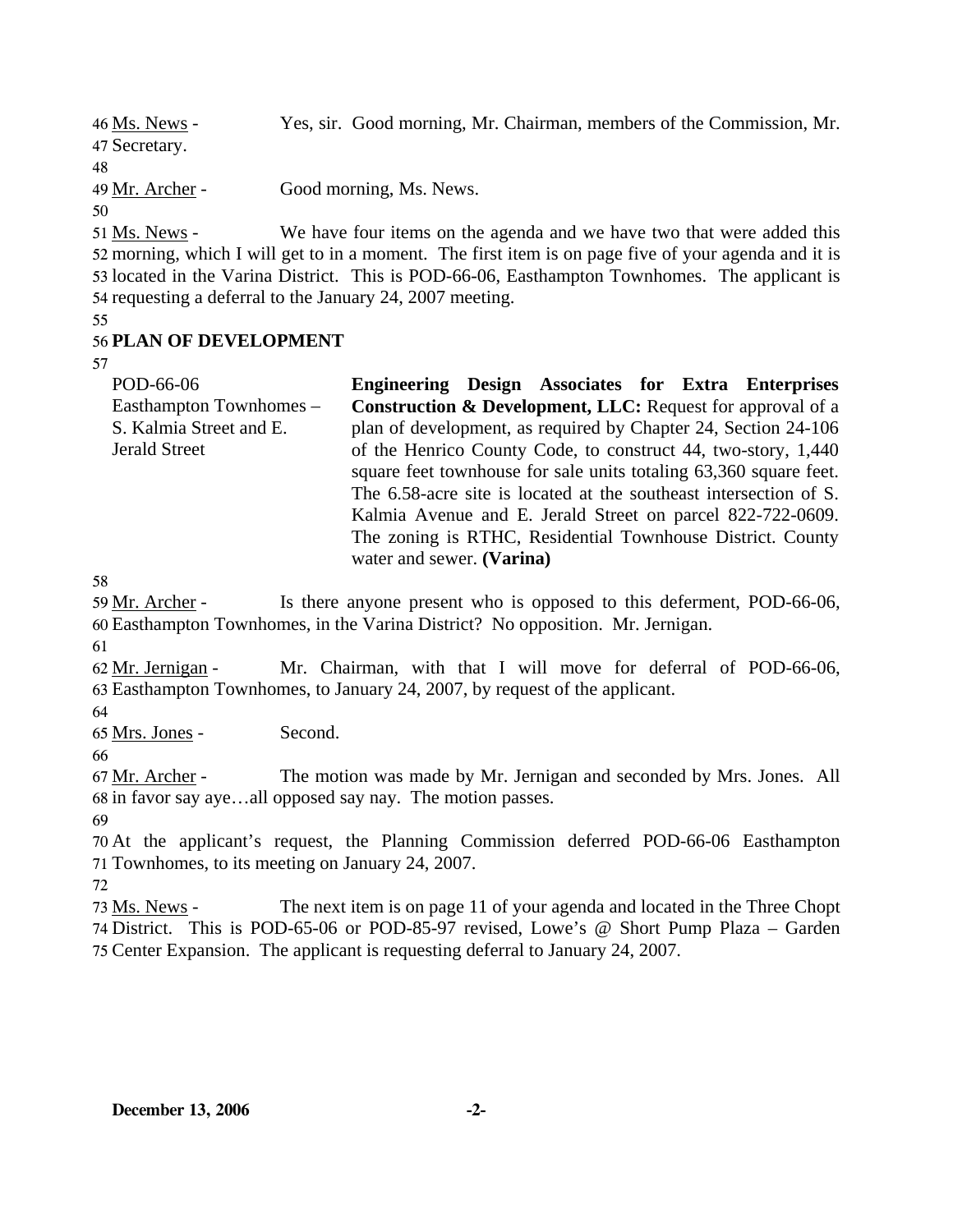Ms. News - Yes, sir. Good morning, Mr. Chairman, members of the Commission, Mr. Secretary.

Mr. Archer - Good morning, Ms. News.

Ms. News - We have four items on the agenda and we have two that were added this morning, which I will get to in a moment. The first item is on page five of your agenda and it is located in the Varina District. This is POD-66-06, Easthampton Townhomes. The applicant is requesting a deferral to the January 24, 2007 meeting.

## PLAN OF DEVELOPMENT

| | |
|---|---|
| POD-66-06<br>Easthampton Townhomes – S. Kalmia Street and E. Jerald Street | **Engineering Design Associates for Extra Enterprises Construction & Development, LLC:** Request for approval of a plan of development, as required by Chapter 24, Section 24-106 of the Henrico County Code, to construct 44, two-story, 1,440 square feet townhouse for sale units totaling 63,360 square feet. The 6.58-acre site is located at the southeast intersection of S. Kalmia Avenue and E. Jerald Street on parcel 822-722-0609. The zoning is RTHC, Residential Townhouse District. County water and sewer. **(Varina)** |

Mr. Archer - Is there anyone present who is opposed to this deferment, POD-66-06, Easthampton Townhomes, in the Varina District? No opposition. Mr. Jernigan.

Mr. Jernigan - Mr. Chairman, with that I will move for deferral of POD-66-06, Easthampton Townhomes, to January 24, 2007, by request of the applicant.

Mrs. Jones - Second.

Mr. Archer - The motion was made by Mr. Jernigan and seconded by Mrs. Jones. All in favor say aye…all opposed say nay. The motion passes.

At the applicant's request, the Planning Commission deferred POD-66-06 Easthampton Townhomes, to its meeting on January 24, 2007.

Ms. News - The next item is on page 11 of your agenda and located in the Three Chopt District. This is POD-65-06 or POD-85-97 revised, Lowe's @ Short Pump Plaza – Garden Center Expansion. The applicant is requesting deferral to January 24, 2007.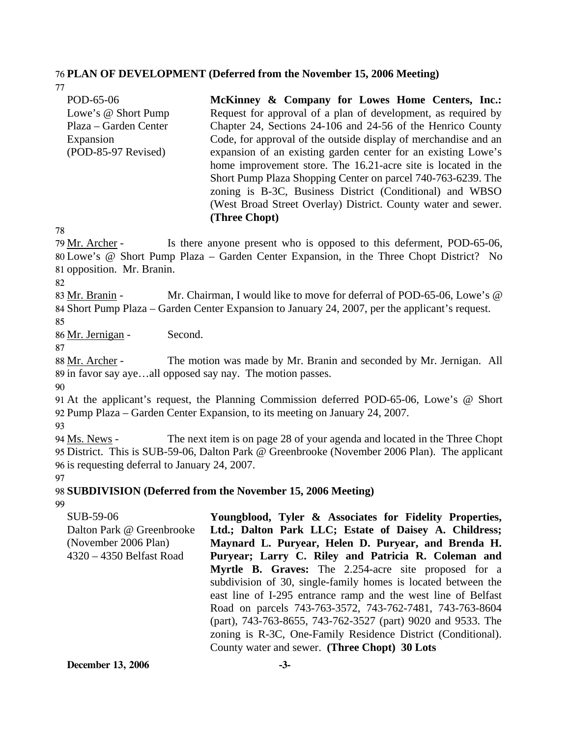**PLAN OF DEVELOPMENT (Deferred from the November 15, 2006 Meeting)**

| | |
|---|---|
| POD-65-06<br>Lowe's @ Short Pump Plaza – Garden Center Expansion<br>(POD-85-97 Revised) | **McKinney & Company for Lowes Home Centers, Inc.:** Request for approval of a plan of development, as required by Chapter 24, Sections 24-106 and 24-56 of the Henrico County Code, for approval of the outside display of merchandise and an expansion of an existing garden center for an existing Lowe's home improvement store. The 16.21-acre site is located in the Short Pump Plaza Shopping Center on parcel 740-763-6239. The zoning is B-3C, Business District (Conditional) and WBSO (West Broad Street Overlay) District. County water and sewer. **(Three Chopt)** |

Mr. Archer - Is there anyone present who is opposed to this deferment, POD-65-06, Lowe's @ Short Pump Plaza – Garden Center Expansion, in the Three Chopt District? No opposition. Mr. Branin.

Mr. Branin - Mr. Chairman, I would like to move for deferral of POD-65-06, Lowe's @ Short Pump Plaza – Garden Center Expansion to January 24, 2007, per the applicant's request.

Mr. Jernigan - Second.

Mr. Archer - The motion was made by Mr. Branin and seconded by Mr. Jernigan. All in favor say aye…all opposed say nay. The motion passes.

At the applicant's request, the Planning Commission deferred POD-65-06, Lowe's @ Short Pump Plaza – Garden Center Expansion, to its meeting on January 24, 2007.

Ms. News - The next item is on page 28 of your agenda and located in the Three Chopt District. This is SUB-59-06, Dalton Park @ Greenbrooke (November 2006 Plan). The applicant is requesting deferral to January 24, 2007.

**SUBDIVISION (Deferred from the November 15, 2006 Meeting)**

| | |
|---|---|
| SUB-59-06<br>Dalton Park @ Greenbrooke (November 2006 Plan)<br>4320 – 4350 Belfast Road | **Youngblood, Tyler & Associates for Fidelity Properties, Ltd.; Dalton Park LLC; Estate of Daisey A. Childress; Maynard L. Puryear, Helen D. Puryear, and Brenda H. Puryear; Larry C. Riley and Patricia R. Coleman and Myrtle B. Graves:** The 2.254-acre site proposed for a subdivision of 30, single-family homes is located between the east line of I-295 entrance ramp and the west line of Belfast Road on parcels 743-763-3572, 743-762-7481, 743-763-8604 (part), 743-763-8655, 743-762-3527 (part) 9020 and 9533. The zoning is R-3C, One-Family Residence District (Conditional). County water and sewer. **(Three Chopt) 30 Lots** |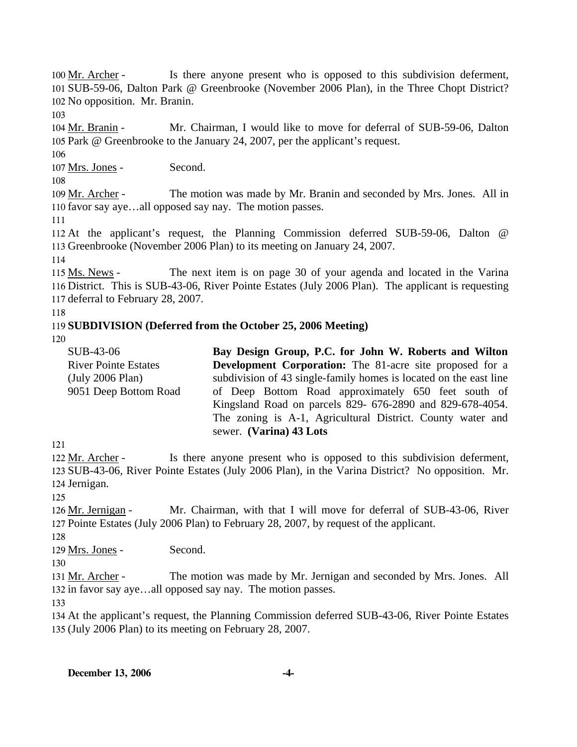Mr. Archer - Is there anyone present who is opposed to this subdivision deferment, SUB-59-06, Dalton Park @ Greenbrooke (November 2006 Plan), in the Three Chopt District? No opposition. Mr. Branin.

Mr. Branin - Mr. Chairman, I would like to move for deferral of SUB-59-06, Dalton Park @ Greenbrooke to the January 24, 2007, per the applicant's request.

Mrs. Jones - Second.

Mr. Archer - The motion was made by Mr. Branin and seconded by Mrs. Jones. All in favor say aye…all opposed say nay. The motion passes.

At the applicant's request, the Planning Commission deferred SUB-59-06, Dalton @ Greenbrooke (November 2006 Plan) to its meeting on January 24, 2007.

Ms. News - The next item is on page 30 of your agenda and located in the Varina District. This is SUB-43-06, River Pointe Estates (July 2006 Plan). The applicant is requesting deferral to February 28, 2007.

**SUBDIVISION (Deferred from the October 25, 2006 Meeting)**

SUB-43-06
River Pointe Estates
(July 2006 Plan)
9051 Deep Bottom Road

**Bay Design Group, P.C. for John W. Roberts and Wilton Development Corporation:** The 81-acre site proposed for a subdivision of 43 single-family homes is located on the east line of Deep Bottom Road approximately 650 feet south of Kingsland Road on parcels 829- 676-2890 and 829-678-4054. The zoning is A-1, Agricultural District. County water and sewer. **(Varina) 43 Lots**

Mr. Archer - Is there anyone present who is opposed to this subdivision deferment, SUB-43-06, River Pointe Estates (July 2006 Plan), in the Varina District? No opposition. Mr. Jernigan.

Mr. Jernigan - Mr. Chairman, with that I will move for deferral of SUB-43-06, River Pointe Estates (July 2006 Plan) to February 28, 2007, by request of the applicant.

Mrs. Jones - Second.

Mr. Archer - The motion was made by Mr. Jernigan and seconded by Mrs. Jones. All in favor say aye…all opposed say nay. The motion passes.

At the applicant's request, the Planning Commission deferred SUB-43-06, River Pointe Estates (July 2006 Plan) to its meeting on February 28, 2007.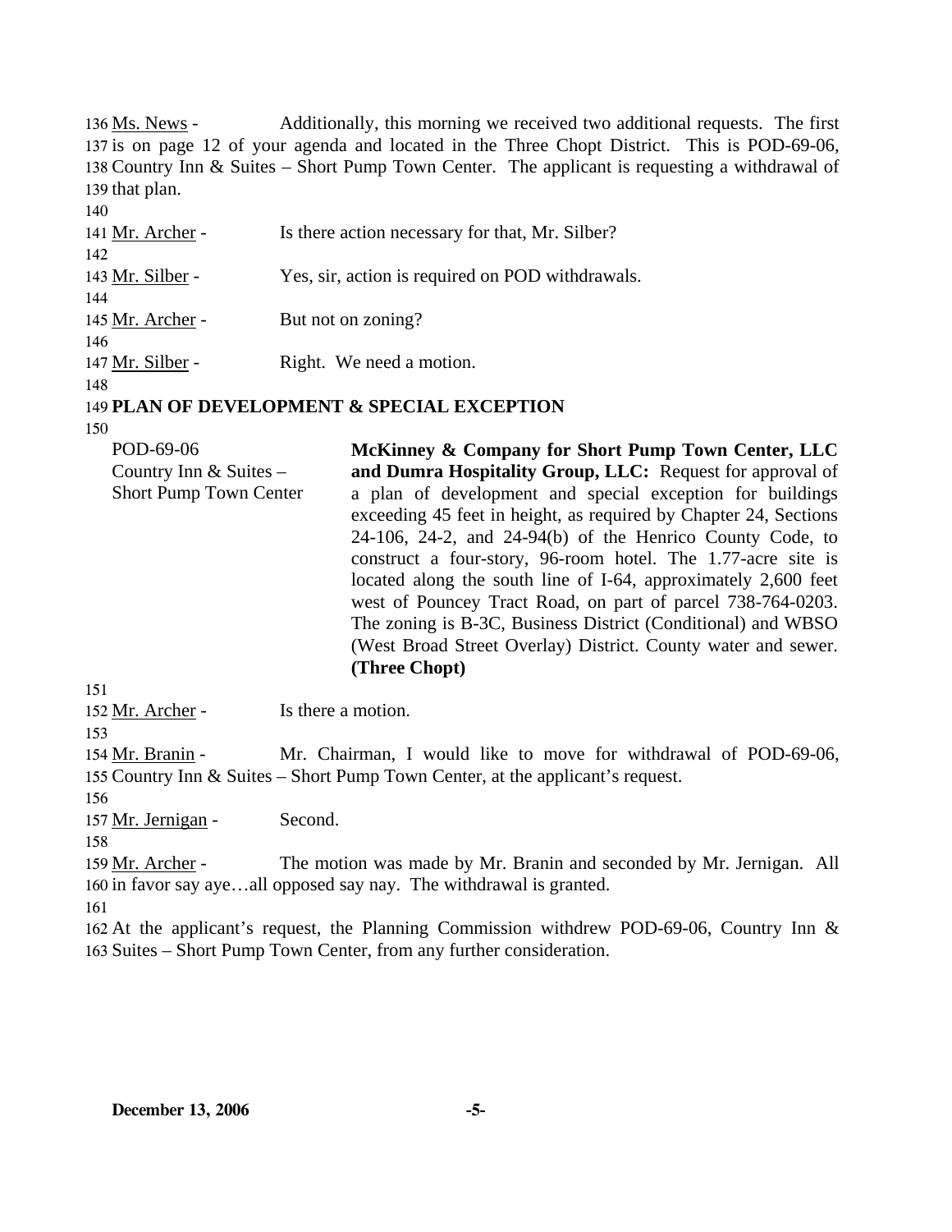136 Ms. News - Additionally, this morning we received two additional requests. The first 137 is on page 12 of your agenda and located in the Three Chopt District. This is POD-69-06, 138 Country Inn & Suites – Short Pump Town Center. The applicant is requesting a withdrawal of 139 that plan.

140

141 Mr. Archer - Is there action necessary for that, Mr. Silber?

142

143 Mr. Silber - Yes, sir, action is required on POD withdrawals.

144

145 Mr. Archer - But not on zoning?

146

147 Mr. Silber - Right. We need a motion.

148

149 **PLAN OF DEVELOPMENT & SPECIAL EXCEPTION**

150

POD-69-06
Country Inn & Suites – Short Pump Town Center

**McKinney & Company for Short Pump Town Center, LLC and Dumra Hospitality Group, LLC:** Request for approval of a plan of development and special exception for buildings exceeding 45 feet in height, as required by Chapter 24, Sections 24-106, 24-2, and 24-94(b) of the Henrico County Code, to construct a four-story, 96-room hotel. The 1.77-acre site is located along the south line of I-64, approximately 2,600 feet west of Pouncey Tract Road, on part of parcel 738-764-0203. The zoning is B-3C, Business District (Conditional) and WBSO (West Broad Street Overlay) District. County water and sewer. **(Three Chopt)**

151

152 Mr. Archer - Is there a motion.

153

154 Mr. Branin - Mr. Chairman, I would like to move for withdrawal of POD-69-06, 155 Country Inn & Suites – Short Pump Town Center, at the applicant's request.

156

157 Mr. Jernigan - Second.

158

159 Mr. Archer - The motion was made by Mr. Branin and seconded by Mr. Jernigan. All 160 in favor say aye…all opposed say nay. The withdrawal is granted.

161

162 At the applicant's request, the Planning Commission withdrew POD-69-06, Country Inn & 163 Suites – Short Pump Town Center, from any further consideration.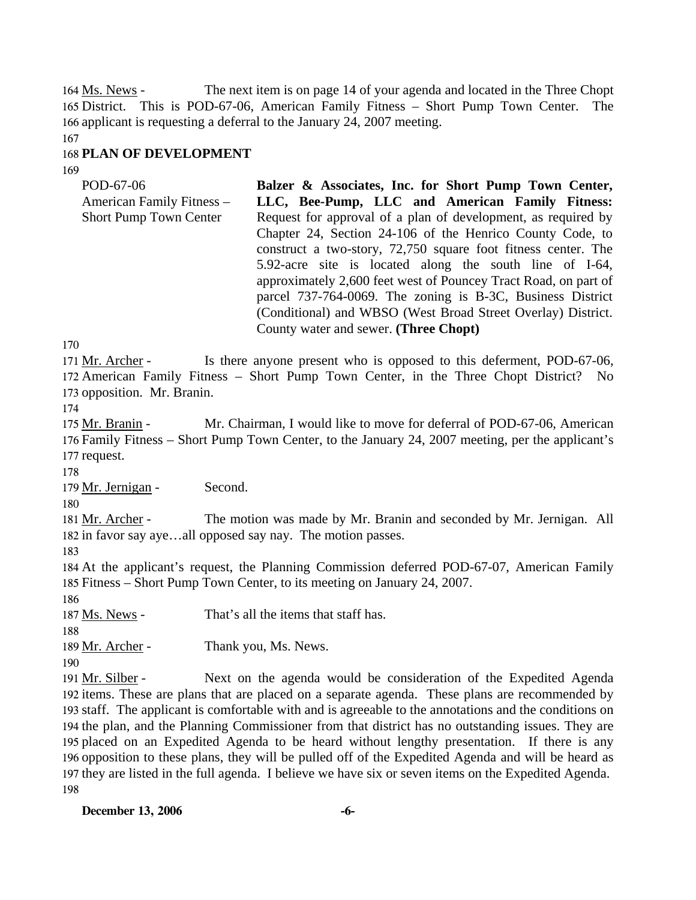164 Ms. News - The next item is on page 14 of your agenda and located in the Three Chopt 165 District. This is POD-67-06, American Family Fitness – Short Pump Town Center. The 166 applicant is requesting a deferral to the January 24, 2007 meeting.

167

168 **PLAN OF DEVELOPMENT**

169

POD-67-06
American Family Fitness – Short Pump Town Center

**Balzer & Associates, Inc. for Short Pump Town Center, LLC, Bee-Pump, LLC and American Family Fitness:** Request for approval of a plan of development, as required by Chapter 24, Section 24-106 of the Henrico County Code, to construct a two-story, 72,750 square foot fitness center. The 5.92-acre site is located along the south line of I-64, approximately 2,600 feet west of Pouncey Tract Road, on part of parcel 737-764-0069. The zoning is B-3C, Business District (Conditional) and WBSO (West Broad Street Overlay) District. County water and sewer. **(Three Chopt)**

170

171 Mr. Archer - Is there anyone present who is opposed to this deferment, POD-67-06, 172 American Family Fitness – Short Pump Town Center, in the Three Chopt District? No 173 opposition. Mr. Branin.

174

175 Mr. Branin - Mr. Chairman, I would like to move for deferral of POD-67-06, American 176 Family Fitness – Short Pump Town Center, to the January 24, 2007 meeting, per the applicant's 177 request.

178

179 Mr. Jernigan - Second.

180

181 Mr. Archer - The motion was made by Mr. Branin and seconded by Mr. Jernigan. All 182 in favor say aye…all opposed say nay. The motion passes.

183

184 At the applicant's request, the Planning Commission deferred POD-67-07, American Family 185 Fitness – Short Pump Town Center, to its meeting on January 24, 2007.

186

187 Ms. News - That's all the items that staff has.

188

189 Mr. Archer - Thank you, Ms. News.

190

191 Mr. Silber - Next on the agenda would be consideration of the Expedited Agenda 192 items. These are plans that are placed on a separate agenda. These plans are recommended by 193 staff. The applicant is comfortable with and is agreeable to the annotations and the conditions on 194 the plan, and the Planning Commissioner from that district has no outstanding issues. They are 195 placed on an Expedited Agenda to be heard without lengthy presentation. If there is any 196 opposition to these plans, they will be pulled off of the Expedited Agenda and will be heard as 197 they are listed in the full agenda. I believe we have six or seven items on the Expedited Agenda.

198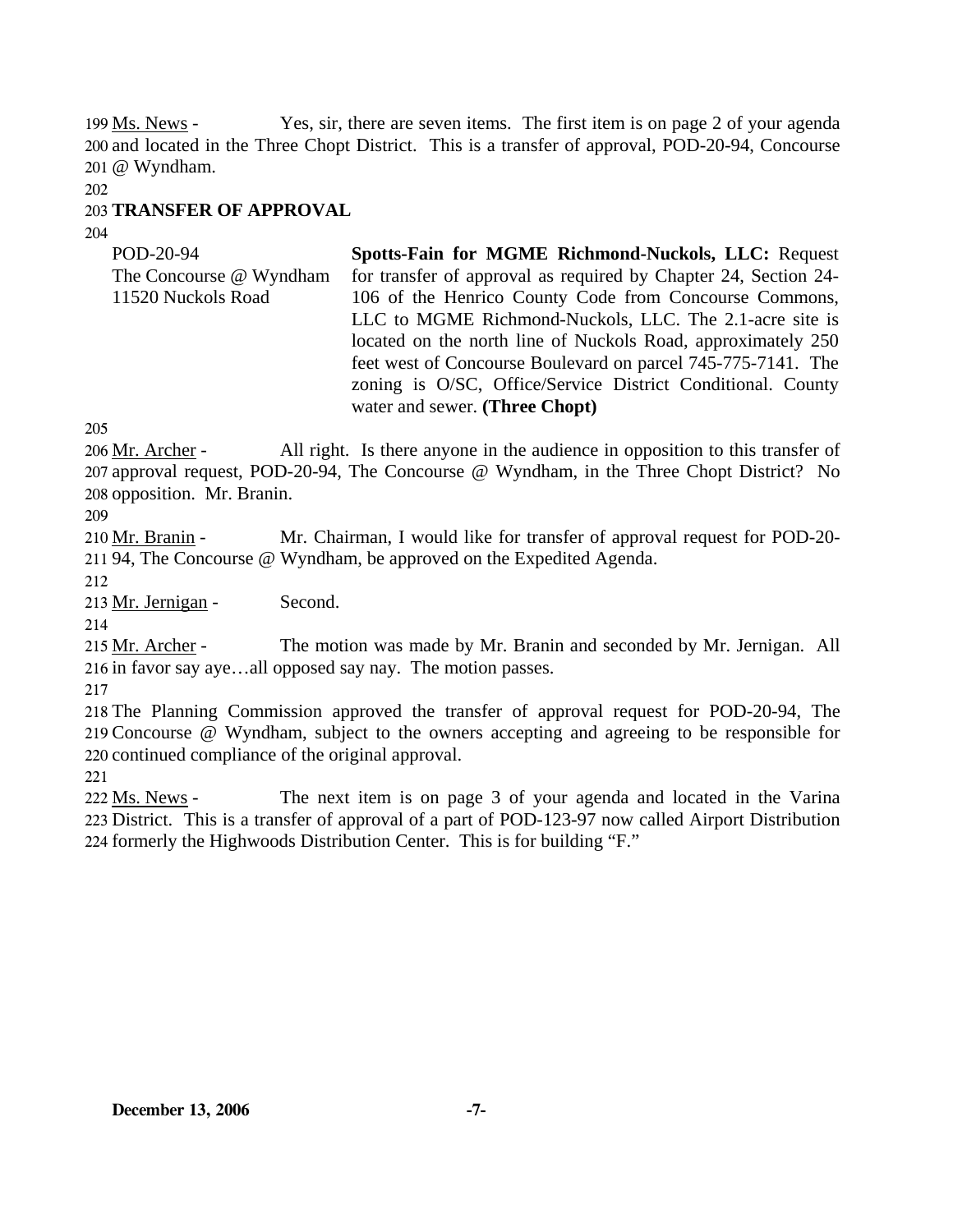Ms. News - Yes, sir, there are seven items. The first item is on page 2 of your agenda and located in the Three Chopt District. This is a transfer of approval, POD-20-94, Concourse @ Wyndham.

**TRANSFER OF APPROVAL**

| | |
|---|---|
| POD-20-94<br>The Concourse @ Wyndham<br>11520 Nuckols Road | **Spotts-Fain for MGME Richmond-Nuckols, LLC:** Request for transfer of approval as required by Chapter 24, Section 24-106 of the Henrico County Code from Concourse Commons, LLC to MGME Richmond-Nuckols, LLC. The 2.1-acre site is located on the north line of Nuckols Road, approximately 250 feet west of Concourse Boulevard on parcel 745-775-7141. The zoning is O/SC, Office/Service District Conditional. County water and sewer. **(Three Chopt)** |

Mr. Archer - All right. Is there anyone in the audience in opposition to this transfer of approval request, POD-20-94, The Concourse @ Wyndham, in the Three Chopt District? No opposition. Mr. Branin.

Mr. Branin - Mr. Chairman, I would like for transfer of approval request for POD-20-94, The Concourse @ Wyndham, be approved on the Expedited Agenda.

Mr. Jernigan - Second.

Mr. Archer - The motion was made by Mr. Branin and seconded by Mr. Jernigan. All in favor say aye…all opposed say nay. The motion passes.

The Planning Commission approved the transfer of approval request for POD-20-94, The Concourse @ Wyndham, subject to the owners accepting and agreeing to be responsible for continued compliance of the original approval.

Ms. News - The next item is on page 3 of your agenda and located in the Varina District. This is a transfer of approval of a part of POD-123-97 now called Airport Distribution formerly the Highwoods Distribution Center. This is for building "F."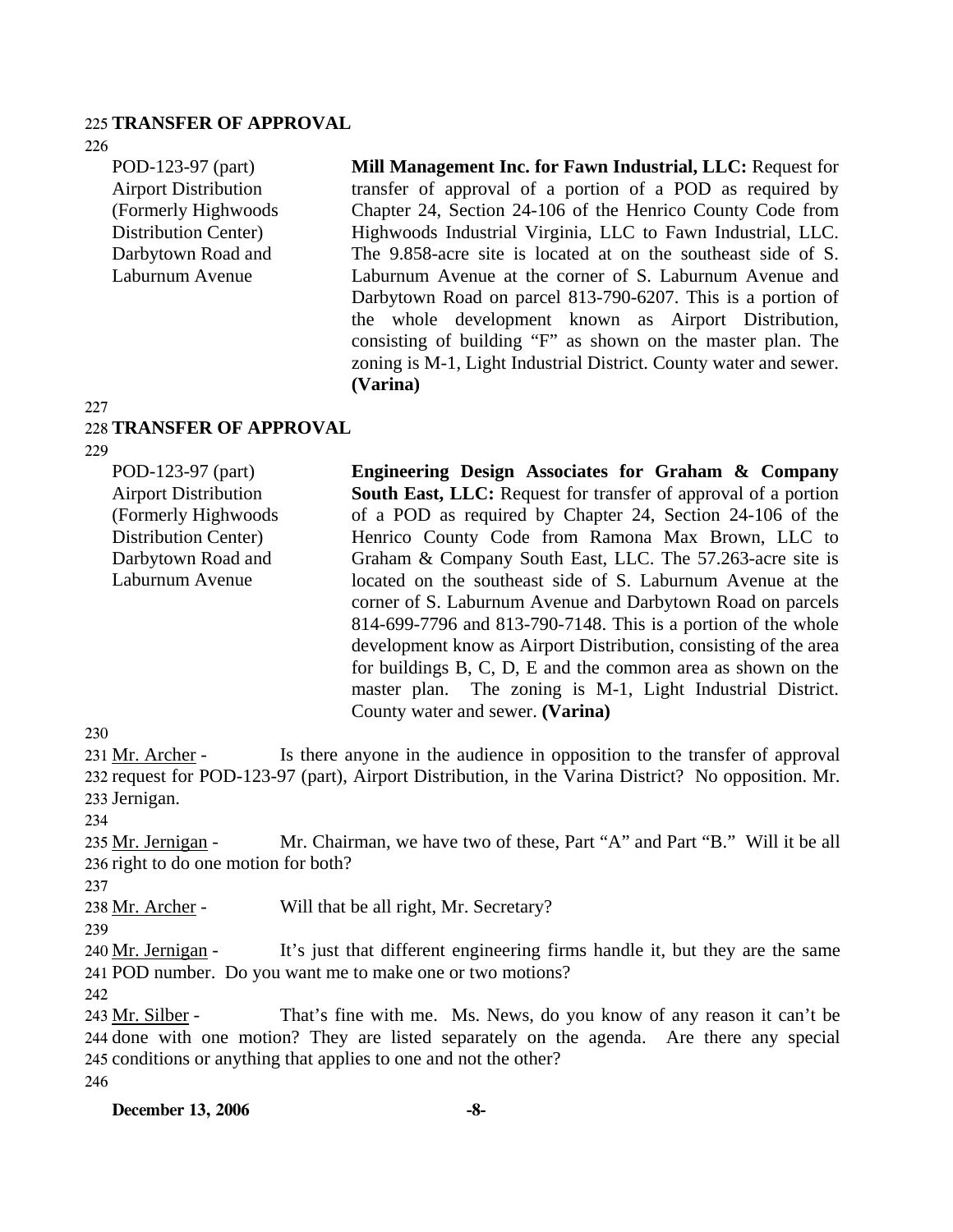**TRANSFER OF APPROVAL**

| | |
|---|---|
| POD-123-97 (part)<br>Airport Distribution<br>(Formerly Highwoods Distribution Center)<br>Darbytown Road and Laburnum Avenue | **Mill Management Inc. for Fawn Industrial, LLC:** Request for transfer of approval of a portion of a POD as required by Chapter 24, Section 24-106 of the Henrico County Code from Highwoods Industrial Virginia, LLC to Fawn Industrial, LLC. The 9.858-acre site is located at on the southeast side of S. Laburnum Avenue at the corner of S. Laburnum Avenue and Darbytown Road on parcel 813-790-6207. This is a portion of the whole development known as Airport Distribution, consisting of building "F" as shown on the master plan. The zoning is M-1, Light Industrial District. County water and sewer. **(Varina)** |

**TRANSFER OF APPROVAL**

| | |
|---|---|
| POD-123-97 (part)<br>Airport Distribution<br>(Formerly Highwoods Distribution Center)<br>Darbytown Road and Laburnum Avenue | **Engineering Design Associates for Graham & Company South East, LLC:** Request for transfer of approval of a portion of a POD as required by Chapter 24, Section 24-106 of the Henrico County Code from Ramona Max Brown, LLC to Graham & Company South East, LLC. The 57.263-acre site is located on the southeast side of S. Laburnum Avenue at the corner of S. Laburnum Avenue and Darbytown Road on parcels 814-699-7796 and 813-790-7148. This is a portion of the whole development know as Airport Distribution, consisting of the area for buildings B, C, D, E and the common area as shown on the master plan. The zoning is M-1, Light Industrial District. County water and sewer. **(Varina)** |

Mr. Archer - Is there anyone in the audience in opposition to the transfer of approval request for POD-123-97 (part), Airport Distribution, in the Varina District? No opposition. Mr. Jernigan.

Mr. Jernigan - Mr. Chairman, we have two of these, Part "A" and Part "B." Will it be all right to do one motion for both?

Mr. Archer - Will that be all right, Mr. Secretary?

Mr. Jernigan - It's just that different engineering firms handle it, but they are the same POD number. Do you want me to make one or two motions?

Mr. Silber - That's fine with me. Ms. News, do you know of any reason it can't be done with one motion? They are listed separately on the agenda. Are there any special conditions or anything that applies to one and not the other?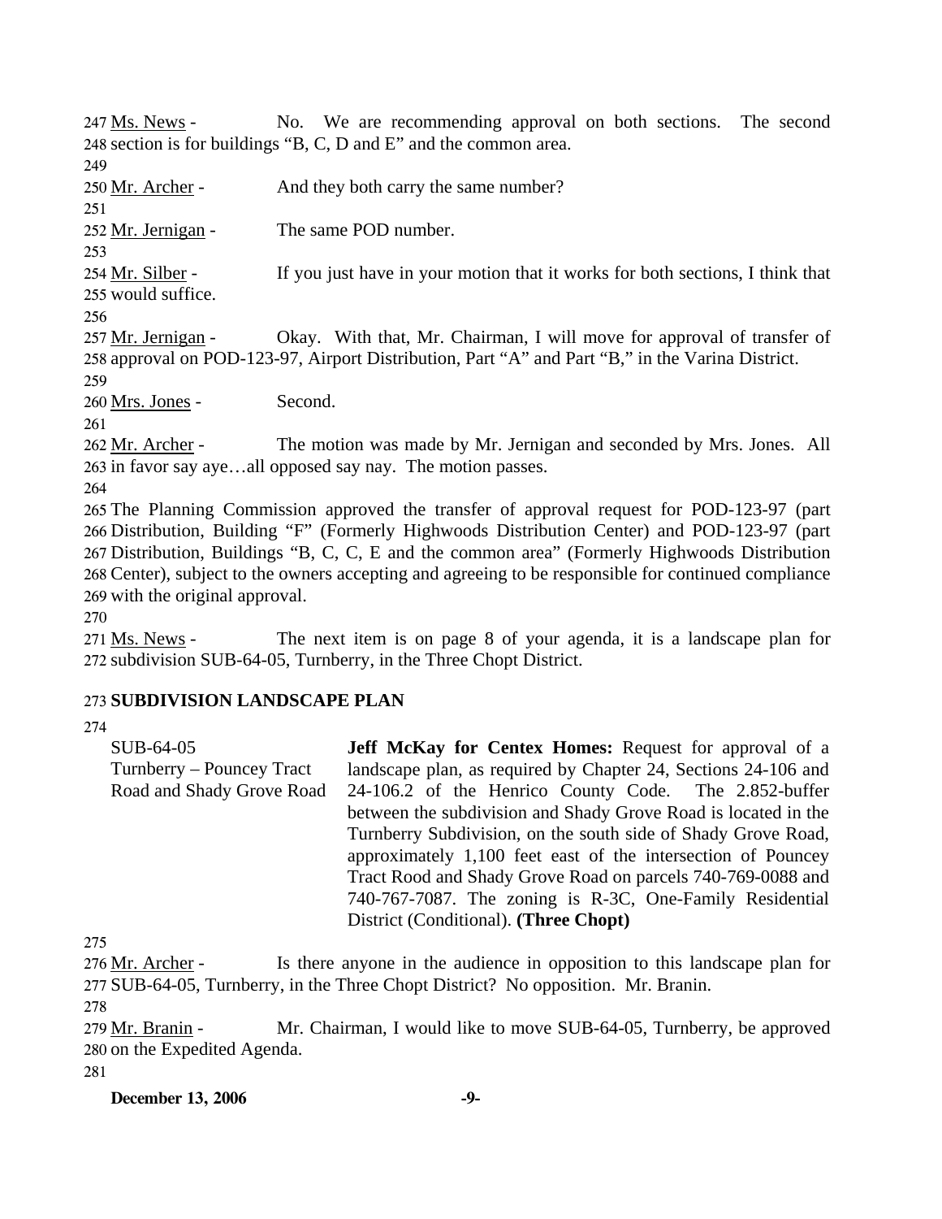Ms. News - No. We are recommending approval on both sections. The second section is for buildings "B, C, D and E" and the common area.

Mr. Archer - And they both carry the same number?

Mr. Jernigan - The same POD number.

Mr. Silber - If you just have in your motion that it works for both sections, I think that would suffice.

Mr. Jernigan - Okay. With that, Mr. Chairman, I will move for approval of transfer of approval on POD-123-97, Airport Distribution, Part "A" and Part "B," in the Varina District.

Mrs. Jones - Second.

Mr. Archer - The motion was made by Mr. Jernigan and seconded by Mrs. Jones. All in favor say aye…all opposed say nay. The motion passes.

The Planning Commission approved the transfer of approval request for POD-123-97 (part Distribution, Building "F" (Formerly Highwoods Distribution Center) and POD-123-97 (part Distribution, Buildings "B, C, C, E and the common area" (Formerly Highwoods Distribution Center), subject to the owners accepting and agreeing to be responsible for continued compliance with the original approval.

Ms. News - The next item is on page 8 of your agenda, it is a landscape plan for subdivision SUB-64-05, Turnberry, in the Three Chopt District.

**SUBDIVISION LANDSCAPE PLAN**

SUB-64-05
Turnberry – Pouncey Tract Road and Shady Grove Road

**Jeff McKay for Centex Homes:** Request for approval of a landscape plan, as required by Chapter 24, Sections 24-106 and 24-106.2 of the Henrico County Code. The 2.852-buffer between the subdivision and Shady Grove Road is located in the Turnberry Subdivision, on the south side of Shady Grove Road, approximately 1,100 feet east of the intersection of Pouncey Tract Rood and Shady Grove Road on parcels 740-769-0088 and 740-767-7087. The zoning is R-3C, One-Family Residential District (Conditional). **(Three Chopt)**

Mr. Archer - Is there anyone in the audience in opposition to this landscape plan for SUB-64-05, Turnberry, in the Three Chopt District? No opposition. Mr. Branin.

Mr. Branin - Mr. Chairman, I would like to move SUB-64-05, Turnberry, be approved on the Expedited Agenda.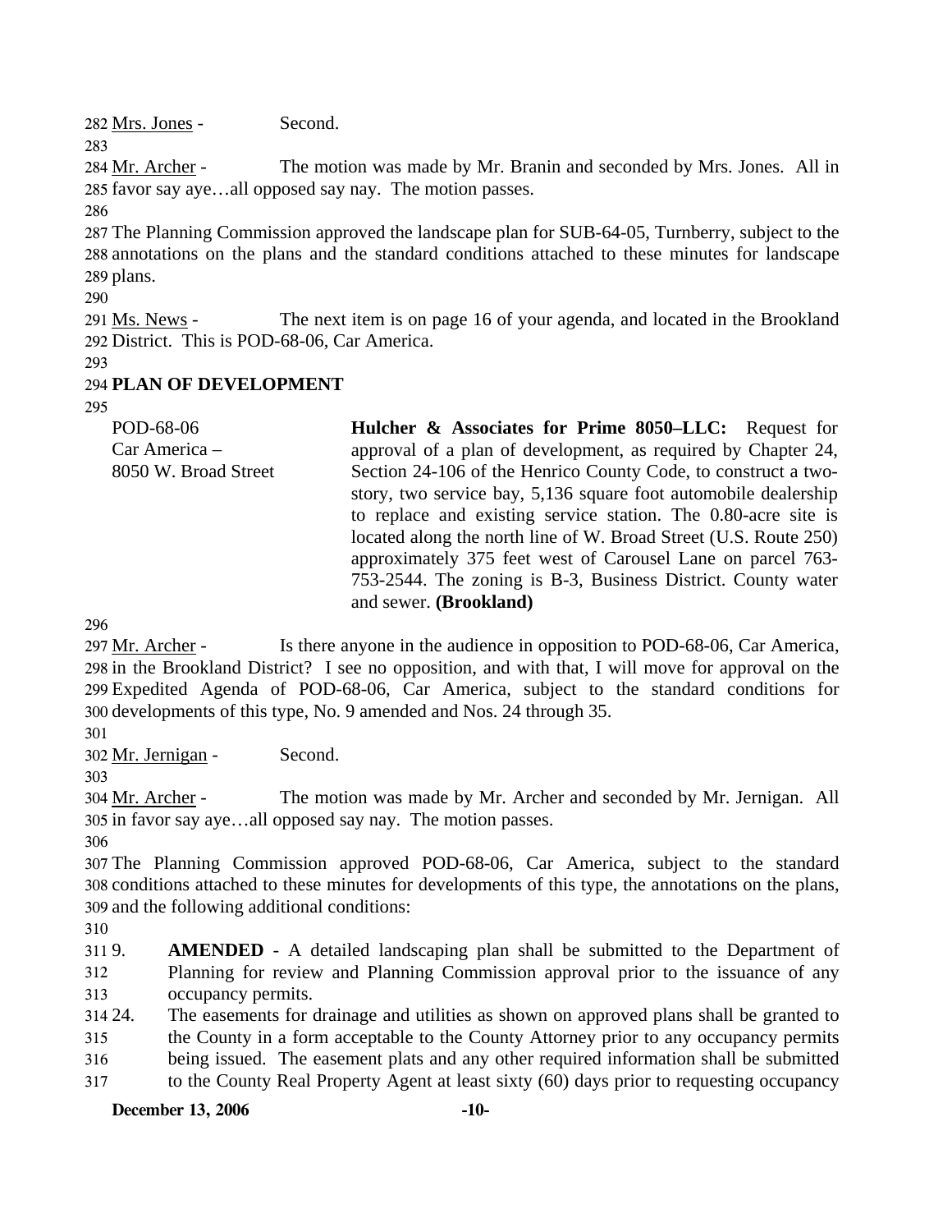Mrs. Jones - Second.

Mr. Archer - The motion was made by Mr. Branin and seconded by Mrs. Jones. All in favor say aye…all opposed say nay. The motion passes.

The Planning Commission approved the landscape plan for SUB-64-05, Turnberry, subject to the annotations on the plans and the standard conditions attached to these minutes for landscape plans.

Ms. News - The next item is on page 16 of your agenda, and located in the Brookland District. This is POD-68-06, Car America.

## PLAN OF DEVELOPMENT

POD-68-06
Car America –
8050 W. Broad Street

**Hulcher & Associates for Prime 8050–LLC:** Request for approval of a plan of development, as required by Chapter 24, Section 24-106 of the Henrico County Code, to construct a two-story, two service bay, 5,136 square foot automobile dealership to replace and existing service station. The 0.80-acre site is located along the north line of W. Broad Street (U.S. Route 250) approximately 375 feet west of Carousel Lane on parcel 763-753-2544. The zoning is B-3, Business District. County water and sewer. **(Brookland)**

Mr. Archer - Is there anyone in the audience in opposition to POD-68-06, Car America, in the Brookland District? I see no opposition, and with that, I will move for approval on the Expedited Agenda of POD-68-06, Car America, subject to the standard conditions for developments of this type, No. 9 amended and Nos. 24 through 35.

Mr. Jernigan - Second.

Mr. Archer - The motion was made by Mr. Archer and seconded by Mr. Jernigan. All in favor say aye…all opposed say nay. The motion passes.

The Planning Commission approved POD-68-06, Car America, subject to the standard conditions attached to these minutes for developments of this type, the annotations on the plans, and the following additional conditions:

9. **AMENDED** - A detailed landscaping plan shall be submitted to the Department of Planning for review and Planning Commission approval prior to the issuance of any occupancy permits.
24. The easements for drainage and utilities as shown on approved plans shall be granted to the County in a form acceptable to the County Attorney prior to any occupancy permits being issued. The easement plats and any other required information shall be submitted to the County Real Property Agent at least sixty (60) days prior to requesting occupancy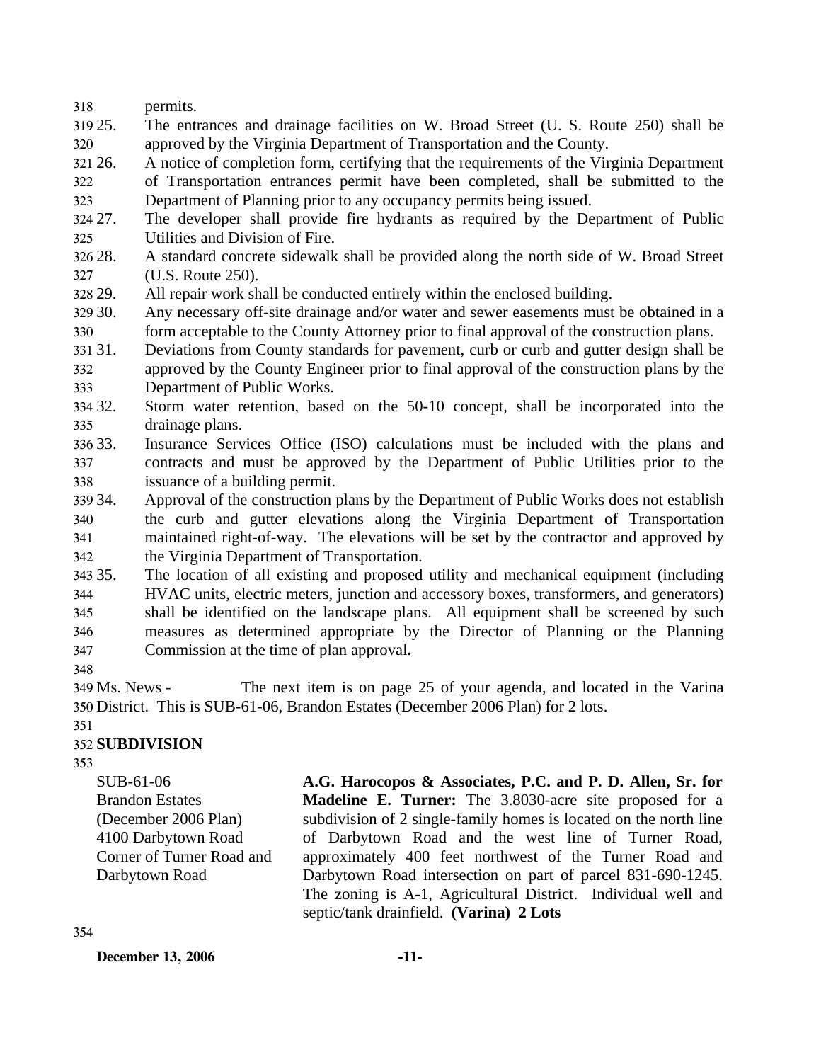permits.

25. The entrances and drainage facilities on W. Broad Street (U. S. Route 250) shall be approved by the Virginia Department of Transportation and the County.
26. A notice of completion form, certifying that the requirements of the Virginia Department of Transportation entrances permit have been completed, shall be submitted to the Department of Planning prior to any occupancy permits being issued.
27. The developer shall provide fire hydrants as required by the Department of Public Utilities and Division of Fire.
28. A standard concrete sidewalk shall be provided along the north side of W. Broad Street (U.S. Route 250).
29. All repair work shall be conducted entirely within the enclosed building.
30. Any necessary off-site drainage and/or water and sewer easements must be obtained in a form acceptable to the County Attorney prior to final approval of the construction plans.
31. Deviations from County standards for pavement, curb or curb and gutter design shall be approved by the County Engineer prior to final approval of the construction plans by the Department of Public Works.
32. Storm water retention, based on the 50-10 concept, shall be incorporated into the drainage plans.
33. Insurance Services Office (ISO) calculations must be included with the plans and contracts and must be approved by the Department of Public Utilities prior to the issuance of a building permit.
34. Approval of the construction plans by the Department of Public Works does not establish the curb and gutter elevations along the Virginia Department of Transportation maintained right-of-way. The elevations will be set by the contractor and approved by the Virginia Department of Transportation.
35. The location of all existing and proposed utility and mechanical equipment (including HVAC units, electric meters, junction and accessory boxes, transformers, and generators) shall be identified on the landscape plans. All equipment shall be screened by such measures as determined appropriate by the Director of Planning or the Planning Commission at the time of plan approval**.**

Ms. News - The next item is on page 25 of your agenda, and located in the Varina District. This is SUB-61-06, Brandon Estates (December 2006 Plan) for 2 lots.

## SUBDIVISION

SUB-61-06
Brandon Estates
(December 2006 Plan)
4100 Darbytown Road
Corner of Turner Road and Darbytown Road

**A.G. Harocopos & Associates, P.C. and P. D. Allen, Sr. for Madeline E. Turner:** The 3.8030-acre site proposed for a subdivision of 2 single-family homes is located on the north line of Darbytown Road and the west line of Turner Road, approximately 400 feet northwest of the Turner Road and Darbytown Road intersection on part of parcel 831-690-1245. The zoning is A-1, Agricultural District. Individual well and septic/tank drainfield. **(Varina) 2 Lots**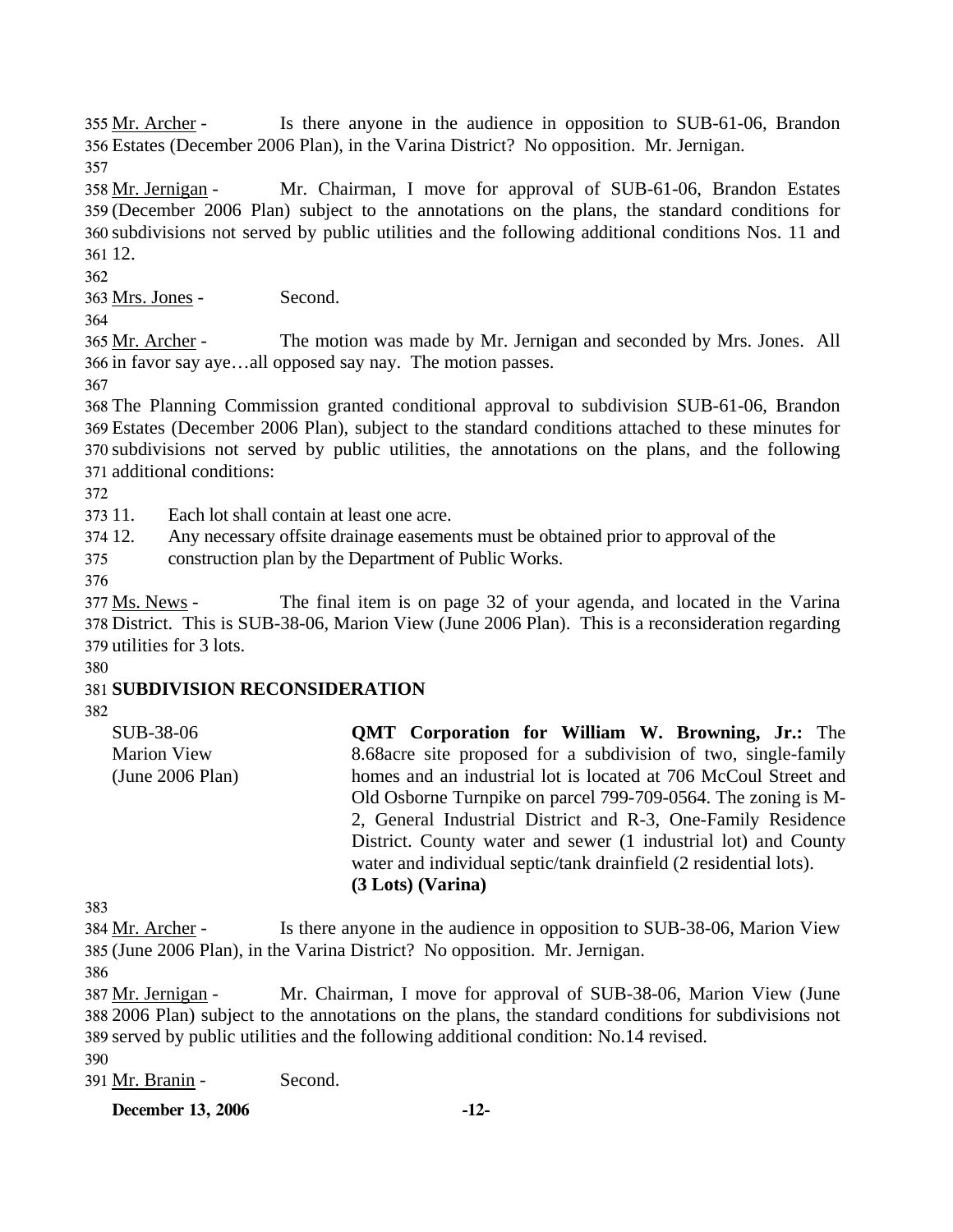Mr. Archer - Is there anyone in the audience in opposition to SUB-61-06, Brandon Estates (December 2006 Plan), in the Varina District? No opposition. Mr. Jernigan.

Mr. Jernigan - Mr. Chairman, I move for approval of SUB-61-06, Brandon Estates (December 2006 Plan) subject to the annotations on the plans, the standard conditions for subdivisions not served by public utilities and the following additional conditions Nos. 11 and 12.

Mrs. Jones - Second.

Mr. Archer - The motion was made by Mr. Jernigan and seconded by Mrs. Jones. All in favor say aye…all opposed say nay. The motion passes.

The Planning Commission granted conditional approval to subdivision SUB-61-06, Brandon Estates (December 2006 Plan), subject to the standard conditions attached to these minutes for subdivisions not served by public utilities, the annotations on the plans, and the following additional conditions:

11. Each lot shall contain at least one acre.
12. Any necessary offsite drainage easements must be obtained prior to approval of the construction plan by the Department of Public Works.

Ms. News - The final item is on page 32 of your agenda, and located in the Varina District. This is SUB-38-06, Marion View (June 2006 Plan). This is a reconsideration regarding utilities for 3 lots.

## SUBDIVISION RECONSIDERATION

SUB-38-06
Marion View
(June 2006 Plan)

**QMT Corporation for William W. Browning, Jr.:** The 8.68acre site proposed for a subdivision of two, single-family homes and an industrial lot is located at 706 McCoul Street and Old Osborne Turnpike on parcel 799-709-0564. The zoning is M-2, General Industrial District and R-3, One-Family Residence District. County water and sewer (1 industrial lot) and County water and individual septic/tank drainfield (2 residential lots). **(3 Lots) (Varina)**

Mr. Archer - Is there anyone in the audience in opposition to SUB-38-06, Marion View (June 2006 Plan), in the Varina District? No opposition. Mr. Jernigan.

Mr. Jernigan - Mr. Chairman, I move for approval of SUB-38-06, Marion View (June 2006 Plan) subject to the annotations on the plans, the standard conditions for subdivisions not served by public utilities and the following additional condition: No.14 revised.

Mr. Branin - Second.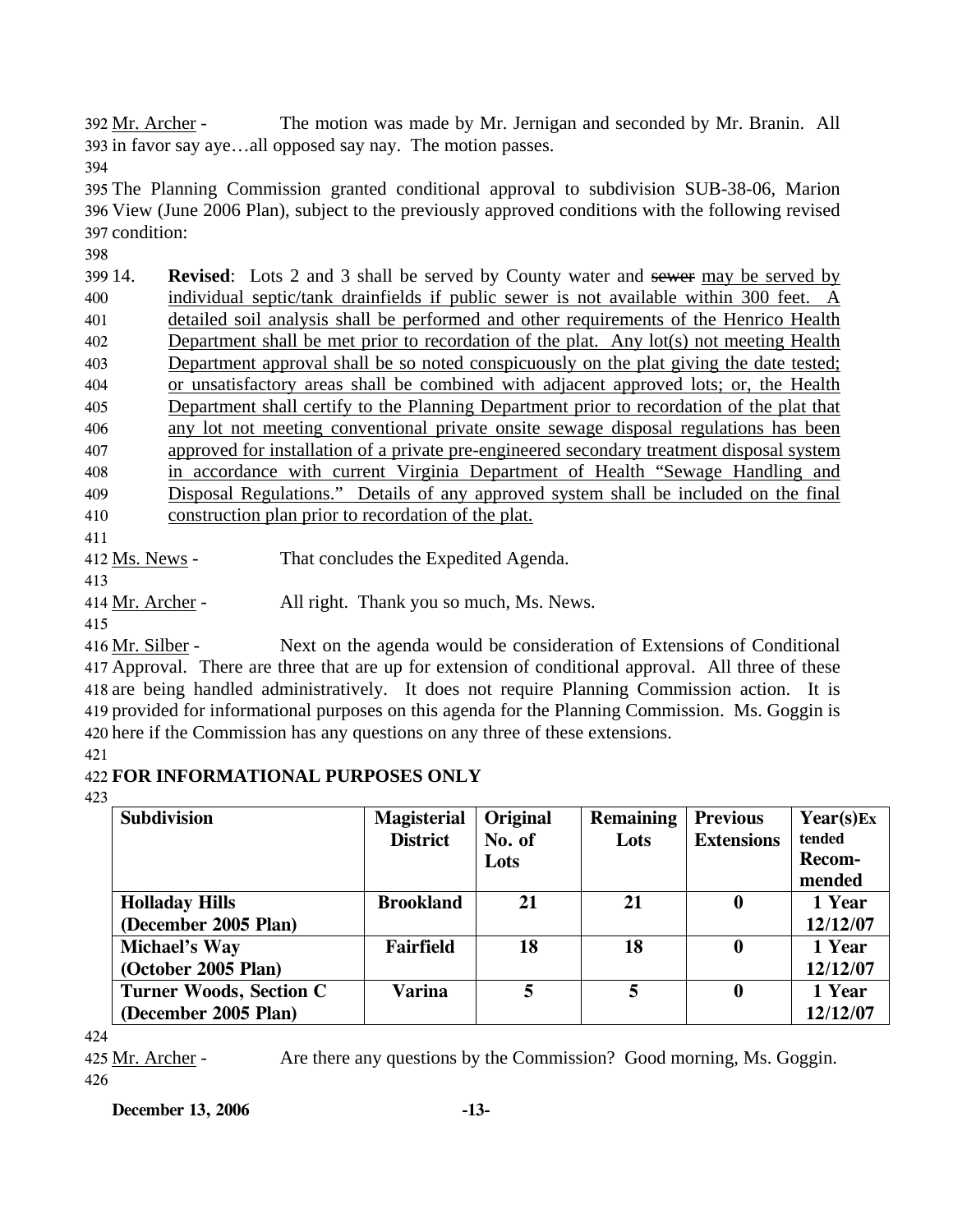Mr. Archer - The motion was made by Mr. Jernigan and seconded by Mr. Branin. All in favor say aye…all opposed say nay. The motion passes.

The Planning Commission granted conditional approval to subdivision SUB-38-06, Marion View (June 2006 Plan), subject to the previously approved conditions with the following revised condition:

14. **Revised**: Lots 2 and 3 shall be served by County water and ~~sewer~~ <u>may be served by individual septic/tank drainfields if public sewer is not available within 300 feet. A detailed soil analysis shall be performed and other requirements of the Henrico Health Department shall be met prior to recordation of the plat. Any lot(s) not meeting Health Department approval shall be so noted conspicuously on the plat giving the date tested; or unsatisfactory areas shall be combined with adjacent approved lots; or, the Health Department shall certify to the Planning Department prior to recordation of the plat that any lot not meeting conventional private onsite sewage disposal regulations has been approved for installation of a private pre-engineered secondary treatment disposal system in accordance with current Virginia Department of Health "Sewage Handling and Disposal Regulations." Details of any approved system shall be included on the final construction plan prior to recordation of the plat.</u>

Ms. News - That concludes the Expedited Agenda.

Mr. Archer - All right. Thank you so much, Ms. News.

Mr. Silber - Next on the agenda would be consideration of Extensions of Conditional Approval. There are three that are up for extension of conditional approval. All three of these are being handled administratively. It does not require Planning Commission action. It is provided for informational purposes on this agenda for the Planning Commission. Ms. Goggin is here if the Commission has any questions on any three of these extensions.

**FOR INFORMATIONAL PURPOSES ONLY**

| Subdivision | Magisterial District | Original No. of Lots | Remaining Lots | Previous Extensions | Year(s) Extended Recommended |
|---|---|---|---|---|---|
| **Holladay Hills (December 2005 Plan)** | **Brookland** | **21** | **21** | **0** | **1 Year 12/12/07** |
| **Michael's Way (October 2005 Plan)** | **Fairfield** | **18** | **18** | **0** | **1 Year 12/12/07** |
| **Turner Woods, Section C (December 2005 Plan)** | **Varina** | **5** | **5** | **0** | **1 Year 12/12/07** |

Mr. Archer - Are there any questions by the Commission? Good morning, Ms. Goggin.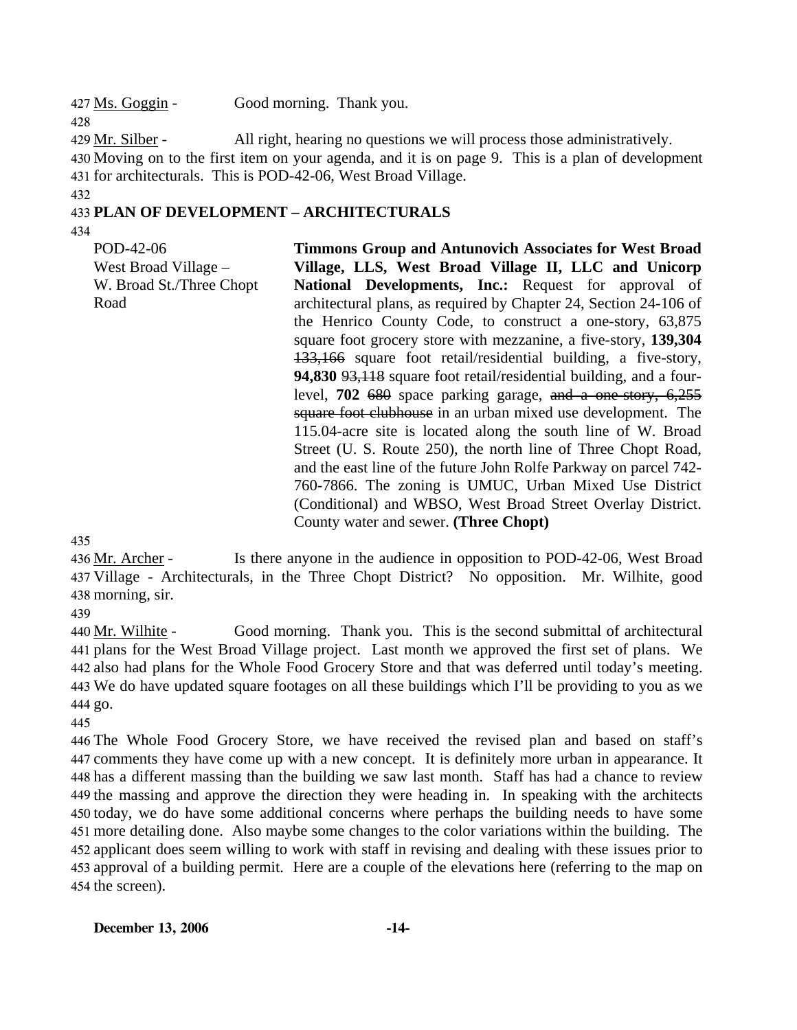Ms. Goggin - Good morning. Thank you.

Mr. Silber - All right, hearing no questions we will process those administratively. Moving on to the first item on your agenda, and it is on page 9. This is a plan of development for architecturals. This is POD-42-06, West Broad Village.

## PLAN OF DEVELOPMENT – ARCHITECTURALS

POD-42-06
West Broad Village – W. Broad St./Three Chopt Road

**Timmons Group and Antunovich Associates for West Broad Village, LLS, West Broad Village II, LLC and Unicorp National Developments, Inc.:** Request for approval of architectural plans, as required by Chapter 24, Section 24-106 of the Henrico County Code, to construct a one-story, 63,875 square foot grocery store with mezzanine, a five-story, **139,304** ~~133,166~~ square foot retail/residential building, a five-story, **94,830** ~~93,118~~ square foot retail/residential building, and a four-level, **702** ~~680~~ space parking garage, ~~and a one-story, 6,255 square foot clubhouse~~ in an urban mixed use development. The 115.04-acre site is located along the south line of W. Broad Street (U. S. Route 250), the north line of Three Chopt Road, and the east line of the future John Rolfe Parkway on parcel 742-760-7866. The zoning is UMUC, Urban Mixed Use District (Conditional) and WBSO, West Broad Street Overlay District. County water and sewer. **(Three Chopt)**

Mr. Archer - Is there anyone in the audience in opposition to POD-42-06, West Broad Village - Architecturals, in the Three Chopt District? No opposition. Mr. Wilhite, good morning, sir.

Mr. Wilhite - Good morning. Thank you. This is the second submittal of architectural plans for the West Broad Village project. Last month we approved the first set of plans. We also had plans for the Whole Food Grocery Store and that was deferred until today's meeting. We do have updated square footages on all these buildings which I'll be providing to you as we go.

The Whole Food Grocery Store, we have received the revised plan and based on staff's comments they have come up with a new concept. It is definitely more urban in appearance. It has a different massing than the building we saw last month. Staff has had a chance to review the massing and approve the direction they were heading in. In speaking with the architects today, we do have some additional concerns where perhaps the building needs to have some more detailing done. Also maybe some changes to the color variations within the building. The applicant does seem willing to work with staff in revising and dealing with these issues prior to approval of a building permit. Here are a couple of the elevations here (referring to the map on the screen).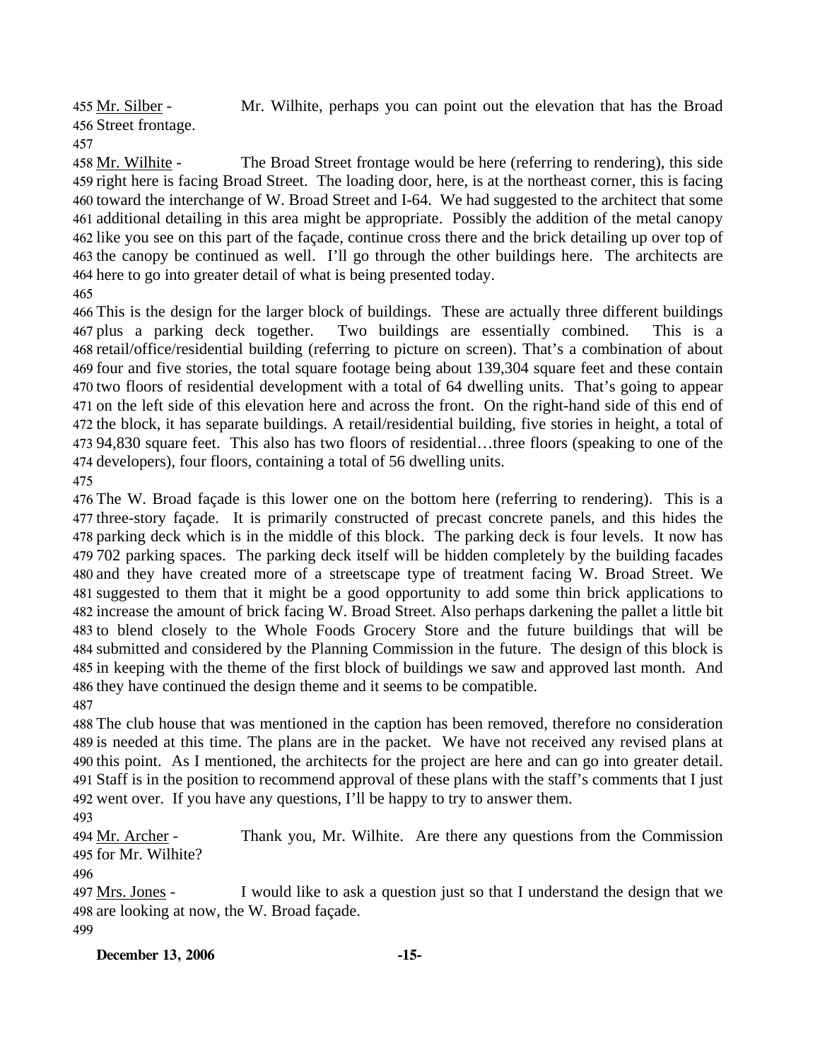Mr. Silber - Mr. Wilhite, perhaps you can point out the elevation that has the Broad Street frontage.

Mr. Wilhite - The Broad Street frontage would be here (referring to rendering), this side right here is facing Broad Street. The loading door, here, is at the northeast corner, this is facing toward the interchange of W. Broad Street and I-64. We had suggested to the architect that some additional detailing in this area might be appropriate. Possibly the addition of the metal canopy like you see on this part of the façade, continue cross there and the brick detailing up over top of the canopy be continued as well. I'll go through the other buildings here. The architects are here to go into greater detail of what is being presented today.

This is the design for the larger block of buildings. These are actually three different buildings plus a parking deck together. Two buildings are essentially combined. This is a retail/office/residential building (referring to picture on screen). That's a combination of about four and five stories, the total square footage being about 139,304 square feet and these contain two floors of residential development with a total of 64 dwelling units. That's going to appear on the left side of this elevation here and across the front. On the right-hand side of this end of the block, it has separate buildings. A retail/residential building, five stories in height, a total of 94,830 square feet. This also has two floors of residential…three floors (speaking to one of the developers), four floors, containing a total of 56 dwelling units.

The W. Broad façade is this lower one on the bottom here (referring to rendering). This is a three-story façade. It is primarily constructed of precast concrete panels, and this hides the parking deck which is in the middle of this block. The parking deck is four levels. It now has 702 parking spaces. The parking deck itself will be hidden completely by the building facades and they have created more of a streetscape type of treatment facing W. Broad Street. We suggested to them that it might be a good opportunity to add some thin brick applications to increase the amount of brick facing W. Broad Street. Also perhaps darkening the pallet a little bit to blend closely to the Whole Foods Grocery Store and the future buildings that will be submitted and considered by the Planning Commission in the future. The design of this block is in keeping with the theme of the first block of buildings we saw and approved last month. And they have continued the design theme and it seems to be compatible.

The club house that was mentioned in the caption has been removed, therefore no consideration is needed at this time. The plans are in the packet. We have not received any revised plans at this point. As I mentioned, the architects for the project are here and can go into greater detail. Staff is in the position to recommend approval of these plans with the staff's comments that I just went over. If you have any questions, I'll be happy to try to answer them.

Mr. Archer - Thank you, Mr. Wilhite. Are there any questions from the Commission for Mr. Wilhite?

Mrs. Jones - I would like to ask a question just so that I understand the design that we are looking at now, the W. Broad façade.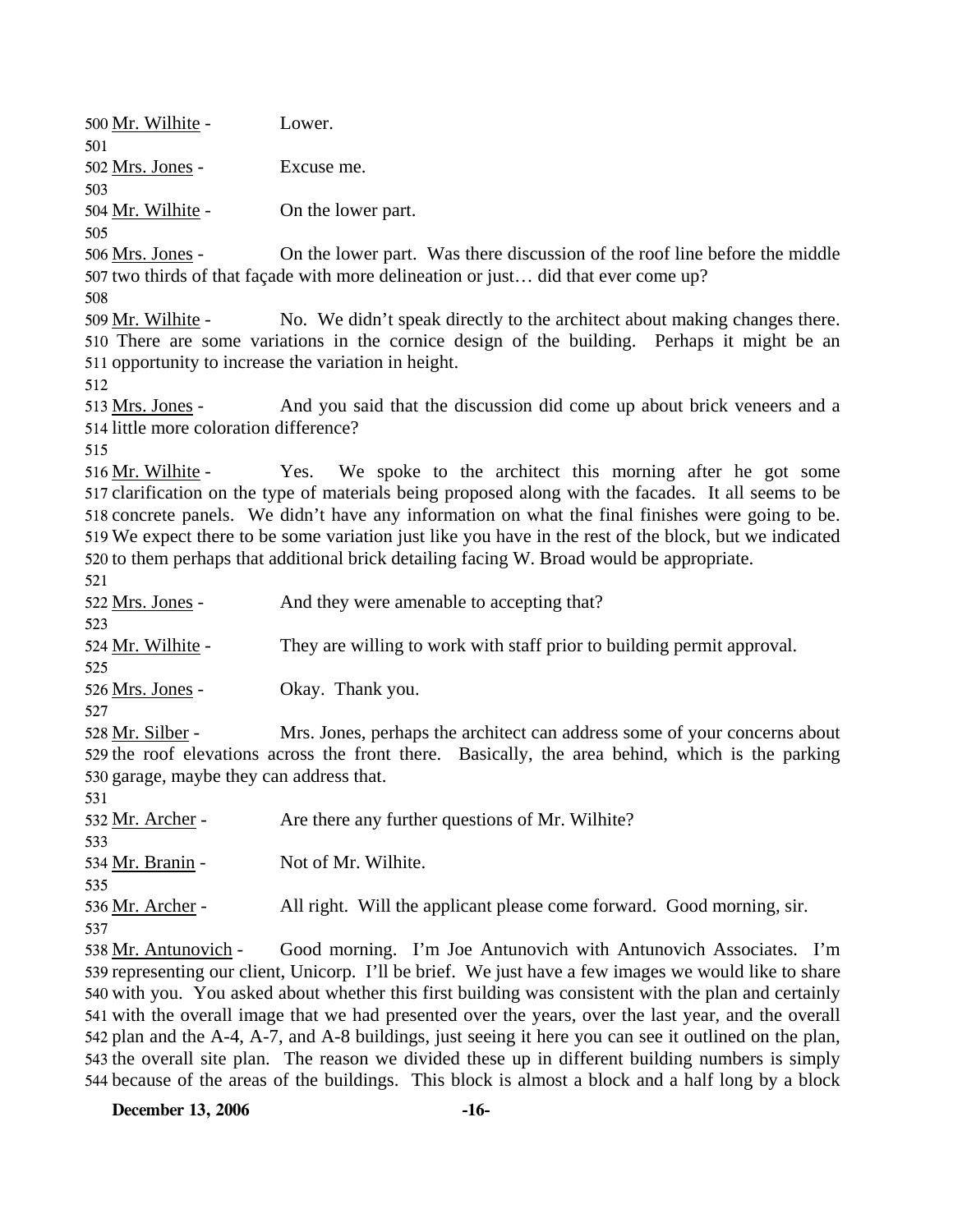500 Mr. Wilhite - Lower.

501

502 Mrs. Jones - Excuse me.

503

504 Mr. Wilhite - On the lower part.

505

506 Mrs. Jones - On the lower part. Was there discussion of the roof line before the middle 507 two thirds of that façade with more delineation or just… did that ever come up?

508

509 Mr. Wilhite - No. We didn't speak directly to the architect about making changes there. 510 There are some variations in the cornice design of the building. Perhaps it might be an 511 opportunity to increase the variation in height.

512

513 Mrs. Jones - And you said that the discussion did come up about brick veneers and a 514 little more coloration difference?

515

516 Mr. Wilhite - Yes. We spoke to the architect this morning after he got some 517 clarification on the type of materials being proposed along with the facades. It all seems to be 518 concrete panels. We didn't have any information on what the final finishes were going to be. 519 We expect there to be some variation just like you have in the rest of the block, but we indicated 520 to them perhaps that additional brick detailing facing W. Broad would be appropriate.

521

522 Mrs. Jones - And they were amenable to accepting that?

523

524 Mr. Wilhite - They are willing to work with staff prior to building permit approval.

525

526 Mrs. Jones - Okay. Thank you.

527

528 Mr. Silber - Mrs. Jones, perhaps the architect can address some of your concerns about 529 the roof elevations across the front there. Basically, the area behind, which is the parking 530 garage, maybe they can address that.

531

532 Mr. Archer - Are there any further questions of Mr. Wilhite?

533

534 Mr. Branin - Not of Mr. Wilhite.

535

536 Mr. Archer - All right. Will the applicant please come forward. Good morning, sir.

537

538 Mr. Antunovich - Good morning. I'm Joe Antunovich with Antunovich Associates. I'm 539 representing our client, Unicorp. I'll be brief. We just have a few images we would like to share 540 with you. You asked about whether this first building was consistent with the plan and certainly 541 with the overall image that we had presented over the years, over the last year, and the overall 542 plan and the A-4, A-7, and A-8 buildings, just seeing it here you can see it outlined on the plan, 543 the overall site plan. The reason we divided these up in different building numbers is simply 544 because of the areas of the buildings. This block is almost a block and a half long by a block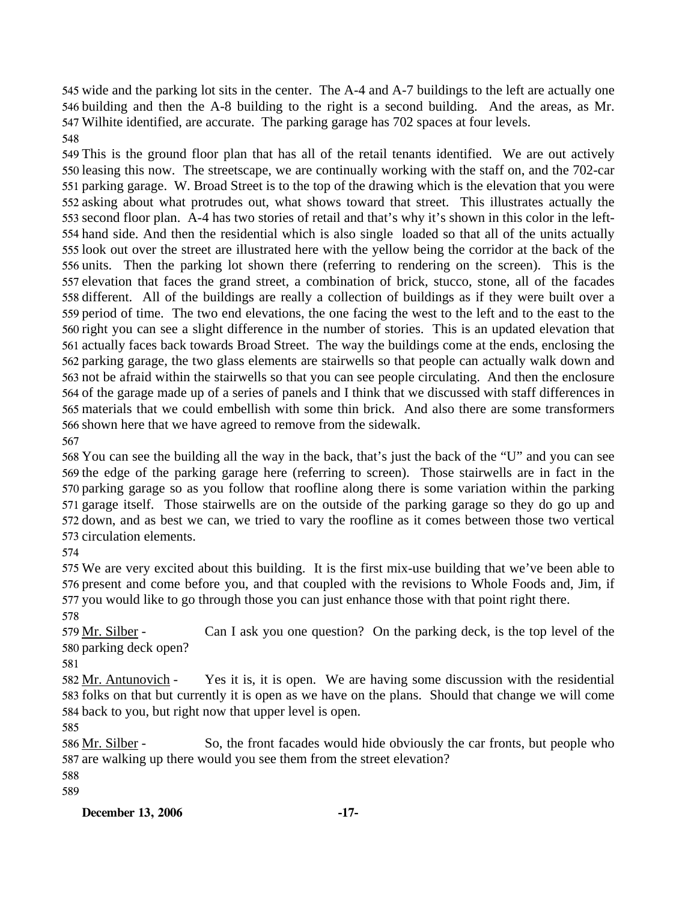wide and the parking lot sits in the center. The A-4 and A-7 buildings to the left are actually one building and then the A-8 building to the right is a second building. And the areas, as Mr. Wilhite identified, are accurate. The parking garage has 702 spaces at four levels.

This is the ground floor plan that has all of the retail tenants identified. We are out actively leasing this now. The streetscape, we are continually working with the staff on, and the 702-car parking garage. W. Broad Street is to the top of the drawing which is the elevation that you were asking about what protrudes out, what shows toward that street. This illustrates actually the second floor plan. A-4 has two stories of retail and that's why it's shown in this color in the left-hand side. And then the residential which is also single loaded so that all of the units actually look out over the street are illustrated here with the yellow being the corridor at the back of the units. Then the parking lot shown there (referring to rendering on the screen). This is the elevation that faces the grand street, a combination of brick, stucco, stone, all of the facades different. All of the buildings are really a collection of buildings as if they were built over a period of time. The two end elevations, the one facing the west to the left and to the east to the right you can see a slight difference in the number of stories. This is an updated elevation that actually faces back towards Broad Street. The way the buildings come at the ends, enclosing the parking garage, the two glass elements are stairwells so that people can actually walk down and not be afraid within the stairwells so that you can see people circulating. And then the enclosure of the garage made up of a series of panels and I think that we discussed with staff differences in materials that we could embellish with some thin brick. And also there are some transformers shown here that we have agreed to remove from the sidewalk.

You can see the building all the way in the back, that's just the back of the "U" and you can see the edge of the parking garage here (referring to screen). Those stairwells are in fact in the parking garage so as you follow that roofline along there is some variation within the parking garage itself. Those stairwells are on the outside of the parking garage so they do go up and down, and as best we can, we tried to vary the roofline as it comes between those two vertical circulation elements.

We are very excited about this building. It is the first mix-use building that we've been able to present and come before you, and that coupled with the revisions to Whole Foods and, Jim, if you would like to go through those you can just enhance those with that point right there.

Mr. Silber - Can I ask you one question? On the parking deck, is the top level of the parking deck open?

Mr. Antunovich - Yes it is, it is open. We are having some discussion with the residential folks on that but currently it is open as we have on the plans. Should that change we will come back to you, but right now that upper level is open.

Mr. Silber - So, the front facades would hide obviously the car fronts, but people who are walking up there would you see them from the street elevation?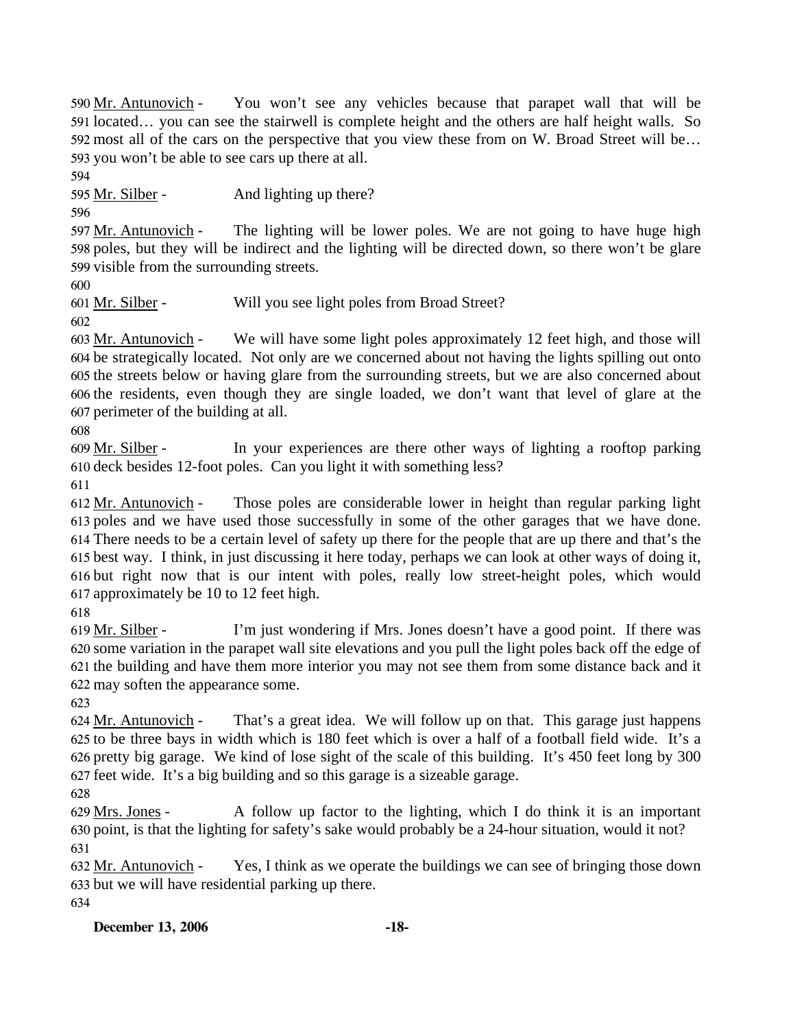590 Mr. Antunovich - You won't see any vehicles because that parapet wall that will be 591 located… you can see the stairwell is complete height and the others are half height walls. So 592 most all of the cars on the perspective that you view these from on W. Broad Street will be… 593 you won't be able to see cars up there at all.

594

595 Mr. Silber - And lighting up there?

596

597 Mr. Antunovich - The lighting will be lower poles. We are not going to have huge high 598 poles, but they will be indirect and the lighting will be directed down, so there won't be glare 599 visible from the surrounding streets.

600

601 Mr. Silber - Will you see light poles from Broad Street?

602

603 Mr. Antunovich - We will have some light poles approximately 12 feet high, and those will 604 be strategically located. Not only are we concerned about not having the lights spilling out onto 605 the streets below or having glare from the surrounding streets, but we are also concerned about 606 the residents, even though they are single loaded, we don't want that level of glare at the 607 perimeter of the building at all.

608

609 Mr. Silber - In your experiences are there other ways of lighting a rooftop parking 610 deck besides 12-foot poles. Can you light it with something less?

611

612 Mr. Antunovich - Those poles are considerable lower in height than regular parking light 613 poles and we have used those successfully in some of the other garages that we have done. 614 There needs to be a certain level of safety up there for the people that are up there and that's the 615 best way. I think, in just discussing it here today, perhaps we can look at other ways of doing it, 616 but right now that is our intent with poles, really low street-height poles, which would 617 approximately be 10 to 12 feet high.

618

619 Mr. Silber - I'm just wondering if Mrs. Jones doesn't have a good point. If there was 620 some variation in the parapet wall site elevations and you pull the light poles back off the edge of 621 the building and have them more interior you may not see them from some distance back and it 622 may soften the appearance some.

623

624 Mr. Antunovich - That's a great idea. We will follow up on that. This garage just happens 625 to be three bays in width which is 180 feet which is over a half of a football field wide. It's a 626 pretty big garage. We kind of lose sight of the scale of this building. It's 450 feet long by 300 627 feet wide. It's a big building and so this garage is a sizeable garage.

628

629 Mrs. Jones - A follow up factor to the lighting, which I do think it is an important 630 point, is that the lighting for safety's sake would probably be a 24-hour situation, would it not?

631

632 Mr. Antunovich - Yes, I think as we operate the buildings we can see of bringing those down 633 but we will have residential parking up there.

634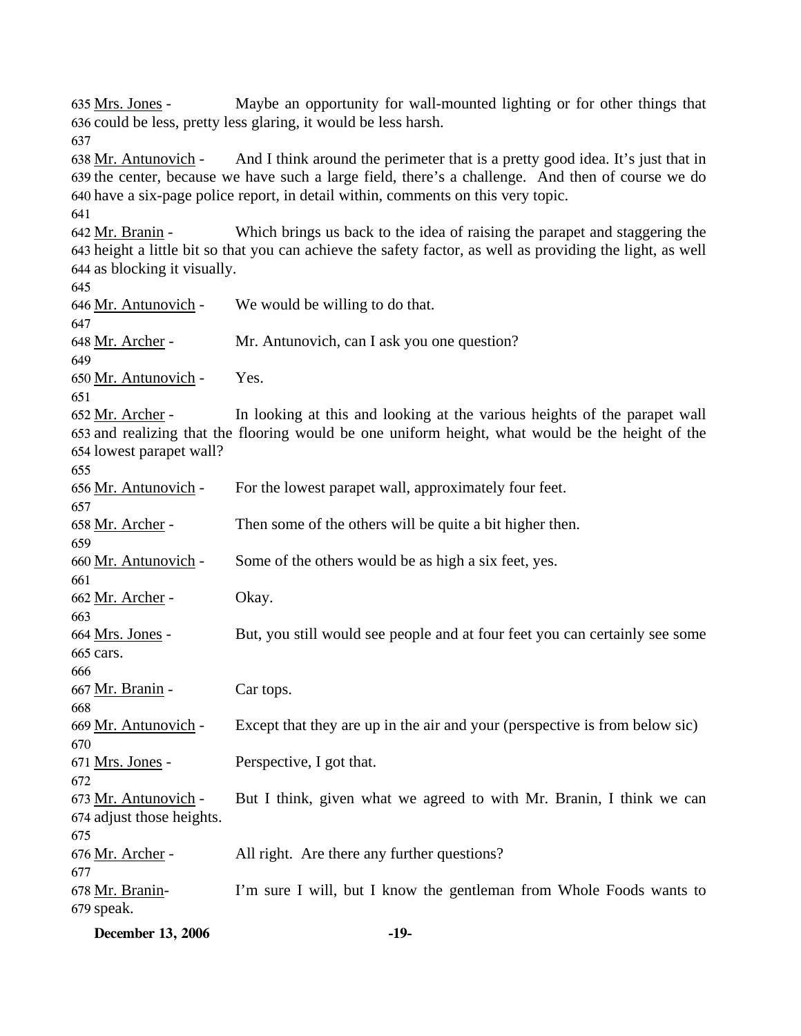635 Mrs. Jones - Maybe an opportunity for wall-mounted lighting or for other things that 636 could be less, pretty less glaring, it would be less harsh.

637

638 Mr. Antunovich - And I think around the perimeter that is a pretty good idea. It's just that in 639 the center, because we have such a large field, there's a challenge. And then of course we do 640 have a six-page police report, in detail within, comments on this very topic.

641

642 Mr. Branin - Which brings us back to the idea of raising the parapet and staggering the 643 height a little bit so that you can achieve the safety factor, as well as providing the light, as well 644 as blocking it visually.

645

646 Mr. Antunovich - We would be willing to do that.

647

648 Mr. Archer - Mr. Antunovich, can I ask you one question?

649

650 Mr. Antunovich - Yes.

651

652 Mr. Archer - In looking at this and looking at the various heights of the parapet wall 653 and realizing that the flooring would be one uniform height, what would be the height of the 654 lowest parapet wall?

655

656 Mr. Antunovich - For the lowest parapet wall, approximately four feet.

657

658 Mr. Archer - Then some of the others will be quite a bit higher then.

659

660 Mr. Antunovich - Some of the others would be as high a six feet, yes.

661

662 Mr. Archer - Okay.

663

664 Mrs. Jones - But, you still would see people and at four feet you can certainly see some 665 cars.

666

667 Mr. Branin - Car tops.

668

669 Mr. Antunovich - Except that they are up in the air and your (perspective is from below sic)

670

671 Mrs. Jones - Perspective, I got that.

672

673 Mr. Antunovich - But I think, given what we agreed to with Mr. Branin, I think we can 674 adjust those heights.

675

676 Mr. Archer - All right. Are there any further questions?

677

678 Mr. Branin- I'm sure I will, but I know the gentleman from Whole Foods wants to 679 speak.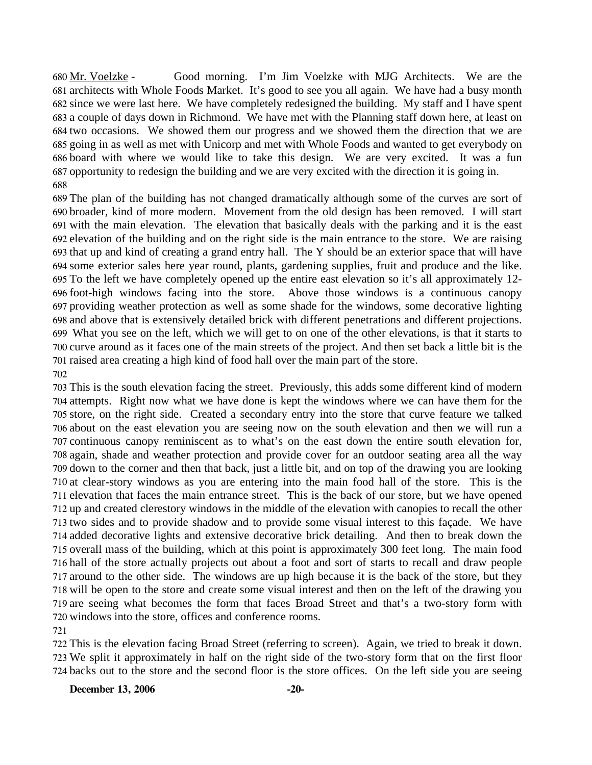Mr. Voelzke - Good morning. I'm Jim Voelzke with MJG Architects. We are the architects with Whole Foods Market. It's good to see you all again. We have had a busy month since we were last here. We have completely redesigned the building. My staff and I have spent a couple of days down in Richmond. We have met with the Planning staff down here, at least on two occasions. We showed them our progress and we showed them the direction that we are going in as well as met with Unicorp and met with Whole Foods and wanted to get everybody on board with where we would like to take this design. We are very excited. It was a fun opportunity to redesign the building and we are very excited with the direction it is going in.

The plan of the building has not changed dramatically although some of the curves are sort of broader, kind of more modern. Movement from the old design has been removed. I will start with the main elevation. The elevation that basically deals with the parking and it is the east elevation of the building and on the right side is the main entrance to the store. We are raising that up and kind of creating a grand entry hall. The Y should be an exterior space that will have some exterior sales here year round, plants, gardening supplies, fruit and produce and the like. To the left we have completely opened up the entire east elevation so it's all approximately 12-foot-high windows facing into the store. Above those windows is a continuous canopy providing weather protection as well as some shade for the windows, some decorative lighting and above that is extensively detailed brick with different penetrations and different projections. What you see on the left, which we will get to on one of the other elevations, is that it starts to curve around as it faces one of the main streets of the project. And then set back a little bit is the raised area creating a high kind of food hall over the main part of the store.

This is the south elevation facing the street. Previously, this adds some different kind of modern attempts. Right now what we have done is kept the windows where we can have them for the store, on the right side. Created a secondary entry into the store that curve feature we talked about on the east elevation you are seeing now on the south elevation and then we will run a continuous canopy reminiscent as to what's on the east down the entire south elevation for, again, shade and weather protection and provide cover for an outdoor seating area all the way down to the corner and then that back, just a little bit, and on top of the drawing you are looking at clear-story windows as you are entering into the main food hall of the store. This is the elevation that faces the main entrance street. This is the back of our store, but we have opened up and created clerestory windows in the middle of the elevation with canopies to recall the other two sides and to provide shadow and to provide some visual interest to this façade. We have added decorative lights and extensive decorative brick detailing. And then to break down the overall mass of the building, which at this point is approximately 300 feet long. The main food hall of the store actually projects out about a foot and sort of starts to recall and draw people around to the other side. The windows are up high because it is the back of the store, but they will be open to the store and create some visual interest and then on the left of the drawing you are seeing what becomes the form that faces Broad Street and that's a two-story form with windows into the store, offices and conference rooms.

This is the elevation facing Broad Street (referring to screen). Again, we tried to break it down. We split it approximately in half on the right side of the two-story form that on the first floor backs out to the store and the second floor is the store offices. On the left side you are seeing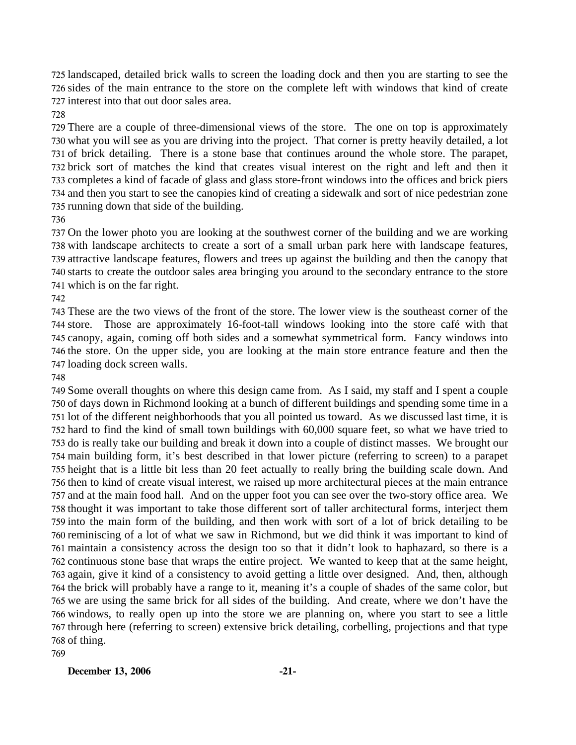725 landscaped, detailed brick walls to screen the loading dock and then you are starting to see the
726 sides of the main entrance to the store on the complete left with windows that kind of create
727 interest into that out door sales area.
728
729 There are a couple of three-dimensional views of the store. The one on top is approximately
730 what you will see as you are driving into the project. That corner is pretty heavily detailed, a lot
731 of brick detailing. There is a stone base that continues around the whole store. The parapet,
732 brick sort of matches the kind that creates visual interest on the right and left and then it
733 completes a kind of facade of glass and glass store-front windows into the offices and brick piers
734 and then you start to see the canopies kind of creating a sidewalk and sort of nice pedestrian zone
735 running down that side of the building.
736
737 On the lower photo you are looking at the southwest corner of the building and we are working
738 with landscape architects to create a sort of a small urban park here with landscape features,
739 attractive landscape features, flowers and trees up against the building and then the canopy that
740 starts to create the outdoor sales area bringing you around to the secondary entrance to the store
741 which is on the far right.
742
743 These are the two views of the front of the store. The lower view is the southeast corner of the
744 store. Those are approximately 16-foot-tall windows looking into the store café with that
745 canopy, again, coming off both sides and a somewhat symmetrical form. Fancy windows into
746 the store. On the upper side, you are looking at the main store entrance feature and then the
747 loading dock screen walls.
748
749 Some overall thoughts on where this design came from. As I said, my staff and I spent a couple
750 of days down in Richmond looking at a bunch of different buildings and spending some time in a
751 lot of the different neighborhoods that you all pointed us toward. As we discussed last time, it is
752 hard to find the kind of small town buildings with 60,000 square feet, so what we have tried to
753 do is really take our building and break it down into a couple of distinct masses. We brought our
754 main building form, it's best described in that lower picture (referring to screen) to a parapet
755 height that is a little bit less than 20 feet actually to really bring the building scale down. And
756 then to kind of create visual interest, we raised up more architectural pieces at the main entrance
757 and at the main food hall. And on the upper foot you can see over the two-story office area. We
758 thought it was important to take those different sort of taller architectural forms, interject them
759 into the main form of the building, and then work with sort of a lot of brick detailing to be
760 reminiscing of a lot of what we saw in Richmond, but we did think it was important to kind of
761 maintain a consistency across the design too so that it didn't look to haphazard, so there is a
762 continuous stone base that wraps the entire project. We wanted to keep that at the same height,
763 again, give it kind of a consistency to avoid getting a little over designed. And, then, although
764 the brick will probably have a range to it, meaning it's a couple of shades of the same color, but
765 we are using the same brick for all sides of the building. And create, where we don't have the
766 windows, to really open up into the store we are planning on, where you start to see a little
767 through here (referring to screen) extensive brick detailing, corbelling, projections and that type
768 of thing.
769

**December 13, 2006**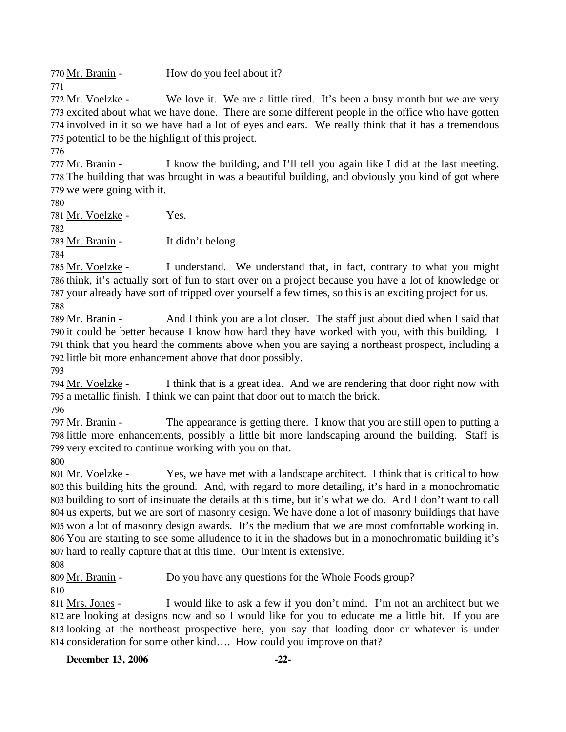770 Mr. Branin - How do you feel about it?

771

772 Mr. Voelzke - We love it. We are a little tired. It's been a busy month but we are very 773 excited about what we have done. There are some different people in the office who have gotten 774 involved in it so we have had a lot of eyes and ears. We really think that it has a tremendous 775 potential to be the highlight of this project.

776

777 Mr. Branin - I know the building, and I'll tell you again like I did at the last meeting. 778 The building that was brought in was a beautiful building, and obviously you kind of got where 779 we were going with it.

780

781 Mr. Voelzke - Yes.

782

783 Mr. Branin - It didn't belong.

784

785 Mr. Voelzke - I understand. We understand that, in fact, contrary to what you might 786 think, it's actually sort of fun to start over on a project because you have a lot of knowledge or 787 your already have sort of tripped over yourself a few times, so this is an exciting project for us.

788

789 Mr. Branin - And I think you are a lot closer. The staff just about died when I said that 790 it could be better because I know how hard they have worked with you, with this building. I 791 think that you heard the comments above when you are saying a northeast prospect, including a 792 little bit more enhancement above that door possibly.

793

794 Mr. Voelzke - I think that is a great idea. And we are rendering that door right now with 795 a metallic finish. I think we can paint that door out to match the brick.

796

797 Mr. Branin - The appearance is getting there. I know that you are still open to putting a 798 little more enhancements, possibly a little bit more landscaping around the building. Staff is 799 very excited to continue working with you on that.

800

801 Mr. Voelzke - Yes, we have met with a landscape architect. I think that is critical to how 802 this building hits the ground. And, with regard to more detailing, it's hard in a monochromatic 803 building to sort of insinuate the details at this time, but it's what we do. And I don't want to call 804 us experts, but we are sort of masonry design. We have done a lot of masonry buildings that have 805 won a lot of masonry design awards. It's the medium that we are most comfortable working in. 806 You are starting to see some alludence to it in the shadows but in a monochromatic building it's 807 hard to really capture that at this time. Our intent is extensive.

808

809 Mr. Branin - Do you have any questions for the Whole Foods group?

810

811 Mrs. Jones - I would like to ask a few if you don't mind. I'm not an architect but we 812 are looking at designs now and so I would like for you to educate me a little bit. If you are 813 looking at the northeast prospective here, you say that loading door or whatever is under 814 consideration for some other kind…. How could you improve on that?

**December 13, 2006**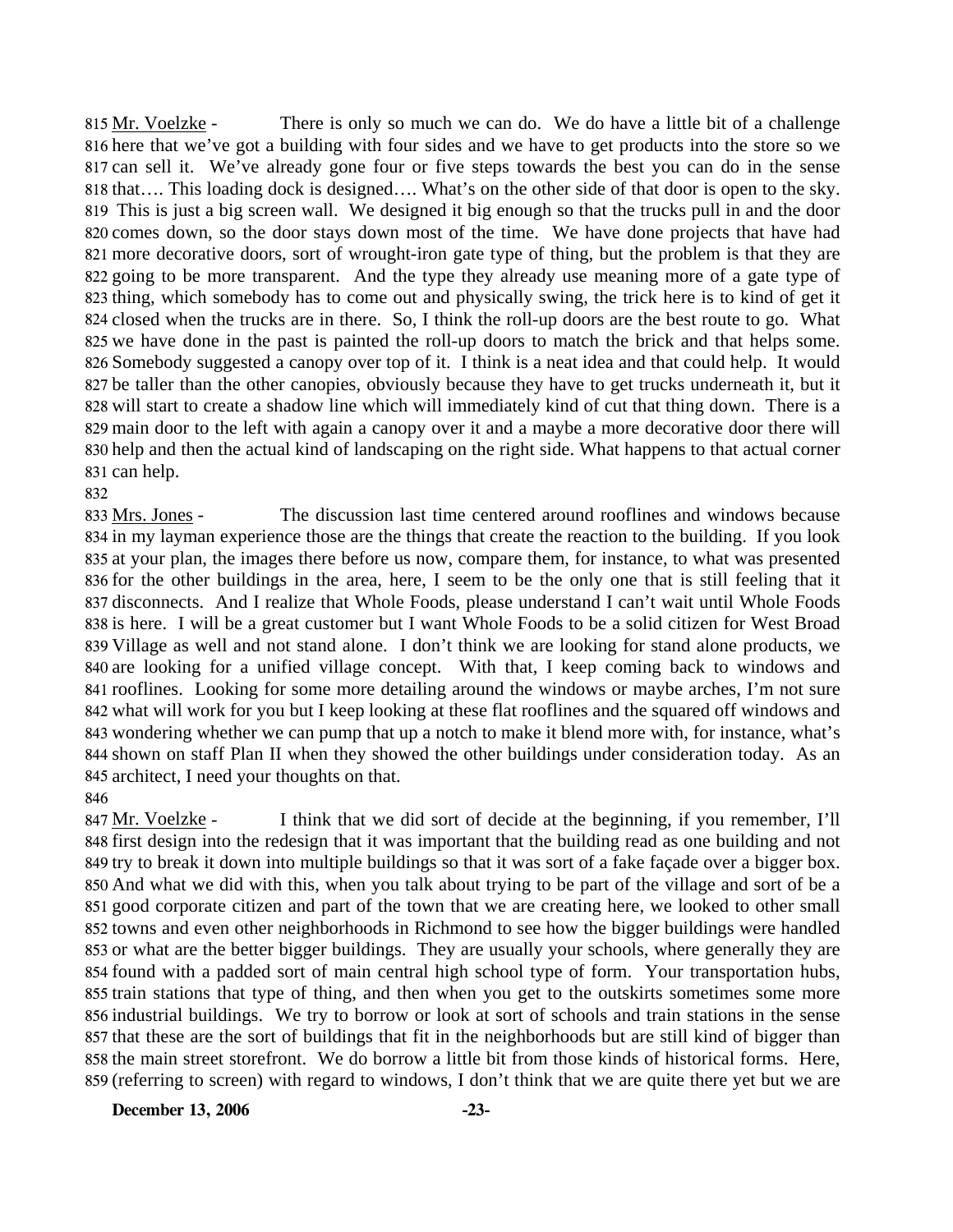815 Mr. Voelzke - There is only so much we can do. We do have a little bit of a challenge 816 here that we've got a building with four sides and we have to get products into the store so we 817 can sell it. We've already gone four or five steps towards the best you can do in the sense 818 that…. This loading dock is designed…. What's on the other side of that door is open to the sky. 819 This is just a big screen wall. We designed it big enough so that the trucks pull in and the door 820 comes down, so the door stays down most of the time. We have done projects that have had 821 more decorative doors, sort of wrought-iron gate type of thing, but the problem is that they are 822 going to be more transparent. And the type they already use meaning more of a gate type of 823 thing, which somebody has to come out and physically swing, the trick here is to kind of get it 824 closed when the trucks are in there. So, I think the roll-up doors are the best route to go. What 825 we have done in the past is painted the roll-up doors to match the brick and that helps some. 826 Somebody suggested a canopy over top of it. I think is a neat idea and that could help. It would 827 be taller than the other canopies, obviously because they have to get trucks underneath it, but it 828 will start to create a shadow line which will immediately kind of cut that thing down. There is a 829 main door to the left with again a canopy over it and a maybe a more decorative door there will 830 help and then the actual kind of landscaping on the right side. What happens to that actual corner 831 can help.

832

833 Mrs. Jones - The discussion last time centered around rooflines and windows because 834 in my layman experience those are the things that create the reaction to the building. If you look 835 at your plan, the images there before us now, compare them, for instance, to what was presented 836 for the other buildings in the area, here, I seem to be the only one that is still feeling that it 837 disconnects. And I realize that Whole Foods, please understand I can't wait until Whole Foods 838 is here. I will be a great customer but I want Whole Foods to be a solid citizen for West Broad 839 Village as well and not stand alone. I don't think we are looking for stand alone products, we 840 are looking for a unified village concept. With that, I keep coming back to windows and 841 rooflines. Looking for some more detailing around the windows or maybe arches, I'm not sure 842 what will work for you but I keep looking at these flat rooflines and the squared off windows and 843 wondering whether we can pump that up a notch to make it blend more with, for instance, what's 844 shown on staff Plan II when they showed the other buildings under consideration today. As an 845 architect, I need your thoughts on that.

846

847 Mr. Voelzke - I think that we did sort of decide at the beginning, if you remember, I'll 848 first design into the redesign that it was important that the building read as one building and not 849 try to break it down into multiple buildings so that it was sort of a fake façade over a bigger box. 850 And what we did with this, when you talk about trying to be part of the village and sort of be a 851 good corporate citizen and part of the town that we are creating here, we looked to other small 852 towns and even other neighborhoods in Richmond to see how the bigger buildings were handled 853 or what are the better bigger buildings. They are usually your schools, where generally they are 854 found with a padded sort of main central high school type of form. Your transportation hubs, 855 train stations that type of thing, and then when you get to the outskirts sometimes some more 856 industrial buildings. We try to borrow or look at sort of schools and train stations in the sense 857 that these are the sort of buildings that fit in the neighborhoods but are still kind of bigger than 858 the main street storefront. We do borrow a little bit from those kinds of historical forms. Here, 859 (referring to screen) with regard to windows, I don't think that we are quite there yet but we are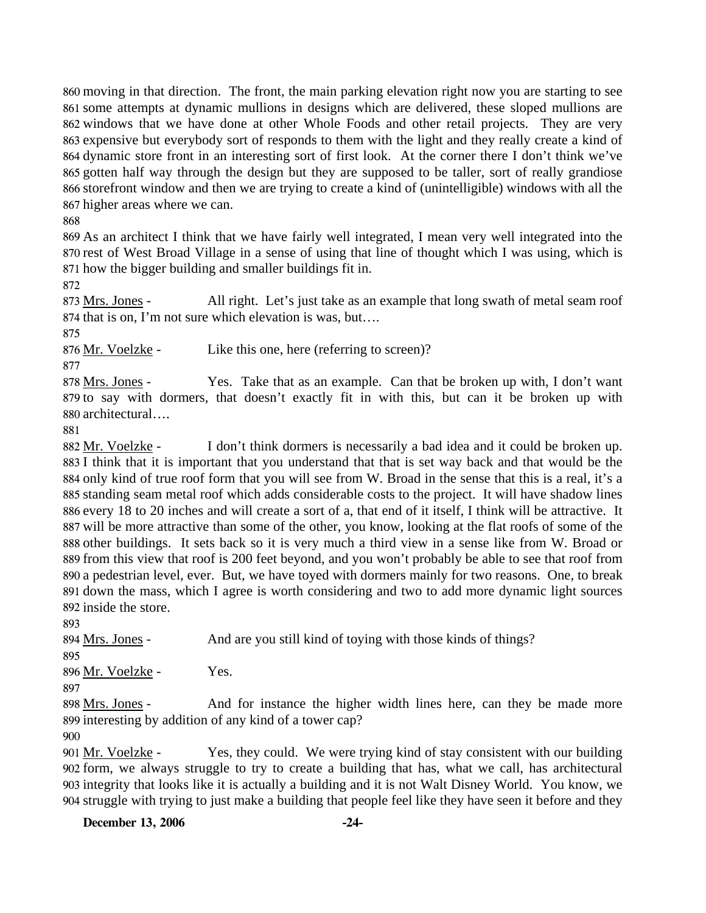860 moving in that direction. The front, the main parking elevation right now you are starting to see 861 some attempts at dynamic mullions in designs which are delivered, these sloped mullions are 862 windows that we have done at other Whole Foods and other retail projects. They are very 863 expensive but everybody sort of responds to them with the light and they really create a kind of 864 dynamic store front in an interesting sort of first look. At the corner there I don't think we've 865 gotten half way through the design but they are supposed to be taller, sort of really grandiose 866 storefront window and then we are trying to create a kind of (unintelligible) windows with all the 867 higher areas where we can.

868

869 As an architect I think that we have fairly well integrated, I mean very well integrated into the 870 rest of West Broad Village in a sense of using that line of thought which I was using, which is 871 how the bigger building and smaller buildings fit in.

872

873 Mrs. Jones - All right. Let's just take as an example that long swath of metal seam roof 874 that is on, I'm not sure which elevation is was, but….

875

876 Mr. Voelzke - Like this one, here (referring to screen)?

877

878 Mrs. Jones - Yes. Take that as an example. Can that be broken up with, I don't want 879 to say with dormers, that doesn't exactly fit in with this, but can it be broken up with 880 architectural….

881

882 Mr. Voelzke - I don't think dormers is necessarily a bad idea and it could be broken up. 883 I think that it is important that you understand that that is set way back and that would be the 884 only kind of true roof form that you will see from W. Broad in the sense that this is a real, it's a 885 standing seam metal roof which adds considerable costs to the project. It will have shadow lines 886 every 18 to 20 inches and will create a sort of a, that end of it itself, I think will be attractive. It 887 will be more attractive than some of the other, you know, looking at the flat roofs of some of the 888 other buildings. It sets back so it is very much a third view in a sense like from W. Broad or 889 from this view that roof is 200 feet beyond, and you won't probably be able to see that roof from 890 a pedestrian level, ever. But, we have toyed with dormers mainly for two reasons. One, to break 891 down the mass, which I agree is worth considering and two to add more dynamic light sources 892 inside the store.

893

894 Mrs. Jones - And are you still kind of toying with those kinds of things?

895

896 Mr. Voelzke - Yes.

897

898 Mrs. Jones - And for instance the higher width lines here, can they be made more 899 interesting by addition of any kind of a tower cap?

900

901 Mr. Voelzke - Yes, they could. We were trying kind of stay consistent with our building 902 form, we always struggle to try to create a building that has, what we call, has architectural 903 integrity that looks like it is actually a building and it is not Walt Disney World. You know, we 904 struggle with trying to just make a building that people feel like they have seen it before and they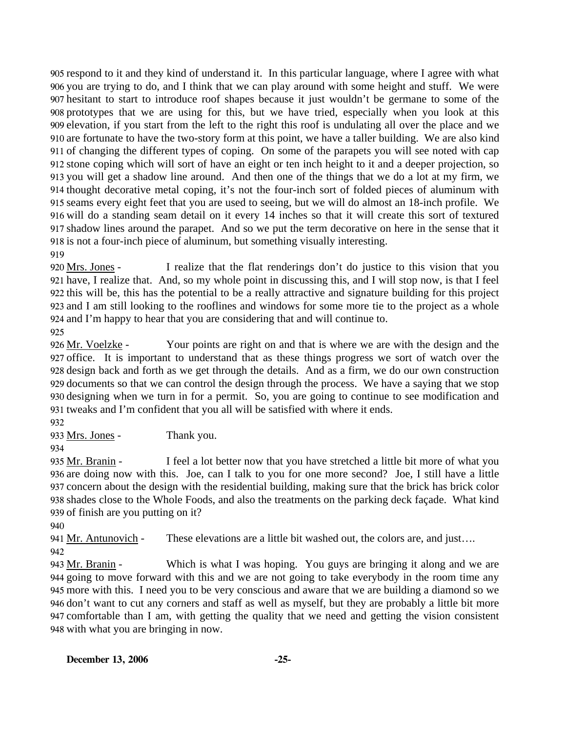respond to it and they kind of understand it. In this particular language, where I agree with what you are trying to do, and I think that we can play around with some height and stuff. We were hesitant to start to introduce roof shapes because it just wouldn't be germane to some of the prototypes that we are using for this, but we have tried, especially when you look at this elevation, if you start from the left to the right this roof is undulating all over the place and we are fortunate to have the two-story form at this point, we have a taller building. We are also kind of changing the different types of coping. On some of the parapets you will see noted with cap stone coping which will sort of have an eight or ten inch height to it and a deeper projection, so you will get a shadow line around. And then one of the things that we do a lot at my firm, we thought decorative metal coping, it's not the four-inch sort of folded pieces of aluminum with seams every eight feet that you are used to seeing, but we will do almost an 18-inch profile. We will do a standing seam detail on it every 14 inches so that it will create this sort of textured shadow lines around the parapet. And so we put the term decorative on here in the sense that it is not a four-inch piece of aluminum, but something visually interesting.

Mrs. Jones - I realize that the flat renderings don't do justice to this vision that you have, I realize that. And, so my whole point in discussing this, and I will stop now, is that I feel this will be, this has the potential to be a really attractive and signature building for this project and I am still looking to the rooflines and windows for some more tie to the project as a whole and I'm happy to hear that you are considering that and will continue to.

Mr. Voelzke - Your points are right on and that is where we are with the design and the office. It is important to understand that as these things progress we sort of watch over the design back and forth as we get through the details. And as a firm, we do our own construction documents so that we can control the design through the process. We have a saying that we stop designing when we turn in for a permit. So, you are going to continue to see modification and tweaks and I'm confident that you all will be satisfied with where it ends.

Mrs. Jones - Thank you.

Mr. Branin - I feel a lot better now that you have stretched a little bit more of what you are doing now with this. Joe, can I talk to you for one more second? Joe, I still have a little concern about the design with the residential building, making sure that the brick has brick color shades close to the Whole Foods, and also the treatments on the parking deck façade. What kind of finish are you putting on it?

Mr. Antunovich - These elevations are a little bit washed out, the colors are, and just….

Mr. Branin - Which is what I was hoping. You guys are bringing it along and we are going to move forward with this and we are not going to take everybody in the room time any more with this. I need you to be very conscious and aware that we are building a diamond so we don't want to cut any corners and staff as well as myself, but they are probably a little bit more comfortable than I am, with getting the quality that we need and getting the vision consistent with what you are bringing in now.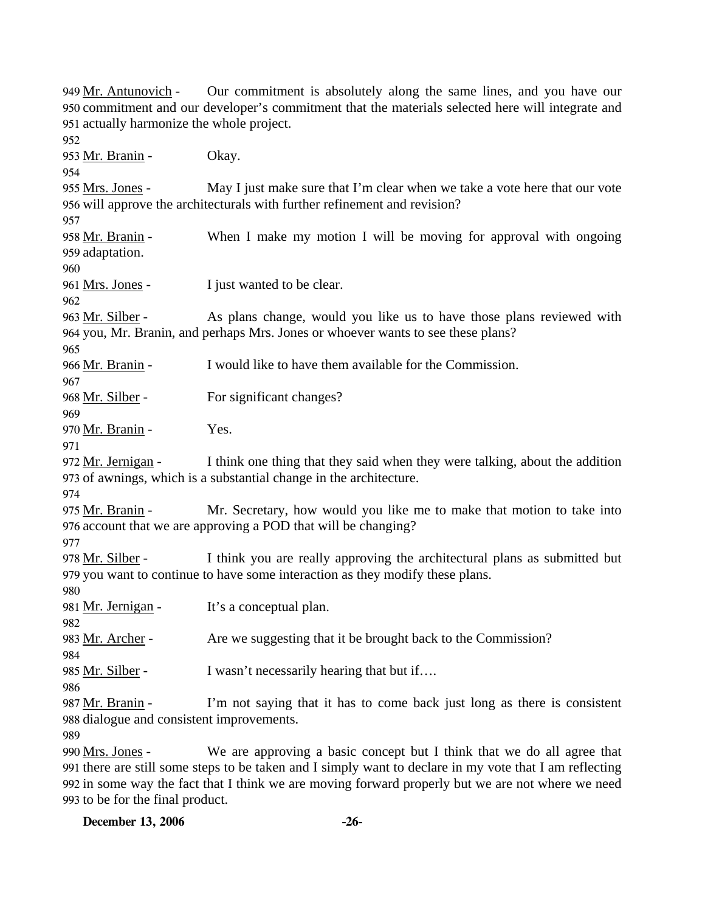949 Mr. Antunovich - Our commitment is absolutely along the same lines, and you have our 950 commitment and our developer's commitment that the materials selected here will integrate and 951 actually harmonize the whole project.

952

953 Mr. Branin - Okay.

954

955 Mrs. Jones - May I just make sure that I'm clear when we take a vote here that our vote 956 will approve the architecturals with further refinement and revision?

957

958 Mr. Branin - When I make my motion I will be moving for approval with ongoing 959 adaptation.

960

961 Mrs. Jones - I just wanted to be clear.

962

963 Mr. Silber - As plans change, would you like us to have those plans reviewed with 964 you, Mr. Branin, and perhaps Mrs. Jones or whoever wants to see these plans?

965

966 Mr. Branin - I would like to have them available for the Commission.

967

968 Mr. Silber - For significant changes?

969

970 Mr. Branin - Yes.

971

972 Mr. Jernigan - I think one thing that they said when they were talking, about the addition 973 of awnings, which is a substantial change in the architecture.

974

975 Mr. Branin - Mr. Secretary, how would you like me to make that motion to take into 976 account that we are approving a POD that will be changing?

977

978 Mr. Silber - I think you are really approving the architectural plans as submitted but 979 you want to continue to have some interaction as they modify these plans.

980

981 Mr. Jernigan - It's a conceptual plan.

982

983 Mr. Archer - Are we suggesting that it be brought back to the Commission?

984

985 Mr. Silber - I wasn't necessarily hearing that but if….

986

987 Mr. Branin - I'm not saying that it has to come back just long as there is consistent 988 dialogue and consistent improvements.

989

990 Mrs. Jones - We are approving a basic concept but I think that we do all agree that 991 there are still some steps to be taken and I simply want to declare in my vote that I am reflecting 992 in some way the fact that I think we are moving forward properly but we are not where we need 993 to be for the final product.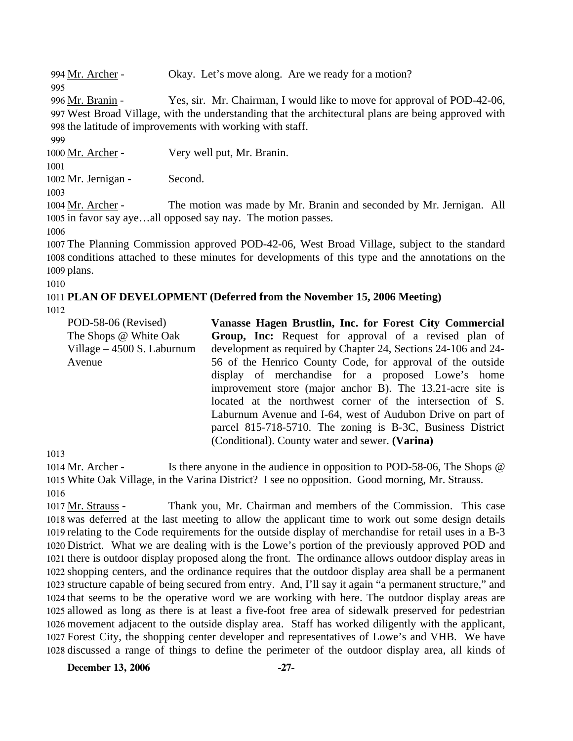Mr. Archer - Okay. Let's move along. Are we ready for a motion?

Mr. Branin - Yes, sir. Mr. Chairman, I would like to move for approval of POD-42-06, West Broad Village, with the understanding that the architectural plans are being approved with the latitude of improvements with working with staff.

Mr. Archer - Very well put, Mr. Branin.

Mr. Jernigan - Second.

Mr. Archer - The motion was made by Mr. Branin and seconded by Mr. Jernigan. All in favor say aye…all opposed say nay. The motion passes.

The Planning Commission approved POD-42-06, West Broad Village, subject to the standard conditions attached to these minutes for developments of this type and the annotations on the plans.

**PLAN OF DEVELOPMENT (Deferred from the November 15, 2006 Meeting)**

POD-58-06 (Revised)
The Shops @ White Oak Village – 4500 S. Laburnum Avenue

**Vanasse Hagen Brustlin, Inc. for Forest City Commercial Group, Inc:** Request for approval of a revised plan of development as required by Chapter 24, Sections 24-106 and 24-56 of the Henrico County Code, for approval of the outside display of merchandise for a proposed Lowe's home improvement store (major anchor B). The 13.21-acre site is located at the northwest corner of the intersection of S. Laburnum Avenue and I-64, west of Audubon Drive on part of parcel 815-718-5710. The zoning is B-3C, Business District (Conditional). County water and sewer. **(Varina)**

Mr. Archer - Is there anyone in the audience in opposition to POD-58-06, The Shops @ White Oak Village, in the Varina District? I see no opposition. Good morning, Mr. Strauss.

Mr. Strauss - Thank you, Mr. Chairman and members of the Commission. This case was deferred at the last meeting to allow the applicant time to work out some design details relating to the Code requirements for the outside display of merchandise for retail uses in a B-3 District. What we are dealing with is the Lowe's portion of the previously approved POD and there is outdoor display proposed along the front. The ordinance allows outdoor display areas in shopping centers, and the ordinance requires that the outdoor display area shall be a permanent structure capable of being secured from entry. And, I'll say it again "a permanent structure," and that seems to be the operative word we are working with here. The outdoor display areas are allowed as long as there is at least a five-foot free area of sidewalk preserved for pedestrian movement adjacent to the outside display area. Staff has worked diligently with the applicant, Forest City, the shopping center developer and representatives of Lowe's and VHB. We have discussed a range of things to define the perimeter of the outdoor display area, all kinds of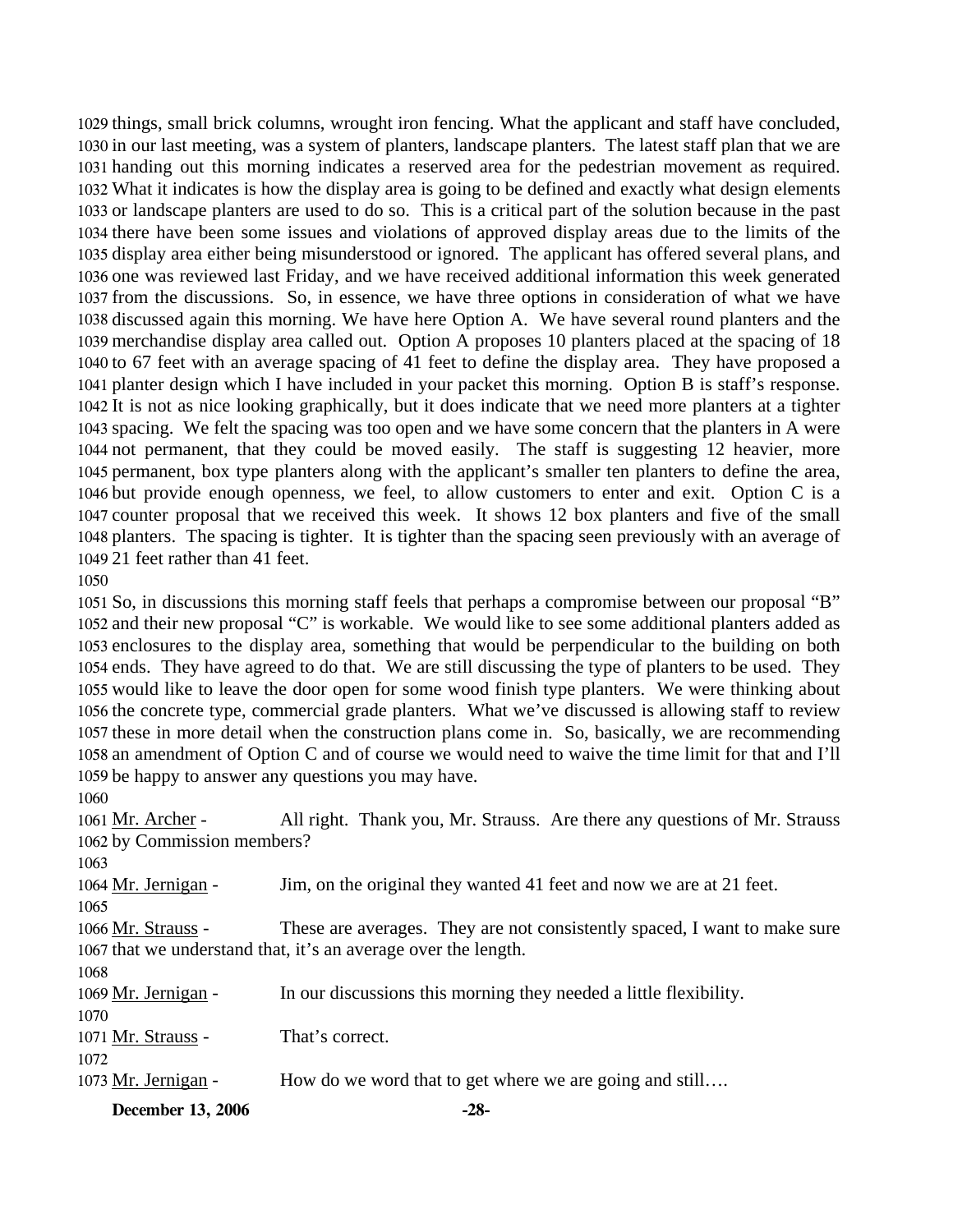things, small brick columns, wrought iron fencing. What the applicant and staff have concluded, in our last meeting, was a system of planters, landscape planters. The latest staff plan that we are handing out this morning indicates a reserved area for the pedestrian movement as required. What it indicates is how the display area is going to be defined and exactly what design elements or landscape planters are used to do so. This is a critical part of the solution because in the past there have been some issues and violations of approved display areas due to the limits of the display area either being misunderstood or ignored. The applicant has offered several plans, and one was reviewed last Friday, and we have received additional information this week generated from the discussions. So, in essence, we have three options in consideration of what we have discussed again this morning. We have here Option A. We have several round planters and the merchandise display area called out. Option A proposes 10 planters placed at the spacing of 18 to 67 feet with an average spacing of 41 feet to define the display area. They have proposed a planter design which I have included in your packet this morning. Option B is staff's response. It is not as nice looking graphically, but it does indicate that we need more planters at a tighter spacing. We felt the spacing was too open and we have some concern that the planters in A were not permanent, that they could be moved easily. The staff is suggesting 12 heavier, more permanent, box type planters along with the applicant's smaller ten planters to define the area, but provide enough openness, we feel, to allow customers to enter and exit. Option C is a counter proposal that we received this week. It shows 12 box planters and five of the small planters. The spacing is tighter. It is tighter than the spacing seen previously with an average of 21 feet rather than 41 feet.

So, in discussions this morning staff feels that perhaps a compromise between our proposal "B" and their new proposal "C" is workable. We would like to see some additional planters added as enclosures to the display area, something that would be perpendicular to the building on both ends. They have agreed to do that. We are still discussing the type of planters to be used. They would like to leave the door open for some wood finish type planters. We were thinking about the concrete type, commercial grade planters. What we've discussed is allowing staff to review these in more detail when the construction plans come in. So, basically, we are recommending an amendment of Option C and of course we would need to waive the time limit for that and I'll be happy to answer any questions you may have.

Mr. Archer - All right. Thank you, Mr. Strauss. Are there any questions of Mr. Strauss by Commission members?

Mr. Jernigan - Jim, on the original they wanted 41 feet and now we are at 21 feet.

Mr. Strauss - These are averages. They are not consistently spaced, I want to make sure that we understand that, it's an average over the length.

Mr. Jernigan - In our discussions this morning they needed a little flexibility.

Mr. Strauss - That's correct.

Mr. Jernigan - How do we word that to get where we are going and still….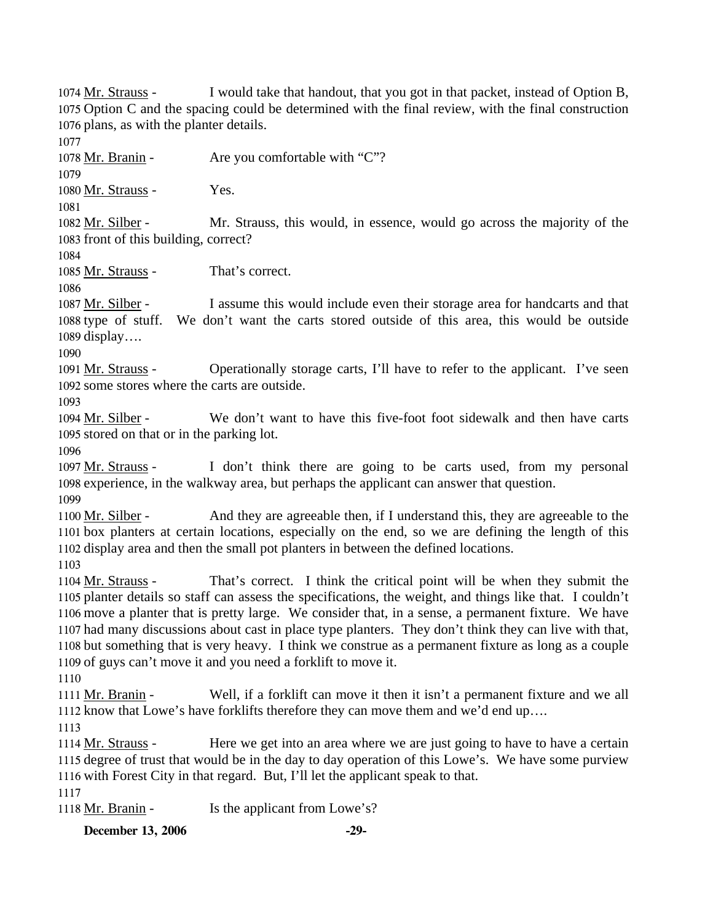1074 Mr. Strauss - I would take that handout, that you got in that packet, instead of Option B, 1075 Option C and the spacing could be determined with the final review, with the final construction 1076 plans, as with the planter details.

1077

1078 Mr. Branin - Are you comfortable with "C"?

1079

1080 Mr. Strauss - Yes.

1081

1082 Mr. Silber - Mr. Strauss, this would, in essence, would go across the majority of the 1083 front of this building, correct?

1084

1085 Mr. Strauss - That's correct.

1086

1087 Mr. Silber - I assume this would include even their storage area for handcarts and that 1088 type of stuff. We don't want the carts stored outside of this area, this would be outside 1089 display….

1090

1091 Mr. Strauss - Operationally storage carts, I'll have to refer to the applicant. I've seen 1092 some stores where the carts are outside.

1093

1094 Mr. Silber - We don't want to have this five-foot foot sidewalk and then have carts 1095 stored on that or in the parking lot.

1096

1097 Mr. Strauss - I don't think there are going to be carts used, from my personal 1098 experience, in the walkway area, but perhaps the applicant can answer that question.

1099

1100 Mr. Silber - And they are agreeable then, if I understand this, they are agreeable to the 1101 box planters at certain locations, especially on the end, so we are defining the length of this 1102 display area and then the small pot planters in between the defined locations.

1103

1104 Mr. Strauss - That's correct. I think the critical point will be when they submit the 1105 planter details so staff can assess the specifications, the weight, and things like that. I couldn't 1106 move a planter that is pretty large. We consider that, in a sense, a permanent fixture. We have 1107 had many discussions about cast in place type planters. They don't think they can live with that, 1108 but something that is very heavy. I think we construe as a permanent fixture as long as a couple 1109 of guys can't move it and you need a forklift to move it.

1110

1111 Mr. Branin - Well, if a forklift can move it then it isn't a permanent fixture and we all 1112 know that Lowe's have forklifts therefore they can move them and we'd end up….

1113

1114 Mr. Strauss - Here we get into an area where we are just going to have to have a certain 1115 degree of trust that would be in the day to day operation of this Lowe's. We have some purview 1116 with Forest City in that regard. But, I'll let the applicant speak to that.

1117

1118 Mr. Branin - Is the applicant from Lowe's?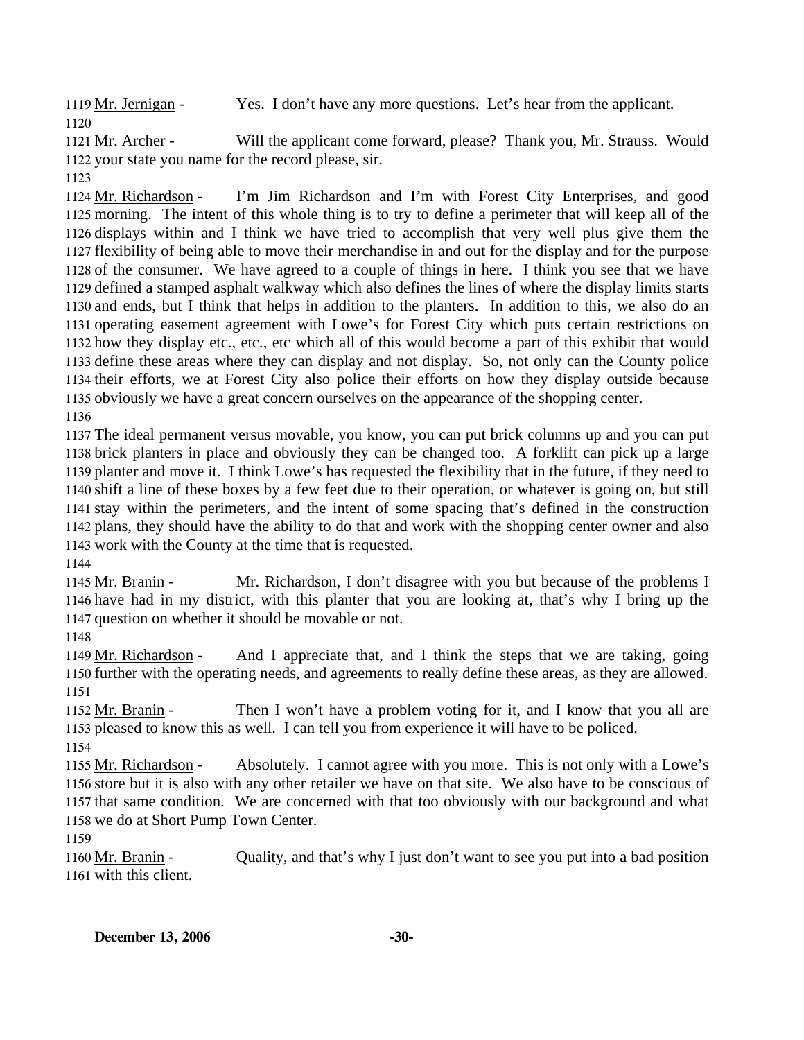Mr. Jernigan - Yes. I don't have any more questions. Let's hear from the applicant.

Mr. Archer - Will the applicant come forward, please? Thank you, Mr. Strauss. Would your state you name for the record please, sir.

Mr. Richardson - I'm Jim Richardson and I'm with Forest City Enterprises, and good morning. The intent of this whole thing is to try to define a perimeter that will keep all of the displays within and I think we have tried to accomplish that very well plus give them the flexibility of being able to move their merchandise in and out for the display and for the purpose of the consumer. We have agreed to a couple of things in here. I think you see that we have defined a stamped asphalt walkway which also defines the lines of where the display limits starts and ends, but I think that helps in addition to the planters. In addition to this, we also do an operating easement agreement with Lowe's for Forest City which puts certain restrictions on how they display etc., etc., etc which all of this would become a part of this exhibit that would define these areas where they can display and not display. So, not only can the County police their efforts, we at Forest City also police their efforts on how they display outside because obviously we have a great concern ourselves on the appearance of the shopping center.

The ideal permanent versus movable, you know, you can put brick columns up and you can put brick planters in place and obviously they can be changed too. A forklift can pick up a large planter and move it. I think Lowe's has requested the flexibility that in the future, if they need to shift a line of these boxes by a few feet due to their operation, or whatever is going on, but still stay within the perimeters, and the intent of some spacing that's defined in the construction plans, they should have the ability to do that and work with the shopping center owner and also work with the County at the time that is requested.

Mr. Branin - Mr. Richardson, I don't disagree with you but because of the problems I have had in my district, with this planter that you are looking at, that's why I bring up the question on whether it should be movable or not.

Mr. Richardson - And I appreciate that, and I think the steps that we are taking, going further with the operating needs, and agreements to really define these areas, as they are allowed.

Mr. Branin - Then I won't have a problem voting for it, and I know that you all are pleased to know this as well. I can tell you from experience it will have to be policed.

Mr. Richardson - Absolutely. I cannot agree with you more. This is not only with a Lowe's store but it is also with any other retailer we have on that site. We also have to be conscious of that same condition. We are concerned with that too obviously with our background and what we do at Short Pump Town Center.

Mr. Branin - Quality, and that's why I just don't want to see you put into a bad position with this client.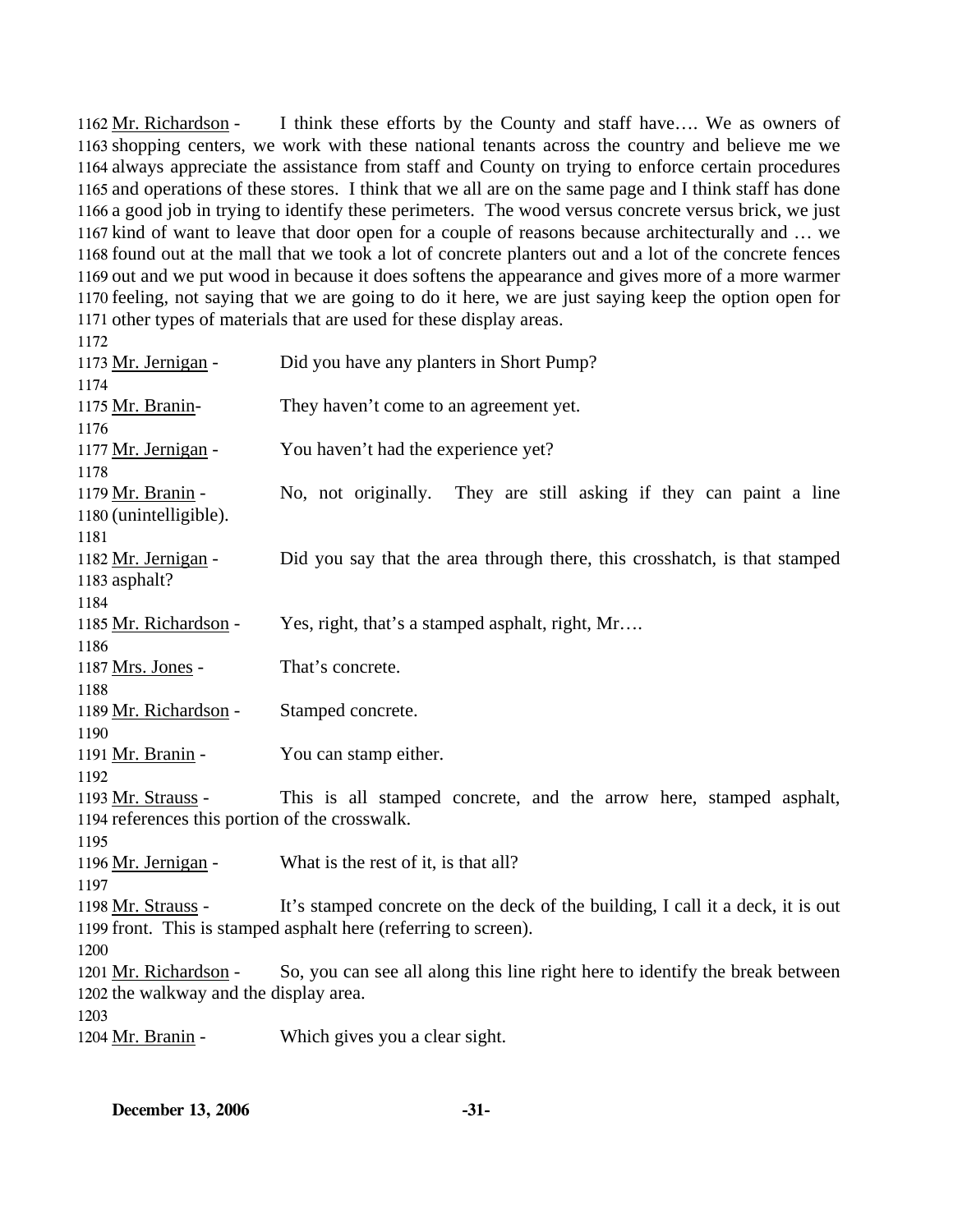1162 Mr. Richardson - I think these efforts by the County and staff have…. We as owners of
1163 shopping centers, we work with these national tenants across the country and believe me we
1164 always appreciate the assistance from staff and County on trying to enforce certain procedures
1165 and operations of these stores. I think that we all are on the same page and I think staff has done
1166 a good job in trying to identify these perimeters. The wood versus concrete versus brick, we just
1167 kind of want to leave that door open for a couple of reasons because architecturally and … we
1168 found out at the mall that we took a lot of concrete planters out and a lot of the concrete fences
1169 out and we put wood in because it does softens the appearance and gives more of a more warmer
1170 feeling, not saying that we are going to do it here, we are just saying keep the option open for
1171 other types of materials that are used for these display areas.
1172
1173 Mr. Jernigan - Did you have any planters in Short Pump?
1174
1175 Mr. Branin- They haven't come to an agreement yet.
1176
1177 Mr. Jernigan - You haven't had the experience yet?
1178
1179 Mr. Branin - No, not originally. They are still asking if they can paint a line
1180 (unintelligible).
1181
1182 Mr. Jernigan - Did you say that the area through there, this crosshatch, is that stamped
1183 asphalt?
1184
1185 Mr. Richardson - Yes, right, that's a stamped asphalt, right, Mr….
1186
1187 Mrs. Jones - That's concrete.
1188
1189 Mr. Richardson - Stamped concrete.
1190
1191 Mr. Branin - You can stamp either.
1192
1193 Mr. Strauss - This is all stamped concrete, and the arrow here, stamped asphalt,
1194 references this portion of the crosswalk.
1195
1196 Mr. Jernigan - What is the rest of it, is that all?
1197
1198 Mr. Strauss - It's stamped concrete on the deck of the building, I call it a deck, it is out
1199 front. This is stamped asphalt here (referring to screen).
1200
1201 Mr. Richardson - So, you can see all along this line right here to identify the break between
1202 the walkway and the display area.
1203
1204 Mr. Branin - Which gives you a clear sight.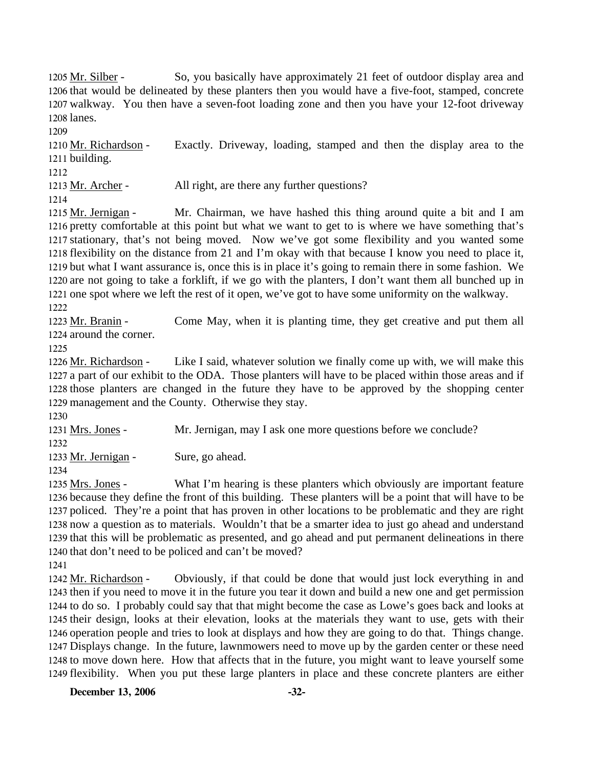1205 Mr. Silber - So, you basically have approximately 21 feet of outdoor display area and 1206 that would be delineated by these planters then you would have a five-foot, stamped, concrete 1207 walkway. You then have a seven-foot loading zone and then you have your 12-foot driveway 1208 lanes.

1209

1210 Mr. Richardson - Exactly. Driveway, loading, stamped and then the display area to the 1211 building.

1212

1213 Mr. Archer - All right, are there any further questions?

1214

1215 Mr. Jernigan - Mr. Chairman, we have hashed this thing around quite a bit and I am 1216 pretty comfortable at this point but what we want to get to is where we have something that's 1217 stationary, that's not being moved. Now we've got some flexibility and you wanted some 1218 flexibility on the distance from 21 and I'm okay with that because I know you need to place it, 1219 but what I want assurance is, once this is in place it's going to remain there in some fashion. We 1220 are not going to take a forklift, if we go with the planters, I don't want them all bunched up in 1221 one spot where we left the rest of it open, we've got to have some uniformity on the walkway.

1222

1223 Mr. Branin - Come May, when it is planting time, they get creative and put them all 1224 around the corner.

1225

1226 Mr. Richardson - Like I said, whatever solution we finally come up with, we will make this 1227 a part of our exhibit to the ODA. Those planters will have to be placed within those areas and if 1228 those planters are changed in the future they have to be approved by the shopping center 1229 management and the County. Otherwise they stay.

1230

1231 Mrs. Jones - Mr. Jernigan, may I ask one more questions before we conclude?

1232

1233 Mr. Jernigan - Sure, go ahead.

1234

1235 Mrs. Jones - What I'm hearing is these planters which obviously are important feature 1236 because they define the front of this building. These planters will be a point that will have to be 1237 policed. They're a point that has proven in other locations to be problematic and they are right 1238 now a question as to materials. Wouldn't that be a smarter idea to just go ahead and understand 1239 that this will be problematic as presented, and go ahead and put permanent delineations in there 1240 that don't need to be policed and can't be moved?

1241

1242 Mr. Richardson - Obviously, if that could be done that would just lock everything in and 1243 then if you need to move it in the future you tear it down and build a new one and get permission 1244 to do so. I probably could say that that might become the case as Lowe's goes back and looks at 1245 their design, looks at their elevation, looks at the materials they want to use, gets with their 1246 operation people and tries to look at displays and how they are going to do that. Things change. 1247 Displays change. In the future, lawnmowers need to move up by the garden center or these need 1248 to move down here. How that affects that in the future, you might want to leave yourself some 1249 flexibility. When you put these large planters in place and these concrete planters are either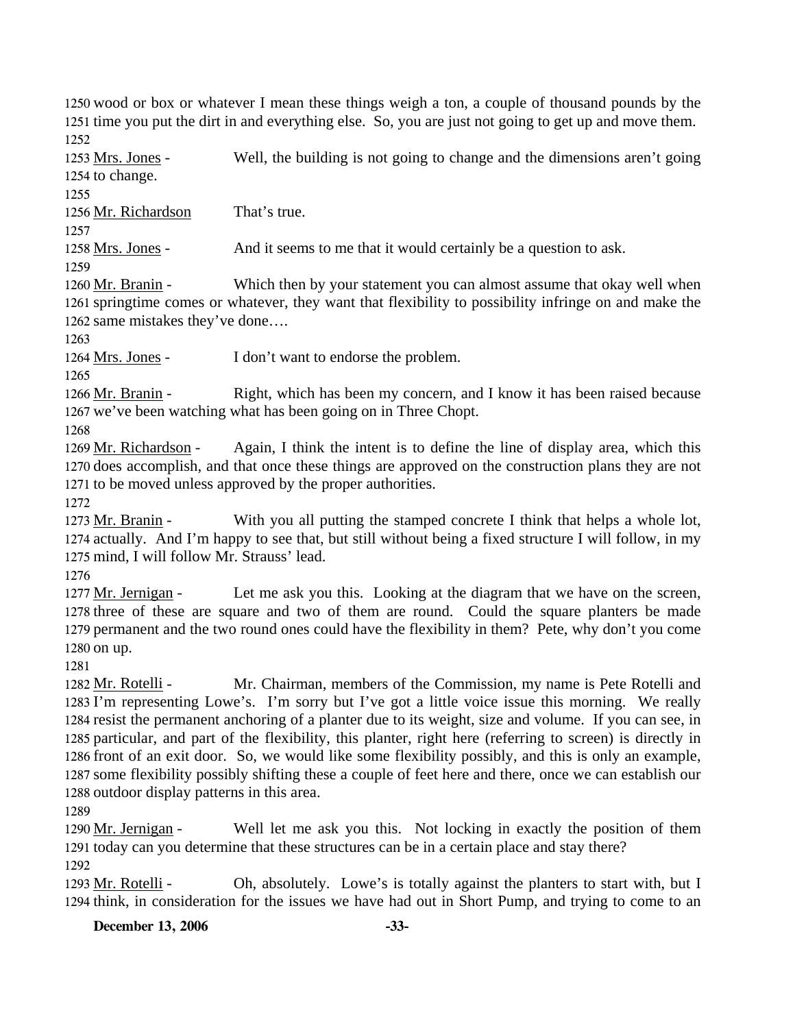wood or box or whatever I mean these things weigh a ton, a couple of thousand pounds by the time you put the dirt in and everything else. So, you are just not going to get up and move them.

Mrs. Jones - Well, the building is not going to change and the dimensions aren't going to change.

Mr. Richardson That's true.

Mrs. Jones - And it seems to me that it would certainly be a question to ask.

Mr. Branin - Which then by your statement you can almost assume that okay well when springtime comes or whatever, they want that flexibility to possibility infringe on and make the same mistakes they've done….

Mrs. Jones - I don't want to endorse the problem.

Mr. Branin - Right, which has been my concern, and I know it has been raised because we've been watching what has been going on in Three Chopt.

Mr. Richardson - Again, I think the intent is to define the line of display area, which this does accomplish, and that once these things are approved on the construction plans they are not to be moved unless approved by the proper authorities.

Mr. Branin - With you all putting the stamped concrete I think that helps a whole lot, actually. And I'm happy to see that, but still without being a fixed structure I will follow, in my mind, I will follow Mr. Strauss' lead.

Mr. Jernigan - Let me ask you this. Looking at the diagram that we have on the screen, three of these are square and two of them are round. Could the square planters be made permanent and the two round ones could have the flexibility in them? Pete, why don't you come on up.

Mr. Rotelli - Mr. Chairman, members of the Commission, my name is Pete Rotelli and I'm representing Lowe's. I'm sorry but I've got a little voice issue this morning. We really resist the permanent anchoring of a planter due to its weight, size and volume. If you can see, in particular, and part of the flexibility, this planter, right here (referring to screen) is directly in front of an exit door. So, we would like some flexibility possibly, and this is only an example, some flexibility possibly shifting these a couple of feet here and there, once we can establish our outdoor display patterns in this area.

Mr. Jernigan - Well let me ask you this. Not locking in exactly the position of them today can you determine that these structures can be in a certain place and stay there?

Mr. Rotelli - Oh, absolutely. Lowe's is totally against the planters to start with, but I think, in consideration for the issues we have had out in Short Pump, and trying to come to an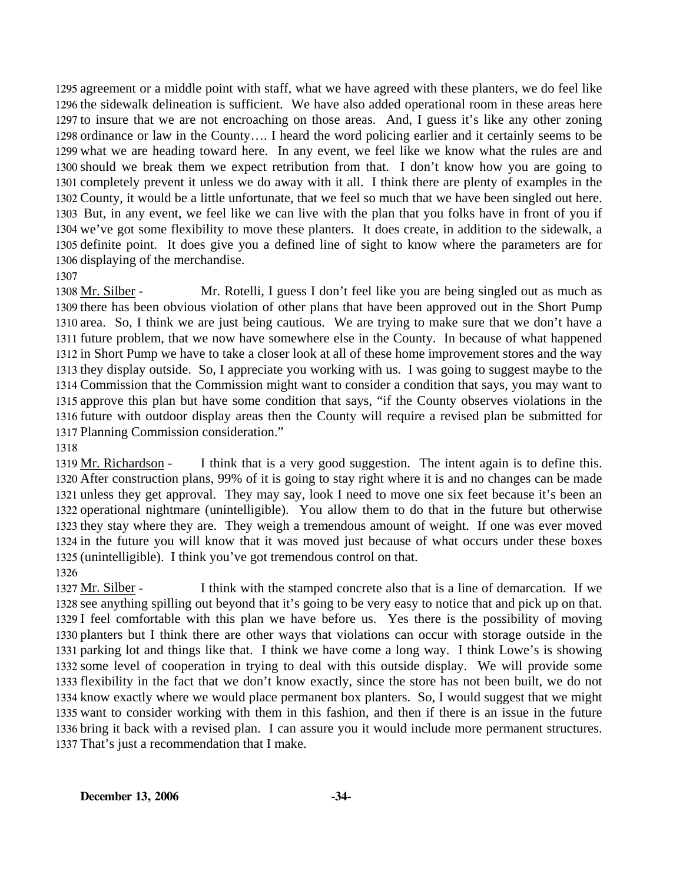agreement or a middle point with staff, what we have agreed with these planters, we do feel like the sidewalk delineation is sufficient. We have also added operational room in these areas here to insure that we are not encroaching on those areas. And, I guess it's like any other zoning ordinance or law in the County…. I heard the word policing earlier and it certainly seems to be what we are heading toward here. In any event, we feel like we know what the rules are and should we break them we expect retribution from that. I don't know how you are going to completely prevent it unless we do away with it all. I think there are plenty of examples in the County, it would be a little unfortunate, that we feel so much that we have been singled out here. But, in any event, we feel like we can live with the plan that you folks have in front of you if we've got some flexibility to move these planters. It does create, in addition to the sidewalk, a definite point. It does give you a defined line of sight to know where the parameters are for displaying of the merchandise.

Mr. Silber - Mr. Rotelli, I guess I don't feel like you are being singled out as much as there has been obvious violation of other plans that have been approved out in the Short Pump area. So, I think we are just being cautious. We are trying to make sure that we don't have a future problem, that we now have somewhere else in the County. In because of what happened in Short Pump we have to take a closer look at all of these home improvement stores and the way they display outside. So, I appreciate you working with us. I was going to suggest maybe to the Commission that the Commission might want to consider a condition that says, you may want to approve this plan but have some condition that says, "if the County observes violations in the future with outdoor display areas then the County will require a revised plan be submitted for Planning Commission consideration."

Mr. Richardson - I think that is a very good suggestion. The intent again is to define this. After construction plans, 99% of it is going to stay right where it is and no changes can be made unless they get approval. They may say, look I need to move one six feet because it's been an operational nightmare (unintelligible). You allow them to do that in the future but otherwise they stay where they are. They weigh a tremendous amount of weight. If one was ever moved in the future you will know that it was moved just because of what occurs under these boxes (unintelligible). I think you've got tremendous control on that.

Mr. Silber - I think with the stamped concrete also that is a line of demarcation. If we see anything spilling out beyond that it's going to be very easy to notice that and pick up on that. I feel comfortable with this plan we have before us. Yes there is the possibility of moving planters but I think there are other ways that violations can occur with storage outside in the parking lot and things like that. I think we have come a long way. I think Lowe's is showing some level of cooperation in trying to deal with this outside display. We will provide some flexibility in the fact that we don't know exactly, since the store has not been built, we do not know exactly where we would place permanent box planters. So, I would suggest that we might want to consider working with them in this fashion, and then if there is an issue in the future bring it back with a revised plan. I can assure you it would include more permanent structures. That's just a recommendation that I make.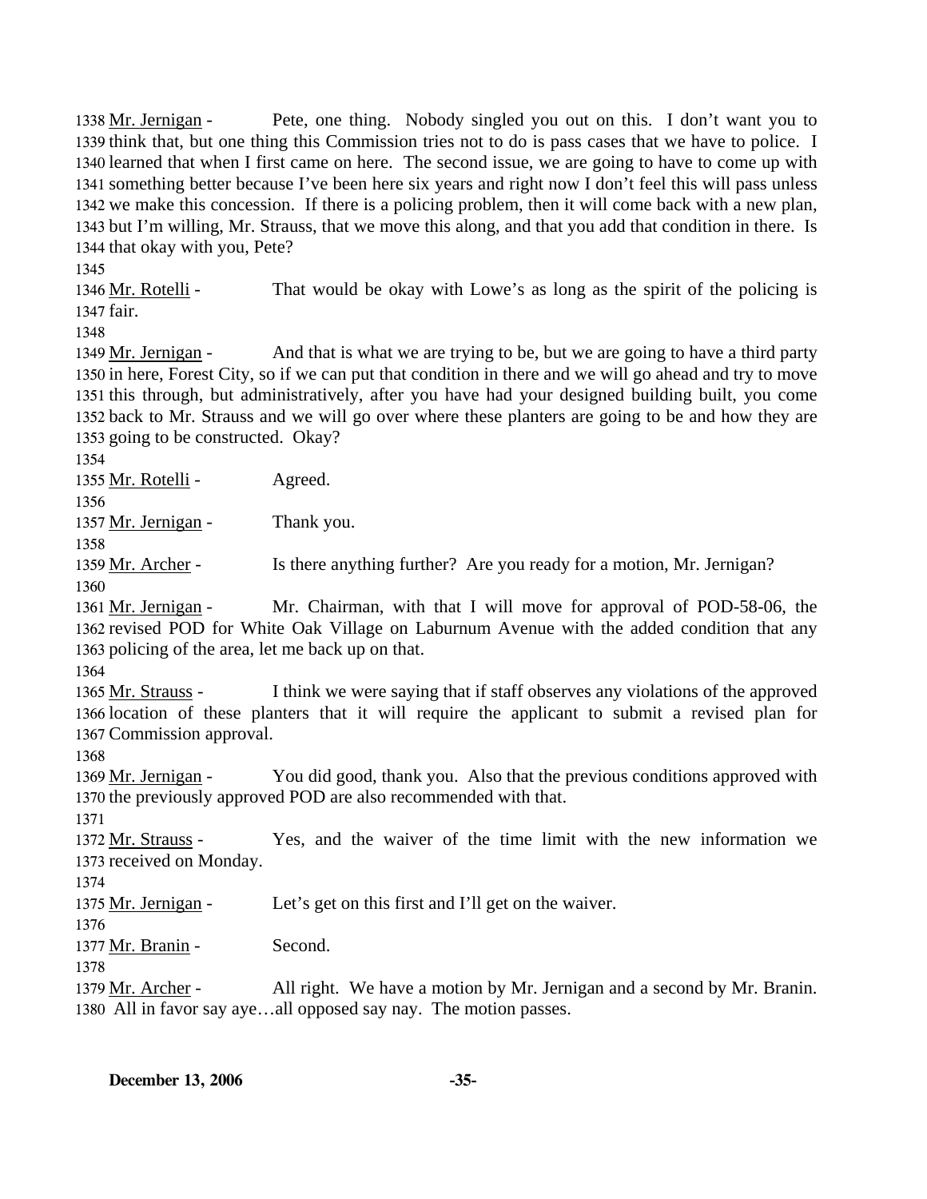1338 Mr. Jernigan - Pete, one thing. Nobody singled you out on this. I don't want you to 1339 think that, but one thing this Commission tries not to do is pass cases that we have to police. I 1340 learned that when I first came on here. The second issue, we are going to have to come up with 1341 something better because I've been here six years and right now I don't feel this will pass unless 1342 we make this concession. If there is a policing problem, then it will come back with a new plan, 1343 but I'm willing, Mr. Strauss, that we move this along, and that you add that condition in there. Is 1344 that okay with you, Pete?

1345

1346 Mr. Rotelli - That would be okay with Lowe's as long as the spirit of the policing is 1347 fair.

1348

1349 Mr. Jernigan - And that is what we are trying to be, but we are going to have a third party 1350 in here, Forest City, so if we can put that condition in there and we will go ahead and try to move 1351 this through, but administratively, after you have had your designed building built, you come 1352 back to Mr. Strauss and we will go over where these planters are going to be and how they are 1353 going to be constructed. Okay?

1354

1355 Mr. Rotelli - Agreed.

1356

1357 Mr. Jernigan - Thank you.

1358

1359 Mr. Archer - Is there anything further? Are you ready for a motion, Mr. Jernigan?

1360

1361 Mr. Jernigan - Mr. Chairman, with that I will move for approval of POD-58-06, the 1362 revised POD for White Oak Village on Laburnum Avenue with the added condition that any 1363 policing of the area, let me back up on that.

1364

1365 Mr. Strauss - I think we were saying that if staff observes any violations of the approved 1366 location of these planters that it will require the applicant to submit a revised plan for 1367 Commission approval.

1368

1369 Mr. Jernigan - You did good, thank you. Also that the previous conditions approved with 1370 the previously approved POD are also recommended with that.

1371

1372 Mr. Strauss - Yes, and the waiver of the time limit with the new information we 1373 received on Monday.

1374

1375 Mr. Jernigan - Let's get on this first and I'll get on the waiver.

1376

1377 Mr. Branin - Second.

1378

1379 Mr. Archer - All right. We have a motion by Mr. Jernigan and a second by Mr. Branin. 1380 All in favor say aye…all opposed say nay. The motion passes.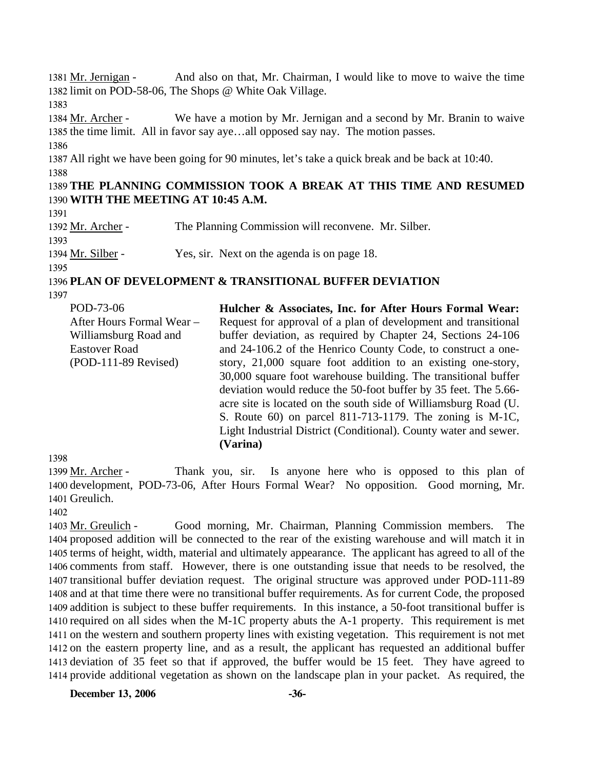1381 Mr. Jernigan - And also on that, Mr. Chairman, I would like to move to waive the time 1382 limit on POD-58-06, The Shops @ White Oak Village.

1383

1384 Mr. Archer - We have a motion by Mr. Jernigan and a second by Mr. Branin to waive 1385 the time limit. All in favor say aye…all opposed say nay. The motion passes.

1386

1387 All right we have been going for 90 minutes, let's take a quick break and be back at 10:40.

1388

1389 **THE PLANNING COMMISSION TOOK A BREAK AT THIS TIME AND RESUMED** 1390 **WITH THE MEETING AT 10:45 A.M.**

1391

1392 Mr. Archer - The Planning Commission will reconvene. Mr. Silber.

1393

1394 Mr. Silber - Yes, sir. Next on the agenda is on page 18.

1395

1396 **PLAN OF DEVELOPMENT & TRANSITIONAL BUFFER DEVIATION**

1397

POD-73-06
After Hours Formal Wear – Williamsburg Road and Eastover Road
(POD-111-89 Revised)

**Hulcher & Associates, Inc. for After Hours Formal Wear:** Request for approval of a plan of development and transitional buffer deviation, as required by Chapter 24, Sections 24-106 and 24-106.2 of the Henrico County Code, to construct a one-story, 21,000 square foot addition to an existing one-story, 30,000 square foot warehouse building. The transitional buffer deviation would reduce the 50-foot buffer by 35 feet. The 5.66-acre site is located on the south side of Williamsburg Road (U. S. Route 60) on parcel 811-713-1179. The zoning is M-1C, Light Industrial District (Conditional). County water and sewer. **(Varina)**

1398

1399 Mr. Archer - Thank you, sir. Is anyone here who is opposed to this plan of 1400 development, POD-73-06, After Hours Formal Wear? No opposition. Good morning, Mr. 1401 Greulich.

1402

1403 Mr. Greulich - Good morning, Mr. Chairman, Planning Commission members. The 1404 proposed addition will be connected to the rear of the existing warehouse and will match it in 1405 terms of height, width, material and ultimately appearance. The applicant has agreed to all of the 1406 comments from staff. However, there is one outstanding issue that needs to be resolved, the 1407 transitional buffer deviation request. The original structure was approved under POD-111-89 1408 and at that time there were no transitional buffer requirements. As for current Code, the proposed 1409 addition is subject to these buffer requirements. In this instance, a 50-foot transitional buffer is 1410 required on all sides when the M-1C property abuts the A-1 property. This requirement is met 1411 on the western and southern property lines with existing vegetation. This requirement is not met 1412 on the eastern property line, and as a result, the applicant has requested an additional buffer 1413 deviation of 35 feet so that if approved, the buffer would be 15 feet. They have agreed to 1414 provide additional vegetation as shown on the landscape plan in your packet. As required, the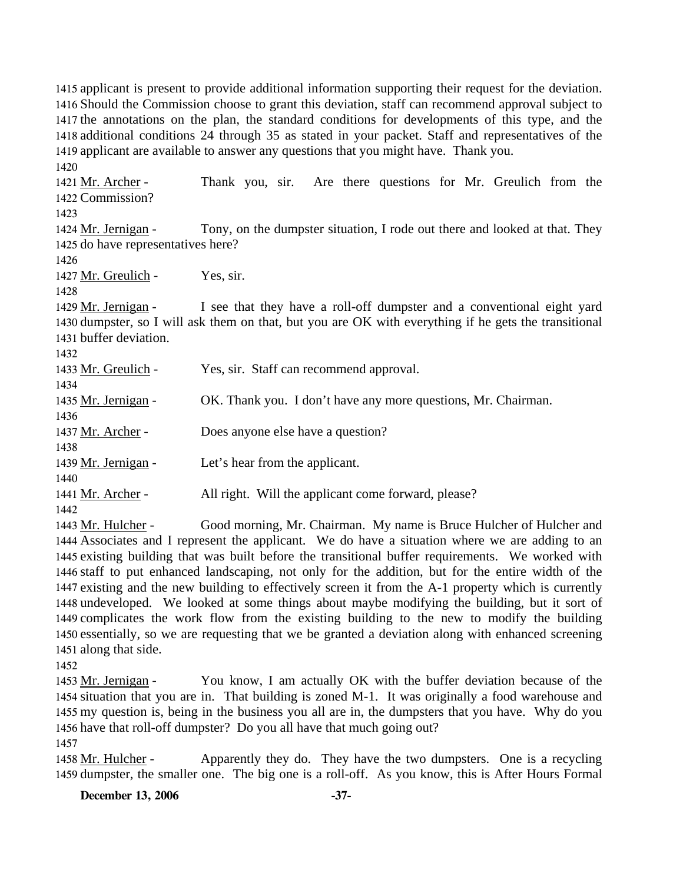applicant is present to provide additional information supporting their request for the deviation. Should the Commission choose to grant this deviation, staff can recommend approval subject to the annotations on the plan, the standard conditions for developments of this type, and the additional conditions 24 through 35 as stated in your packet. Staff and representatives of the applicant are available to answer any questions that you might have. Thank you.

Mr. Archer - Thank you, sir. Are there questions for Mr. Greulich from the Commission?

Mr. Jernigan - Tony, on the dumpster situation, I rode out there and looked at that. They do have representatives here?

Mr. Greulich - Yes, sir.

Mr. Jernigan - I see that they have a roll-off dumpster and a conventional eight yard dumpster, so I will ask them on that, but you are OK with everything if he gets the transitional buffer deviation.

Mr. Greulich - Yes, sir. Staff can recommend approval.

Mr. Jernigan - OK. Thank you. I don't have any more questions, Mr. Chairman.

Mr. Archer - Does anyone else have a question?

Mr. Jernigan - Let's hear from the applicant.

Mr. Archer - All right. Will the applicant come forward, please?

Mr. Hulcher - Good morning, Mr. Chairman. My name is Bruce Hulcher of Hulcher and Associates and I represent the applicant. We do have a situation where we are adding to an existing building that was built before the transitional buffer requirements. We worked with staff to put enhanced landscaping, not only for the addition, but for the entire width of the existing and the new building to effectively screen it from the A-1 property which is currently undeveloped. We looked at some things about maybe modifying the building, but it sort of complicates the work flow from the existing building to the new to modify the building essentially, so we are requesting that we be granted a deviation along with enhanced screening along that side.

Mr. Jernigan - You know, I am actually OK with the buffer deviation because of the situation that you are in. That building is zoned M-1. It was originally a food warehouse and my question is, being in the business you all are in, the dumpsters that you have. Why do you have that roll-off dumpster? Do you all have that much going out?

Mr. Hulcher - Apparently they do. They have the two dumpsters. One is a recycling dumpster, the smaller one. The big one is a roll-off. As you know, this is After Hours Formal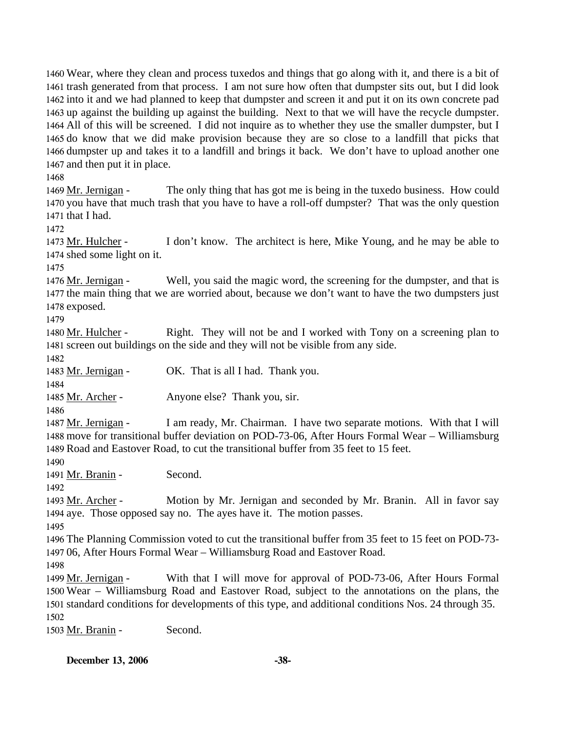1460 Wear, where they clean and process tuxedos and things that go along with it, and there is a bit of 1461 trash generated from that process. I am not sure how often that dumpster sits out, but I did look 1462 into it and we had planned to keep that dumpster and screen it and put it on its own concrete pad 1463 up against the building up against the building. Next to that we will have the recycle dumpster. 1464 All of this will be screened. I did not inquire as to whether they use the smaller dumpster, but I 1465 do know that we did make provision because they are so close to a landfill that picks that 1466 dumpster up and takes it to a landfill and brings it back. We don't have to upload another one 1467 and then put it in place.

1468

1469 Mr. Jernigan - The only thing that has got me is being in the tuxedo business. How could 1470 you have that much trash that you have to have a roll-off dumpster? That was the only question 1471 that I had.

1472

1473 Mr. Hulcher - I don't know. The architect is here, Mike Young, and he may be able to 1474 shed some light on it.

1475

1476 Mr. Jernigan - Well, you said the magic word, the screening for the dumpster, and that is 1477 the main thing that we are worried about, because we don't want to have the two dumpsters just 1478 exposed.

1479

1480 Mr. Hulcher - Right. They will not be and I worked with Tony on a screening plan to 1481 screen out buildings on the side and they will not be visible from any side.

1482

1483 Mr. Jernigan - OK. That is all I had. Thank you.

1484

1485 Mr. Archer - Anyone else? Thank you, sir.

1486

1487 Mr. Jernigan - I am ready, Mr. Chairman. I have two separate motions. With that I will 1488 move for transitional buffer deviation on POD-73-06, After Hours Formal Wear – Williamsburg 1489 Road and Eastover Road, to cut the transitional buffer from 35 feet to 15 feet.

1490

1491 Mr. Branin - Second.

1492

1493 Mr. Archer - Motion by Mr. Jernigan and seconded by Mr. Branin. All in favor say 1494 aye. Those opposed say no. The ayes have it. The motion passes.

1495

1496 The Planning Commission voted to cut the transitional buffer from 35 feet to 15 feet on POD-73- 1497 06, After Hours Formal Wear – Williamsburg Road and Eastover Road.

1498

1499 Mr. Jernigan - With that I will move for approval of POD-73-06, After Hours Formal 1500 Wear – Williamsburg Road and Eastover Road, subject to the annotations on the plans, the 1501 standard conditions for developments of this type, and additional conditions Nos. 24 through 35.

1502

1503 Mr. Branin - Second.

**December 13, 2006**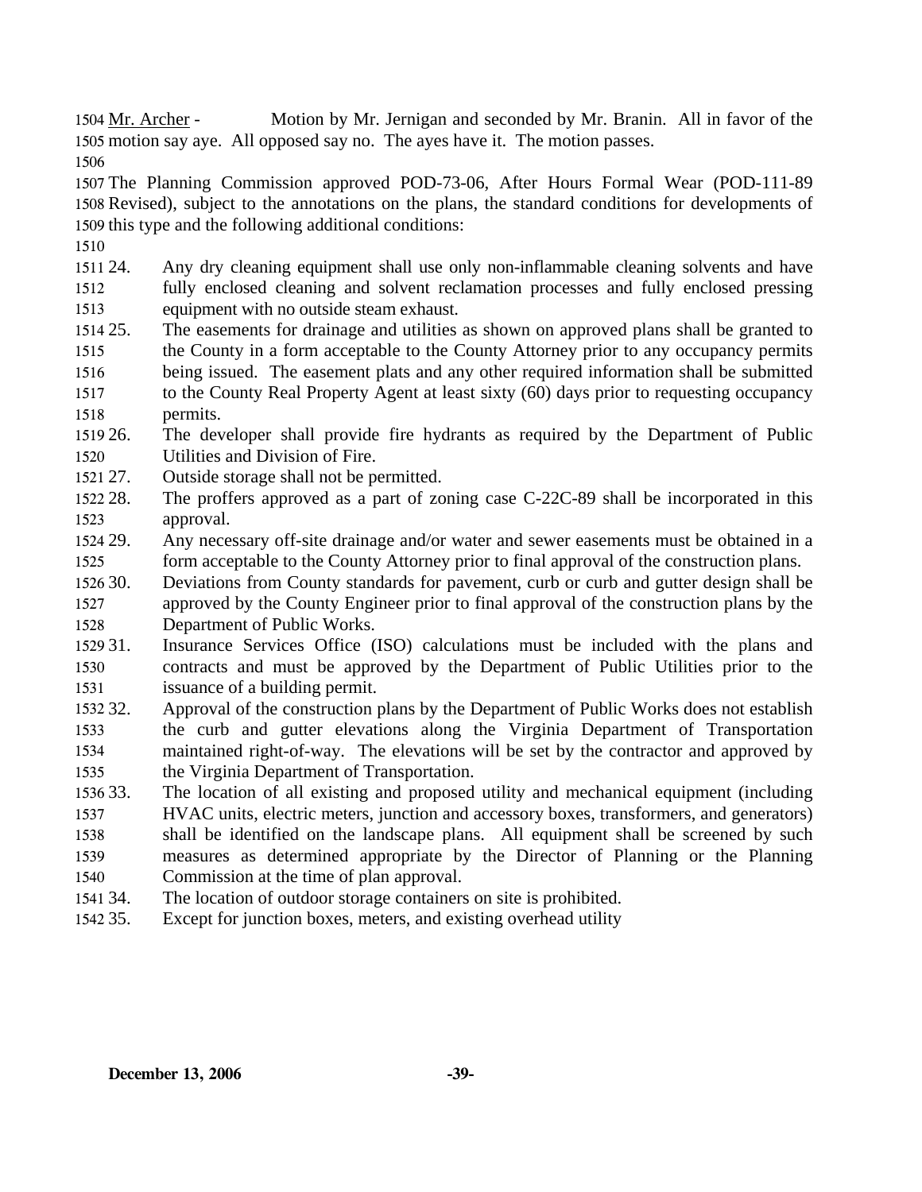Mr. Archer - Motion by Mr. Jernigan and seconded by Mr. Branin. All in favor of the motion say aye. All opposed say no. The ayes have it. The motion passes.

The Planning Commission approved POD-73-06, After Hours Formal Wear (POD-111-89 Revised), subject to the annotations on the plans, the standard conditions for developments of this type and the following additional conditions:

24. Any dry cleaning equipment shall use only non-inflammable cleaning solvents and have fully enclosed cleaning and solvent reclamation processes and fully enclosed pressing equipment with no outside steam exhaust.
25. The easements for drainage and utilities as shown on approved plans shall be granted to the County in a form acceptable to the County Attorney prior to any occupancy permits being issued. The easement plats and any other required information shall be submitted to the County Real Property Agent at least sixty (60) days prior to requesting occupancy permits.
26. The developer shall provide fire hydrants as required by the Department of Public Utilities and Division of Fire.
27. Outside storage shall not be permitted.
28. The proffers approved as a part of zoning case C-22C-89 shall be incorporated in this approval.
29. Any necessary off-site drainage and/or water and sewer easements must be obtained in a form acceptable to the County Attorney prior to final approval of the construction plans.
30. Deviations from County standards for pavement, curb or curb and gutter design shall be approved by the County Engineer prior to final approval of the construction plans by the Department of Public Works.
31. Insurance Services Office (ISO) calculations must be included with the plans and contracts and must be approved by the Department of Public Utilities prior to the issuance of a building permit.
32. Approval of the construction plans by the Department of Public Works does not establish the curb and gutter elevations along the Virginia Department of Transportation maintained right-of-way. The elevations will be set by the contractor and approved by the Virginia Department of Transportation.
33. The location of all existing and proposed utility and mechanical equipment (including HVAC units, electric meters, junction and accessory boxes, transformers, and generators) shall be identified on the landscape plans. All equipment shall be screened by such measures as determined appropriate by the Director of Planning or the Planning Commission at the time of plan approval.
34. The location of outdoor storage containers on site is prohibited.
35. Except for junction boxes, meters, and existing overhead utility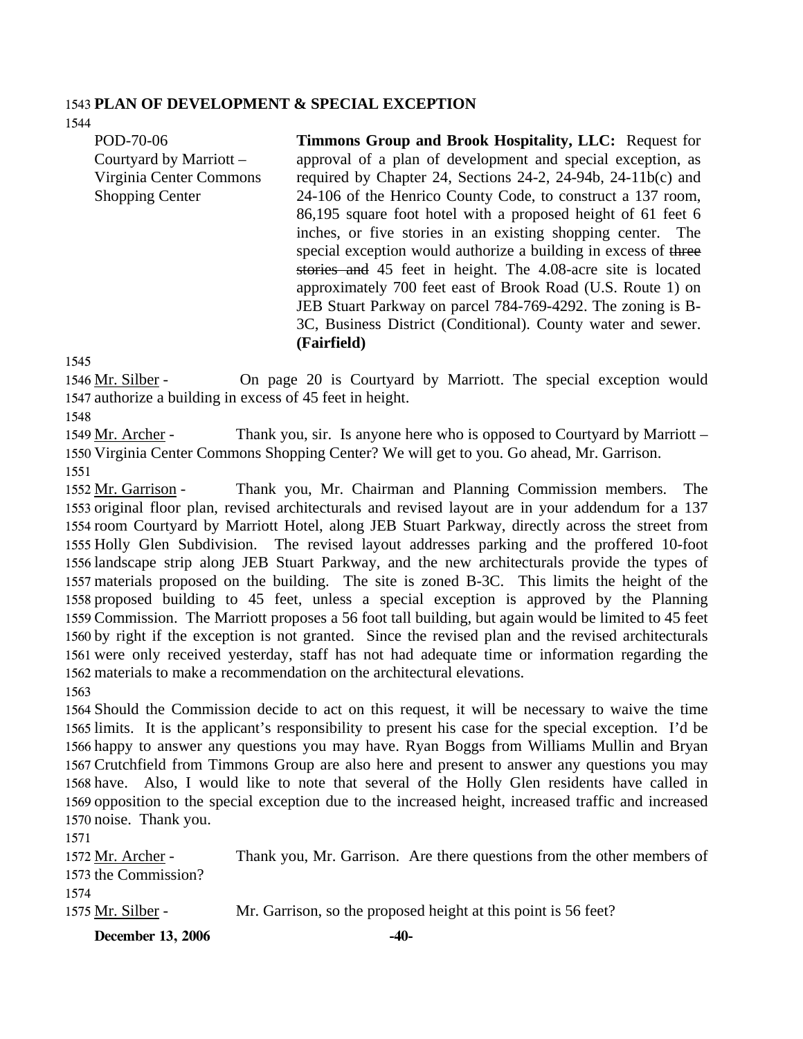**PLAN OF DEVELOPMENT & SPECIAL EXCEPTION**

| | |
|---|---|
| POD-70-06<br>Courtyard by Marriott – Virginia Center Commons Shopping Center | **Timmons Group and Brook Hospitality, LLC:** Request for approval of a plan of development and special exception, as required by Chapter 24, Sections 24-2, 24-94b, 24-11b(c) and 24-106 of the Henrico County Code, to construct a 137 room, 86,195 square foot hotel with a proposed height of 61 feet 6 inches, or five stories in an existing shopping center. The special exception would authorize a building in excess of ~~three stories and~~ 45 feet in height. The 4.08-acre site is located approximately 700 feet east of Brook Road (U.S. Route 1) on JEB Stuart Parkway on parcel 784-769-4292. The zoning is B-3C, Business District (Conditional). County water and sewer. **(Fairfield)** |

Mr. Silber - On page 20 is Courtyard by Marriott. The special exception would authorize a building in excess of 45 feet in height.

Mr. Archer - Thank you, sir. Is anyone here who is opposed to Courtyard by Marriott – Virginia Center Commons Shopping Center? We will get to you. Go ahead, Mr. Garrison.

Mr. Garrison - Thank you, Mr. Chairman and Planning Commission members. The original floor plan, revised architecturals and revised layout are in your addendum for a 137 room Courtyard by Marriott Hotel, along JEB Stuart Parkway, directly across the street from Holly Glen Subdivision. The revised layout addresses parking and the proffered 10-foot landscape strip along JEB Stuart Parkway, and the new architecturals provide the types of materials proposed on the building. The site is zoned B-3C. This limits the height of the proposed building to 45 feet, unless a special exception is approved by the Planning Commission. The Marriott proposes a 56 foot tall building, but again would be limited to 45 feet by right if the exception is not granted. Since the revised plan and the revised architecturals were only received yesterday, staff has not had adequate time or information regarding the materials to make a recommendation on the architectural elevations.

Should the Commission decide to act on this request, it will be necessary to waive the time limits. It is the applicant's responsibility to present his case for the special exception. I'd be happy to answer any questions you may have. Ryan Boggs from Williams Mullin and Bryan Crutchfield from Timmons Group are also here and present to answer any questions you may have. Also, I would like to note that several of the Holly Glen residents have called in opposition to the special exception due to the increased height, increased traffic and increased noise. Thank you.

Mr. Archer - Thank you, Mr. Garrison. Are there questions from the other members of the Commission?

Mr. Silber - Mr. Garrison, so the proposed height at this point is 56 feet?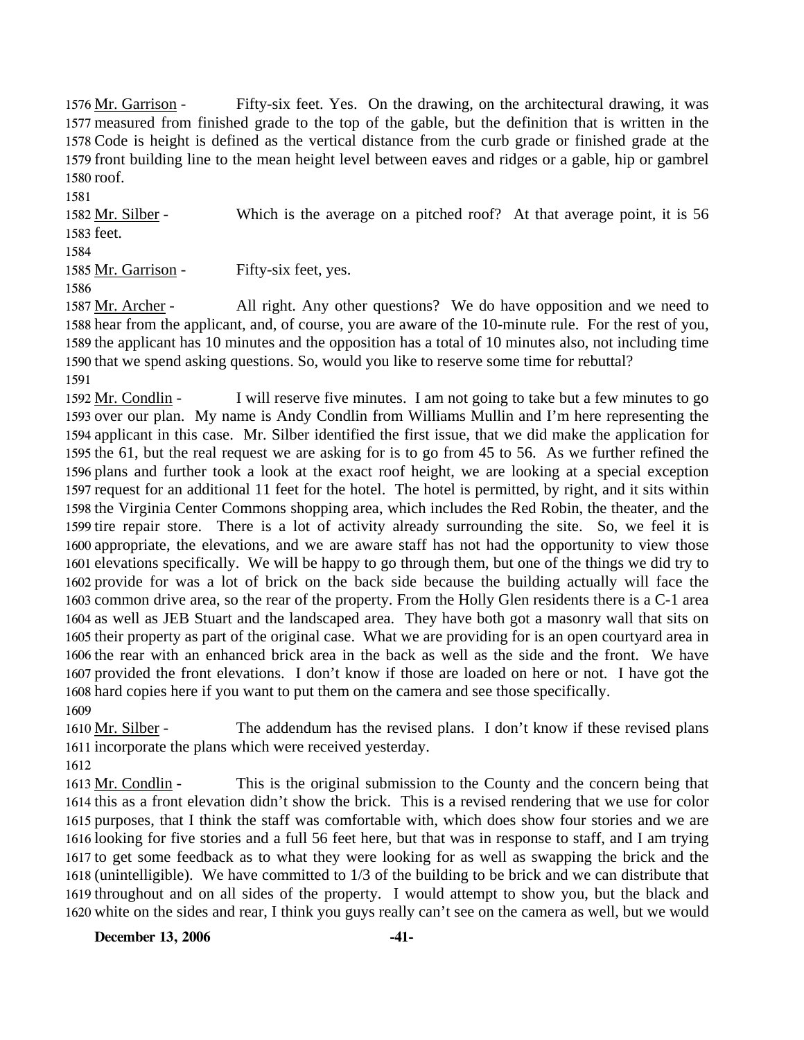1576 Mr. Garrison - Fifty-six feet. Yes. On the drawing, on the architectural drawing, it was 1577 measured from finished grade to the top of the gable, but the definition that is written in the 1578 Code is height is defined as the vertical distance from the curb grade or finished grade at the 1579 front building line to the mean height level between eaves and ridges or a gable, hip or gambrel 1580 roof.

1581

1582 Mr. Silber - Which is the average on a pitched roof? At that average point, it is 56 1583 feet.

1584

1585 Mr. Garrison - Fifty-six feet, yes.

1586

1587 Mr. Archer - All right. Any other questions? We do have opposition and we need to 1588 hear from the applicant, and, of course, you are aware of the 10-minute rule. For the rest of you, 1589 the applicant has 10 minutes and the opposition has a total of 10 minutes also, not including time 1590 that we spend asking questions. So, would you like to reserve some time for rebuttal?

1591

1592 Mr. Condlin - I will reserve five minutes. I am not going to take but a few minutes to go 1593 over our plan. My name is Andy Condlin from Williams Mullin and I'm here representing the 1594 applicant in this case. Mr. Silber identified the first issue, that we did make the application for 1595 the 61, but the real request we are asking for is to go from 45 to 56. As we further refined the 1596 plans and further took a look at the exact roof height, we are looking at a special exception 1597 request for an additional 11 feet for the hotel. The hotel is permitted, by right, and it sits within 1598 the Virginia Center Commons shopping area, which includes the Red Robin, the theater, and the 1599 tire repair store. There is a lot of activity already surrounding the site. So, we feel it is 1600 appropriate, the elevations, and we are aware staff has not had the opportunity to view those 1601 elevations specifically. We will be happy to go through them, but one of the things we did try to 1602 provide for was a lot of brick on the back side because the building actually will face the 1603 common drive area, so the rear of the property. From the Holly Glen residents there is a C-1 area 1604 as well as JEB Stuart and the landscaped area. They have both got a masonry wall that sits on 1605 their property as part of the original case. What we are providing for is an open courtyard area in 1606 the rear with an enhanced brick area in the back as well as the side and the front. We have 1607 provided the front elevations. I don't know if those are loaded on here or not. I have got the 1608 hard copies here if you want to put them on the camera and see those specifically.

1609

1610 Mr. Silber - The addendum has the revised plans. I don't know if these revised plans 1611 incorporate the plans which were received yesterday.

1612

1613 Mr. Condlin - This is the original submission to the County and the concern being that 1614 this as a front elevation didn't show the brick. This is a revised rendering that we use for color 1615 purposes, that I think the staff was comfortable with, which does show four stories and we are 1616 looking for five stories and a full 56 feet here, but that was in response to staff, and I am trying 1617 to get some feedback as to what they were looking for as well as swapping the brick and the 1618 (unintelligible). We have committed to 1/3 of the building to be brick and we can distribute that 1619 throughout and on all sides of the property. I would attempt to show you, but the black and 1620 white on the sides and rear, I think you guys really can't see on the camera as well, but we would

**December 13, 2006**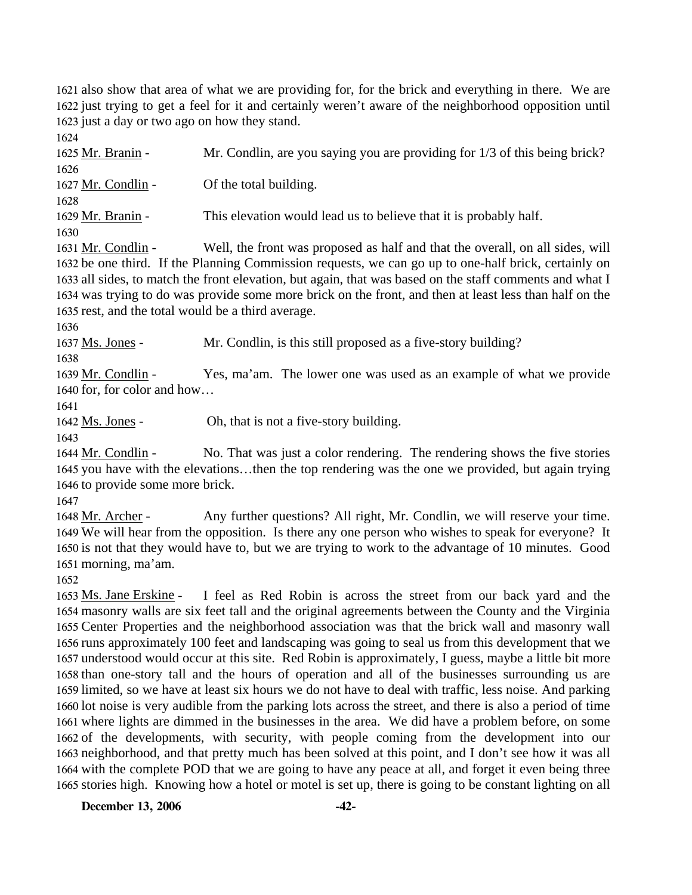1621 also show that area of what we are providing for, for the brick and everything in there. We are
1622 just trying to get a feel for it and certainly weren't aware of the neighborhood opposition until
1623 just a day or two ago on how they stand.
1624
1625 Mr. Branin - Mr. Condlin, are you saying you are providing for 1/3 of this being brick?
1626
1627 Mr. Condlin - Of the total building.
1628
1629 Mr. Branin - This elevation would lead us to believe that it is probably half.
1630
1631 Mr. Condlin - Well, the front was proposed as half and that the overall, on all sides, will
1632 be one third. If the Planning Commission requests, we can go up to one-half brick, certainly on
1633 all sides, to match the front elevation, but again, that was based on the staff comments and what I
1634 was trying to do was provide some more brick on the front, and then at least less than half on the
1635 rest, and the total would be a third average.
1636
1637 Ms. Jones - Mr. Condlin, is this still proposed as a five-story building?
1638
1639 Mr. Condlin - Yes, ma'am. The lower one was used as an example of what we provide
1640 for, for color and how…
1641
1642 Ms. Jones - Oh, that is not a five-story building.
1643
1644 Mr. Condlin - No. That was just a color rendering. The rendering shows the five stories
1645 you have with the elevations…then the top rendering was the one we provided, but again trying
1646 to provide some more brick.
1647
1648 Mr. Archer - Any further questions? All right, Mr. Condlin, we will reserve your time.
1649 We will hear from the opposition. Is there any one person who wishes to speak for everyone? It
1650 is not that they would have to, but we are trying to work to the advantage of 10 minutes. Good
1651 morning, ma'am.
1652
1653 Ms. Jane Erskine - I feel as Red Robin is across the street from our back yard and the
1654 masonry walls are six feet tall and the original agreements between the County and the Virginia
1655 Center Properties and the neighborhood association was that the brick wall and masonry wall
1656 runs approximately 100 feet and landscaping was going to seal us from this development that we
1657 understood would occur at this site. Red Robin is approximately, I guess, maybe a little bit more
1658 than one-story tall and the hours of operation and all of the businesses surrounding us are
1659 limited, so we have at least six hours we do not have to deal with traffic, less noise. And parking
1660 lot noise is very audible from the parking lots across the street, and there is also a period of time
1661 where lights are dimmed in the businesses in the area. We did have a problem before, on some
1662 of the developments, with security, with people coming from the development into our
1663 neighborhood, and that pretty much has been solved at this point, and I don't see how it was all
1664 with the complete POD that we are going to have any peace at all, and forget it even being three
1665 stories high. Knowing how a hotel or motel is set up, there is going to be constant lighting on all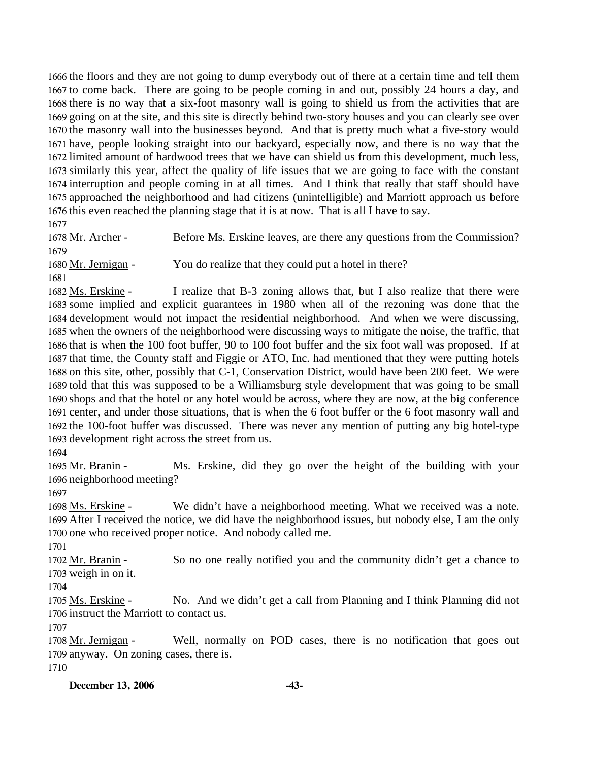the floors and they are not going to dump everybody out of there at a certain time and tell them to come back. There are going to be people coming in and out, possibly 24 hours a day, and there is no way that a six-foot masonry wall is going to shield us from the activities that are going on at the site, and this site is directly behind two-story houses and you can clearly see over the masonry wall into the businesses beyond. And that is pretty much what a five-story would have, people looking straight into our backyard, especially now, and there is no way that the limited amount of hardwood trees that we have can shield us from this development, much less, similarly this year, affect the quality of life issues that we are going to face with the constant interruption and people coming in at all times. And I think that really that staff should have approached the neighborhood and had citizens (unintelligible) and Marriott approach us before this even reached the planning stage that it is at now. That is all I have to say.

Mr. Archer - Before Ms. Erskine leaves, are there any questions from the Commission?

Mr. Jernigan - You do realize that they could put a hotel in there?

Ms. Erskine - I realize that B-3 zoning allows that, but I also realize that there were some implied and explicit guarantees in 1980 when all of the rezoning was done that the development would not impact the residential neighborhood. And when we were discussing, when the owners of the neighborhood were discussing ways to mitigate the noise, the traffic, that that is when the 100 foot buffer, 90 to 100 foot buffer and the six foot wall was proposed. If at that time, the County staff and Figgie or ATO, Inc. had mentioned that they were putting hotels on this site, other, possibly that C-1, Conservation District, would have been 200 feet. We were told that this was supposed to be a Williamsburg style development that was going to be small shops and that the hotel or any hotel would be across, where they are now, at the big conference center, and under those situations, that is when the 6 foot buffer or the 6 foot masonry wall and the 100-foot buffer was discussed. There was never any mention of putting any big hotel-type development right across the street from us.

Mr. Branin - Ms. Erskine, did they go over the height of the building with your neighborhood meeting?

Ms. Erskine - We didn't have a neighborhood meeting. What we received was a note. After I received the notice, we did have the neighborhood issues, but nobody else, I am the only one who received proper notice. And nobody called me.

Mr. Branin - So no one really notified you and the community didn't get a chance to weigh in on it.

Ms. Erskine - No. And we didn't get a call from Planning and I think Planning did not instruct the Marriott to contact us.

Mr. Jernigan - Well, normally on POD cases, there is no notification that goes out anyway. On zoning cases, there is.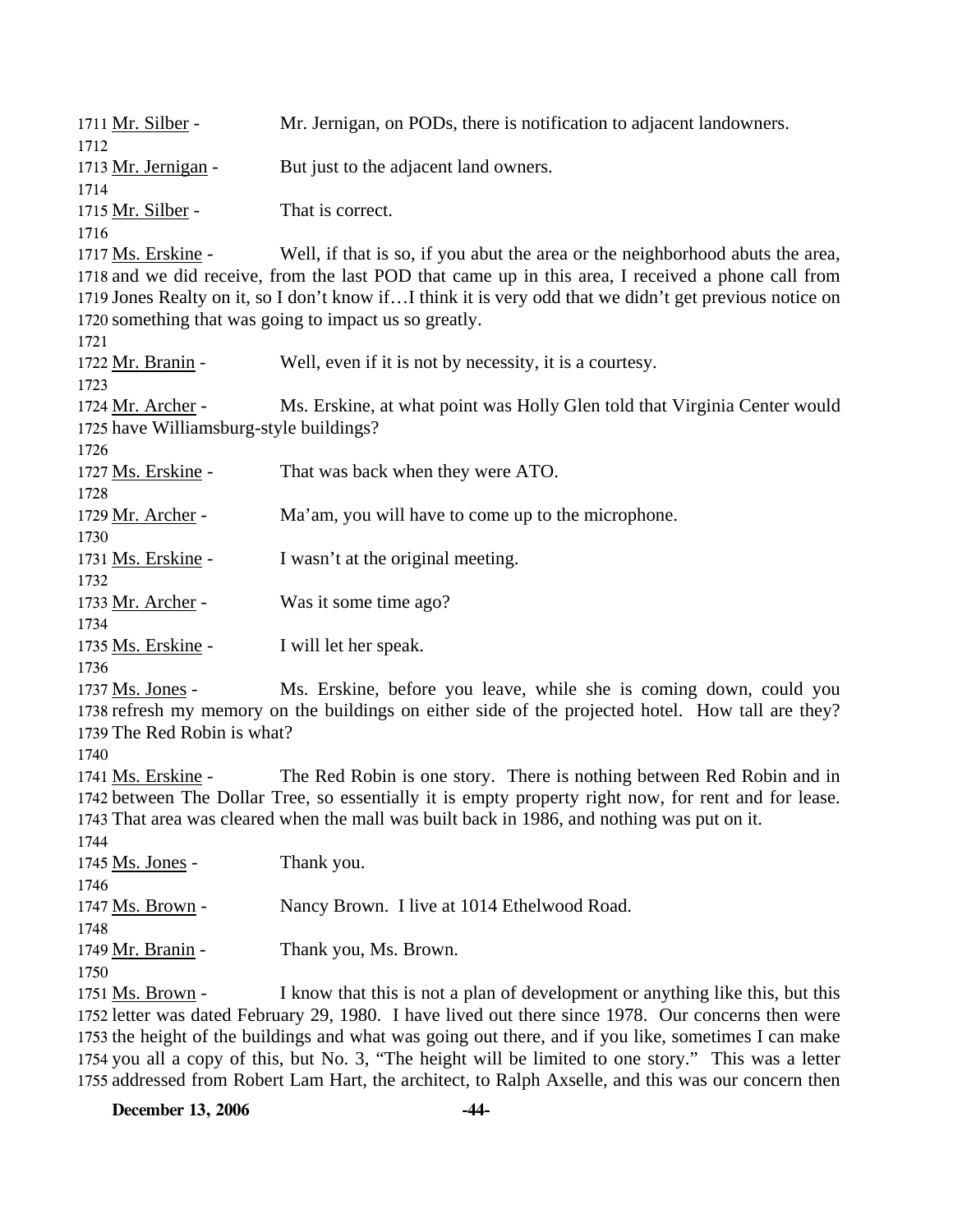1711 Mr. Silber - Mr. Jernigan, on PODs, there is notification to adjacent landowners.
1712
1713 Mr. Jernigan - But just to the adjacent land owners.
1714
1715 Mr. Silber - That is correct.
1716
1717 Ms. Erskine - Well, if that is so, if you abut the area or the neighborhood abuts the area, 1718 and we did receive, from the last POD that came up in this area, I received a phone call from 1719 Jones Realty on it, so I don't know if…I think it is very odd that we didn't get previous notice on 1720 something that was going to impact us so greatly.
1721
1722 Mr. Branin - Well, even if it is not by necessity, it is a courtesy.
1723
1724 Mr. Archer - Ms. Erskine, at what point was Holly Glen told that Virginia Center would 1725 have Williamsburg-style buildings?
1726
1727 Ms. Erskine - That was back when they were ATO.
1728
1729 Mr. Archer - Ma'am, you will have to come up to the microphone.
1730
1731 Ms. Erskine - I wasn't at the original meeting.
1732
1733 Mr. Archer - Was it some time ago?
1734
1735 Ms. Erskine - I will let her speak.
1736
1737 Ms. Jones - Ms. Erskine, before you leave, while she is coming down, could you 1738 refresh my memory on the buildings on either side of the projected hotel. How tall are they? 1739 The Red Robin is what?
1740
1741 Ms. Erskine - The Red Robin is one story. There is nothing between Red Robin and in 1742 between The Dollar Tree, so essentially it is empty property right now, for rent and for lease. 1743 That area was cleared when the mall was built back in 1986, and nothing was put on it.
1744
1745 Ms. Jones - Thank you.
1746
1747 Ms. Brown - Nancy Brown. I live at 1014 Ethelwood Road.
1748
1749 Mr. Branin - Thank you, Ms. Brown.
1750
1751 Ms. Brown - I know that this is not a plan of development or anything like this, but this 1752 letter was dated February 29, 1980. I have lived out there since 1978. Our concerns then were 1753 the height of the buildings and what was going out there, and if you like, sometimes I can make 1754 you all a copy of this, but No. 3, "The height will be limited to one story." This was a letter 1755 addressed from Robert Lam Hart, the architect, to Ralph Axselle, and this was our concern then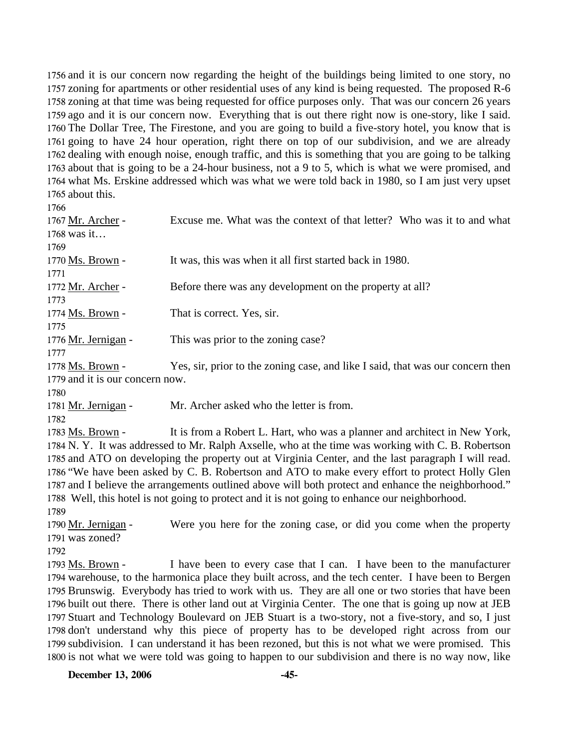1756 and it is our concern now regarding the height of the buildings being limited to one story, no 1757 zoning for apartments or other residential uses of any kind is being requested. The proposed R-6 1758 zoning at that time was being requested for office purposes only. That was our concern 26 years 1759 ago and it is our concern now. Everything that is out there right now is one-story, like I said. 1760 The Dollar Tree, The Firestone, and you are going to build a five-story hotel, you know that is 1761 going to have 24 hour operation, right there on top of our subdivision, and we are already 1762 dealing with enough noise, enough traffic, and this is something that you are going to be talking 1763 about that is going to be a 24-hour business, not a 9 to 5, which is what we were promised, and 1764 what Ms. Erskine addressed which was what we were told back in 1980, so I am just very upset 1765 about this.

1766

1767 Mr. Archer - Excuse me. What was the context of that letter? Who was it to and what 1768 was it…

1769

1770 Ms. Brown - It was, this was when it all first started back in 1980.

1771

1772 Mr. Archer - Before there was any development on the property at all?

1773

1774 Ms. Brown - That is correct. Yes, sir.

1775

1776 Mr. Jernigan - This was prior to the zoning case?

1777

1778 Ms. Brown - Yes, sir, prior to the zoning case, and like I said, that was our concern then 1779 and it is our concern now.

1780

1781 Mr. Jernigan - Mr. Archer asked who the letter is from.

1782

1783 Ms. Brown - It is from a Robert L. Hart, who was a planner and architect in New York, 1784 N. Y. It was addressed to Mr. Ralph Axselle, who at the time was working with C. B. Robertson 1785 and ATO on developing the property out at Virginia Center, and the last paragraph I will read. 1786 "We have been asked by C. B. Robertson and ATO to make every effort to protect Holly Glen 1787 and I believe the arrangements outlined above will both protect and enhance the neighborhood." 1788 Well, this hotel is not going to protect and it is not going to enhance our neighborhood.

1789

1790 Mr. Jernigan - Were you here for the zoning case, or did you come when the property 1791 was zoned?

1792

1793 Ms. Brown - I have been to every case that I can. I have been to the manufacturer 1794 warehouse, to the harmonica place they built across, and the tech center. I have been to Bergen 1795 Brunswig. Everybody has tried to work with us. They are all one or two stories that have been 1796 built out there. There is other land out at Virginia Center. The one that is going up now at JEB 1797 Stuart and Technology Boulevard on JEB Stuart is a two-story, not a five-story, and so, I just 1798 don't understand why this piece of property has to be developed right across from our 1799 subdivision. I can understand it has been rezoned, but this is not what we were promised. This 1800 is not what we were told was going to happen to our subdivision and there is no way now, like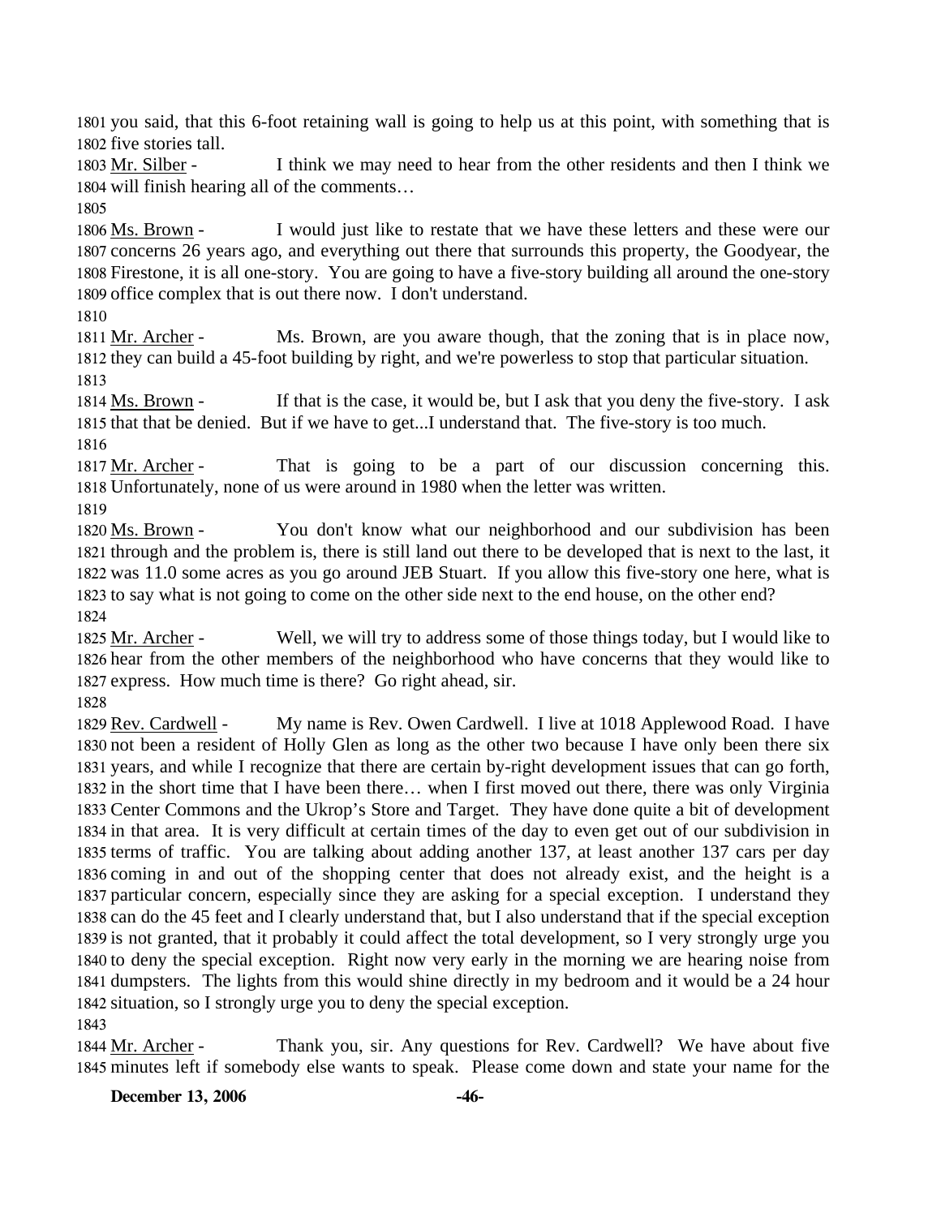1801 you said, that this 6-foot retaining wall is going to help us at this point, with something that is
1802 five stories tall.

1803 Mr. Silber - I think we may need to hear from the other residents and then I think we
1804 will finish hearing all of the comments…

1805

1806 Ms. Brown - I would just like to restate that we have these letters and these were our
1807 concerns 26 years ago, and everything out there that surrounds this property, the Goodyear, the
1808 Firestone, it is all one-story. You are going to have a five-story building all around the one-story
1809 office complex that is out there now. I don't understand.

1810

1811 Mr. Archer - Ms. Brown, are you aware though, that the zoning that is in place now,
1812 they can build a 45-foot building by right, and we're powerless to stop that particular situation.

1813

1814 Ms. Brown - If that is the case, it would be, but I ask that you deny the five-story. I ask
1815 that that be denied. But if we have to get...I understand that. The five-story is too much.

1816

1817 Mr. Archer - That is going to be a part of our discussion concerning this.
1818 Unfortunately, none of us were around in 1980 when the letter was written.

1819

1820 Ms. Brown - You don't know what our neighborhood and our subdivision has been
1821 through and the problem is, there is still land out there to be developed that is next to the last, it
1822 was 11.0 some acres as you go around JEB Stuart. If you allow this five-story one here, what is
1823 to say what is not going to come on the other side next to the end house, on the other end?

1824

1825 Mr. Archer - Well, we will try to address some of those things today, but I would like to
1826 hear from the other members of the neighborhood who have concerns that they would like to
1827 express. How much time is there? Go right ahead, sir.

1828

1829 Rev. Cardwell - My name is Rev. Owen Cardwell. I live at 1018 Applewood Road. I have
1830 not been a resident of Holly Glen as long as the other two because I have only been there six
1831 years, and while I recognize that there are certain by-right development issues that can go forth,
1832 in the short time that I have been there… when I first moved out there, there was only Virginia
1833 Center Commons and the Ukrop's Store and Target. They have done quite a bit of development
1834 in that area. It is very difficult at certain times of the day to even get out of our subdivision in
1835 terms of traffic. You are talking about adding another 137, at least another 137 cars per day
1836 coming in and out of the shopping center that does not already exist, and the height is a
1837 particular concern, especially since they are asking for a special exception. I understand they
1838 can do the 45 feet and I clearly understand that, but I also understand that if the special exception
1839 is not granted, that it probably it could affect the total development, so I very strongly urge you
1840 to deny the special exception. Right now very early in the morning we are hearing noise from
1841 dumpsters. The lights from this would shine directly in my bedroom and it would be a 24 hour
1842 situation, so I strongly urge you to deny the special exception.

1843

1844 Mr. Archer - Thank you, sir. Any questions for Rev. Cardwell? We have about five
1845 minutes left if somebody else wants to speak. Please come down and state your name for the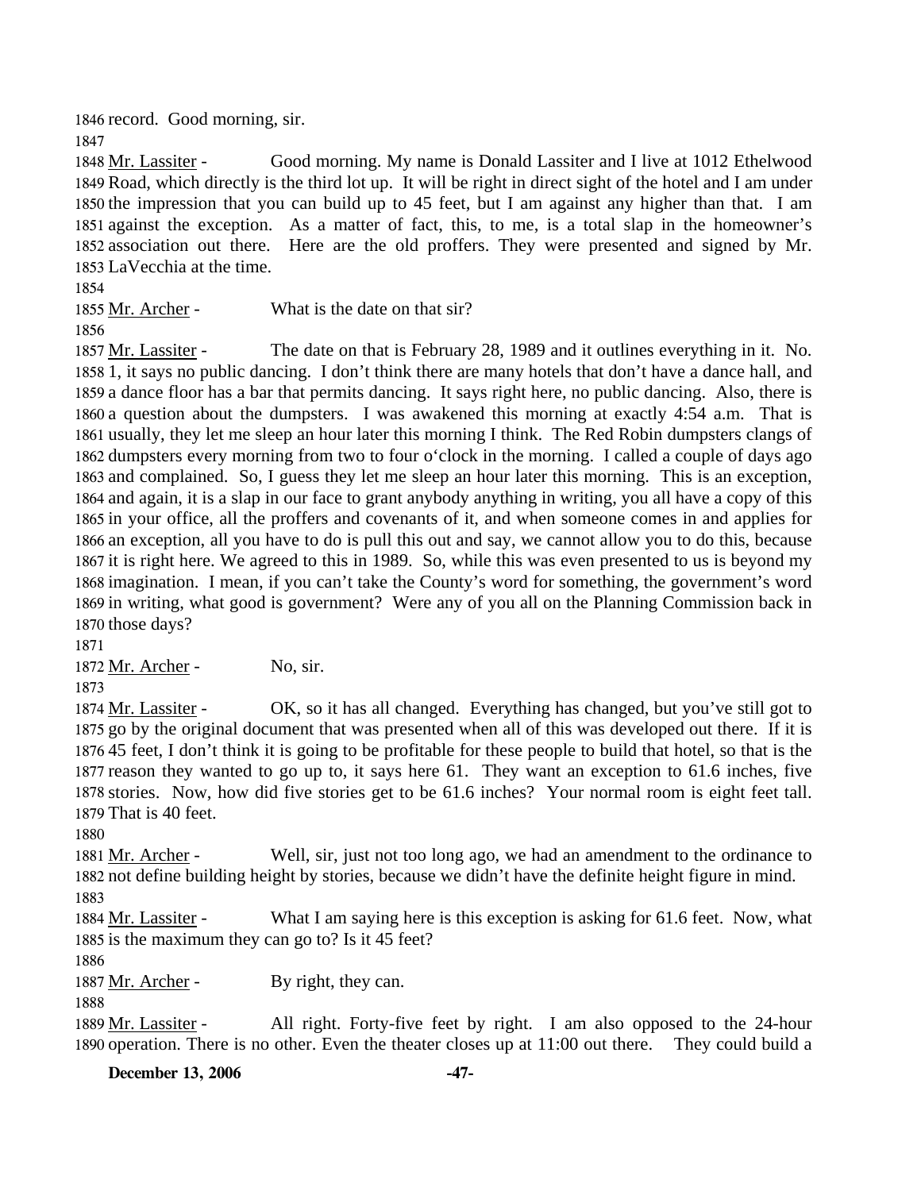record. Good morning, sir.

Mr. Lassiter - Good morning. My name is Donald Lassiter and I live at 1012 Ethelwood Road, which directly is the third lot up. It will be right in direct sight of the hotel and I am under the impression that you can build up to 45 feet, but I am against any higher than that. I am against the exception. As a matter of fact, this, to me, is a total slap in the homeowner's association out there. Here are the old proffers. They were presented and signed by Mr. LaVecchia at the time.

Mr. Archer - What is the date on that sir?

Mr. Lassiter - The date on that is February 28, 1989 and it outlines everything in it. No. 1, it says no public dancing. I don't think there are many hotels that don't have a dance hall, and a dance floor has a bar that permits dancing. It says right here, no public dancing. Also, there is a question about the dumpsters. I was awakened this morning at exactly 4:54 a.m. That is usually, they let me sleep an hour later this morning I think. The Red Robin dumpsters clangs of dumpsters every morning from two to four o'clock in the morning. I called a couple of days ago and complained. So, I guess they let me sleep an hour later this morning. This is an exception, and again, it is a slap in our face to grant anybody anything in writing, you all have a copy of this in your office, all the proffers and covenants of it, and when someone comes in and applies for an exception, all you have to do is pull this out and say, we cannot allow you to do this, because it is right here. We agreed to this in 1989. So, while this was even presented to us is beyond my imagination. I mean, if you can't take the County's word for something, the government's word in writing, what good is government? Were any of you all on the Planning Commission back in those days?

Mr. Archer - No, sir.

Mr. Lassiter - OK, so it has all changed. Everything has changed, but you've still got to go by the original document that was presented when all of this was developed out there. If it is 45 feet, I don't think it is going to be profitable for these people to build that hotel, so that is the reason they wanted to go up to, it says here 61. They want an exception to 61.6 inches, five stories. Now, how did five stories get to be 61.6 inches? Your normal room is eight feet tall. That is 40 feet.

Mr. Archer - Well, sir, just not too long ago, we had an amendment to the ordinance to not define building height by stories, because we didn't have the definite height figure in mind.

Mr. Lassiter - What I am saying here is this exception is asking for 61.6 feet. Now, what is the maximum they can go to? Is it 45 feet?

Mr. Archer - By right, they can.

Mr. Lassiter - All right. Forty-five feet by right. I am also opposed to the 24-hour operation. There is no other. Even the theater closes up at 11:00 out there. They could build a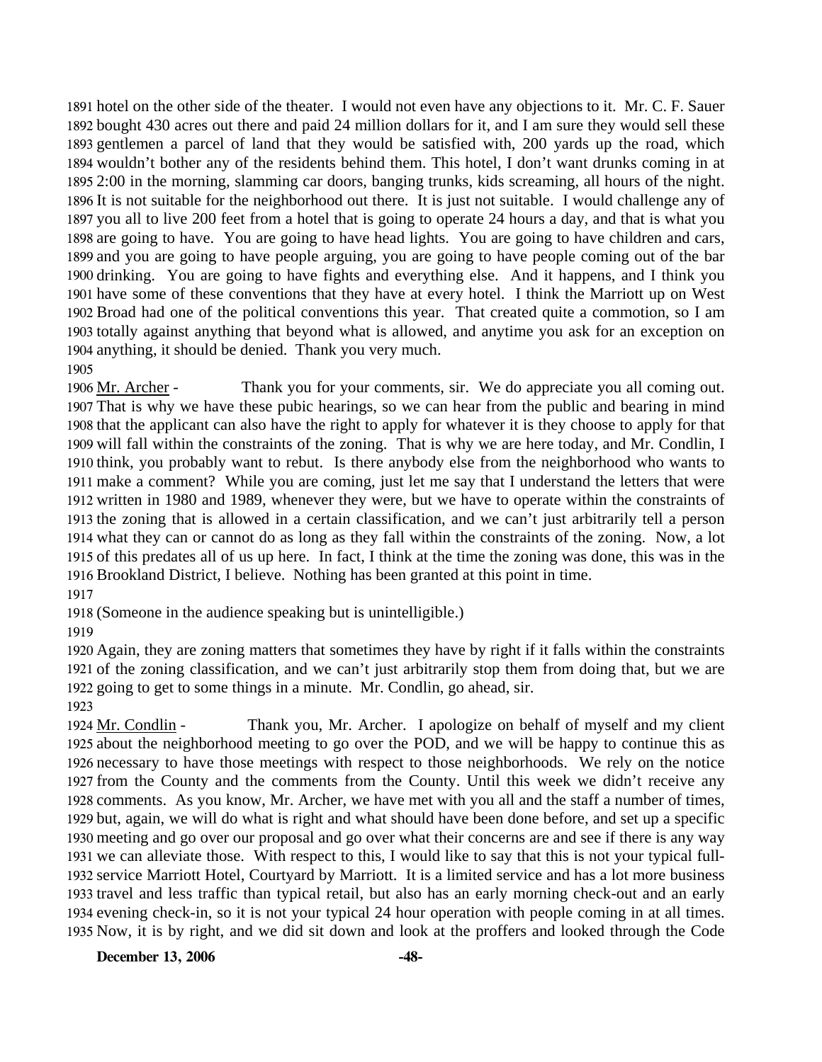1891 hotel on the other side of the theater. I would not even have any objections to it. Mr. C. F. Sauer 1892 bought 430 acres out there and paid 24 million dollars for it, and I am sure they would sell these 1893 gentlemen a parcel of land that they would be satisfied with, 200 yards up the road, which 1894 wouldn't bother any of the residents behind them. This hotel, I don't want drunks coming in at 1895 2:00 in the morning, slamming car doors, banging trunks, kids screaming, all hours of the night. 1896 It is not suitable for the neighborhood out there. It is just not suitable. I would challenge any of 1897 you all to live 200 feet from a hotel that is going to operate 24 hours a day, and that is what you 1898 are going to have. You are going to have head lights. You are going to have children and cars, 1899 and you are going to have people arguing, you are going to have people coming out of the bar 1900 drinking. You are going to have fights and everything else. And it happens, and I think you 1901 have some of these conventions that they have at every hotel. I think the Marriott up on West 1902 Broad had one of the political conventions this year. That created quite a commotion, so I am 1903 totally against anything that beyond what is allowed, and anytime you ask for an exception on 1904 anything, it should be denied. Thank you very much.

1905

1906 Mr. Archer - Thank you for your comments, sir. We do appreciate you all coming out. 1907 That is why we have these pubic hearings, so we can hear from the public and bearing in mind 1908 that the applicant can also have the right to apply for whatever it is they choose to apply for that 1909 will fall within the constraints of the zoning. That is why we are here today, and Mr. Condlin, I 1910 think, you probably want to rebut. Is there anybody else from the neighborhood who wants to 1911 make a comment? While you are coming, just let me say that I understand the letters that were 1912 written in 1980 and 1989, whenever they were, but we have to operate within the constraints of 1913 the zoning that is allowed in a certain classification, and we can't just arbitrarily tell a person 1914 what they can or cannot do as long as they fall within the constraints of the zoning. Now, a lot 1915 of this predates all of us up here. In fact, I think at the time the zoning was done, this was in the 1916 Brookland District, I believe. Nothing has been granted at this point in time.

1917

1918 (Someone in the audience speaking but is unintelligible.)

1919

1920 Again, they are zoning matters that sometimes they have by right if it falls within the constraints 1921 of the zoning classification, and we can't just arbitrarily stop them from doing that, but we are 1922 going to get to some things in a minute. Mr. Condlin, go ahead, sir.

1923

1924 Mr. Condlin - Thank you, Mr. Archer. I apologize on behalf of myself and my client 1925 about the neighborhood meeting to go over the POD, and we will be happy to continue this as 1926 necessary to have those meetings with respect to those neighborhoods. We rely on the notice 1927 from the County and the comments from the County. Until this week we didn't receive any 1928 comments. As you know, Mr. Archer, we have met with you all and the staff a number of times, 1929 but, again, we will do what is right and what should have been done before, and set up a specific 1930 meeting and go over our proposal and go over what their concerns are and see if there is any way 1931 we can alleviate those. With respect to this, I would like to say that this is not your typical full-1932 service Marriott Hotel, Courtyard by Marriott. It is a limited service and has a lot more business 1933 travel and less traffic than typical retail, but also has an early morning check-out and an early 1934 evening check-in, so it is not your typical 24 hour operation with people coming in at all times. 1935 Now, it is by right, and we did sit down and look at the proffers and looked through the Code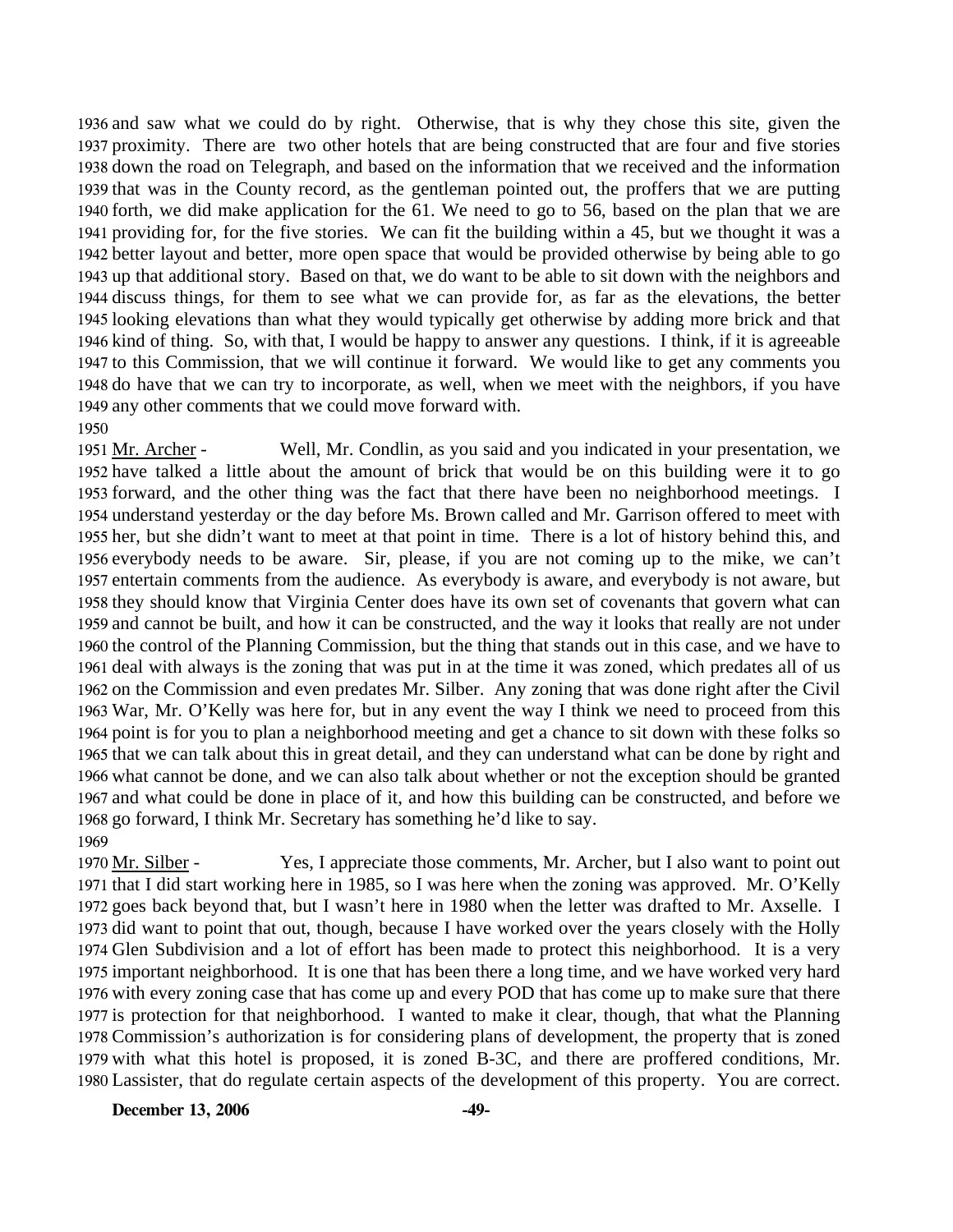and saw what we could do by right. Otherwise, that is why they chose this site, given the proximity. There are two other hotels that are being constructed that are four and five stories down the road on Telegraph, and based on the information that we received and the information that was in the County record, as the gentleman pointed out, the proffers that we are putting forth, we did make application for the 61. We need to go to 56, based on the plan that we are providing for, for the five stories. We can fit the building within a 45, but we thought it was a better layout and better, more open space that would be provided otherwise by being able to go up that additional story. Based on that, we do want to be able to sit down with the neighbors and discuss things, for them to see what we can provide for, as far as the elevations, the better looking elevations than what they would typically get otherwise by adding more brick and that kind of thing. So, with that, I would be happy to answer any questions. I think, if it is agreeable to this Commission, that we will continue it forward. We would like to get any comments you do have that we can try to incorporate, as well, when we meet with the neighbors, if you have any other comments that we could move forward with.

Mr. Archer - Well, Mr. Condlin, as you said and you indicated in your presentation, we have talked a little about the amount of brick that would be on this building were it to go forward, and the other thing was the fact that there have been no neighborhood meetings. I understand yesterday or the day before Ms. Brown called and Mr. Garrison offered to meet with her, but she didn't want to meet at that point in time. There is a lot of history behind this, and everybody needs to be aware. Sir, please, if you are not coming up to the mike, we can't entertain comments from the audience. As everybody is aware, and everybody is not aware, but they should know that Virginia Center does have its own set of covenants that govern what can and cannot be built, and how it can be constructed, and the way it looks that really are not under the control of the Planning Commission, but the thing that stands out in this case, and we have to deal with always is the zoning that was put in at the time it was zoned, which predates all of us on the Commission and even predates Mr. Silber. Any zoning that was done right after the Civil War, Mr. O'Kelly was here for, but in any event the way I think we need to proceed from this point is for you to plan a neighborhood meeting and get a chance to sit down with these folks so that we can talk about this in great detail, and they can understand what can be done by right and what cannot be done, and we can also talk about whether or not the exception should be granted and what could be done in place of it, and how this building can be constructed, and before we go forward, I think Mr. Secretary has something he'd like to say.

Mr. Silber - Yes, I appreciate those comments, Mr. Archer, but I also want to point out that I did start working here in 1985, so I was here when the zoning was approved. Mr. O'Kelly goes back beyond that, but I wasn't here in 1980 when the letter was drafted to Mr. Axselle. I did want to point that out, though, because I have worked over the years closely with the Holly Glen Subdivision and a lot of effort has been made to protect this neighborhood. It is a very important neighborhood. It is one that has been there a long time, and we have worked very hard with every zoning case that has come up and every POD that has come up to make sure that there is protection for that neighborhood. I wanted to make it clear, though, that what the Planning Commission's authorization is for considering plans of development, the property that is zoned with what this hotel is proposed, it is zoned B-3C, and there are proffered conditions, Mr. Lassister, that do regulate certain aspects of the development of this property. You are correct.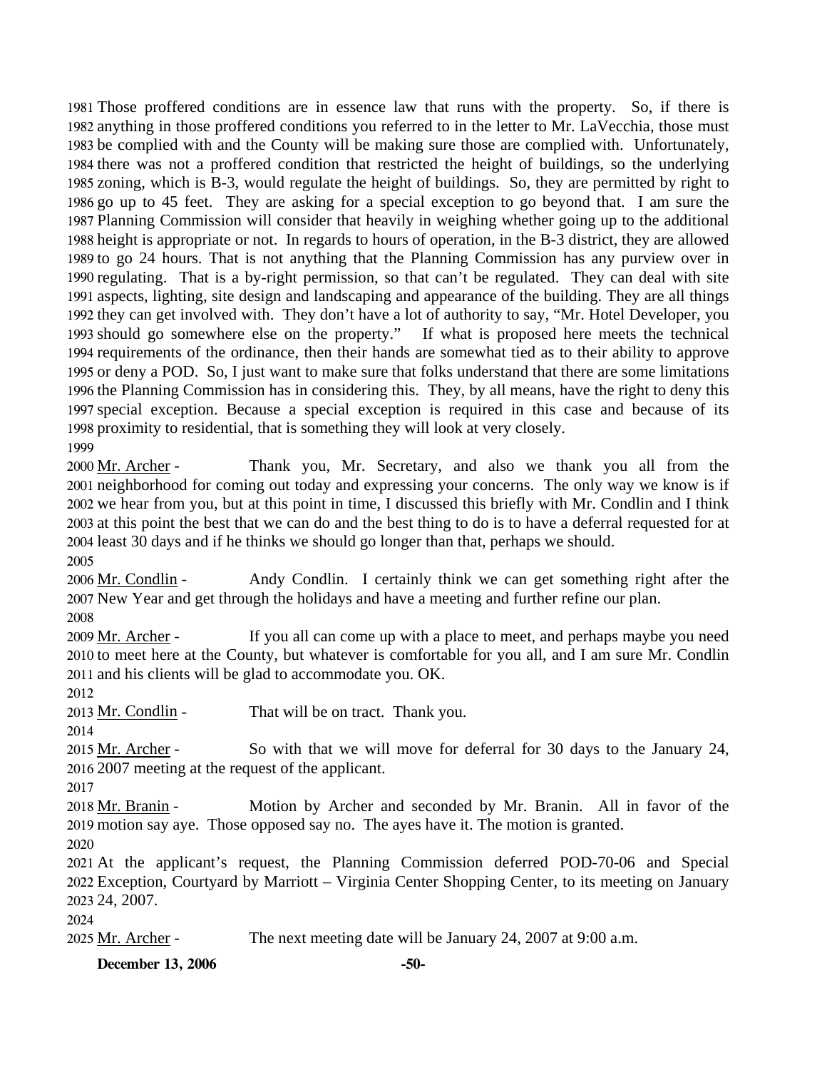Those proffered conditions are in essence law that runs with the property. So, if there is anything in those proffered conditions you referred to in the letter to Mr. LaVecchia, those must be complied with and the County will be making sure those are complied with. Unfortunately, there was not a proffered condition that restricted the height of buildings, so the underlying zoning, which is B-3, would regulate the height of buildings. So, they are permitted by right to go up to 45 feet. They are asking for a special exception to go beyond that. I am sure the Planning Commission will consider that heavily in weighing whether going up to the additional height is appropriate or not. In regards to hours of operation, in the B-3 district, they are allowed to go 24 hours. That is not anything that the Planning Commission has any purview over in regulating. That is a by-right permission, so that can't be regulated. They can deal with site aspects, lighting, site design and landscaping and appearance of the building. They are all things they can get involved with. They don't have a lot of authority to say, "Mr. Hotel Developer, you should go somewhere else on the property." If what is proposed here meets the technical requirements of the ordinance, then their hands are somewhat tied as to their ability to approve or deny a POD. So, I just want to make sure that folks understand that there are some limitations the Planning Commission has in considering this. They, by all means, have the right to deny this special exception. Because a special exception is required in this case and because of its proximity to residential, that is something they will look at very closely.

Mr. Archer - Thank you, Mr. Secretary, and also we thank you all from the neighborhood for coming out today and expressing your concerns. The only way we know is if we hear from you, but at this point in time, I discussed this briefly with Mr. Condlin and I think at this point the best that we can do and the best thing to do is to have a deferral requested for at least 30 days and if he thinks we should go longer than that, perhaps we should.

Mr. Condlin - Andy Condlin. I certainly think we can get something right after the New Year and get through the holidays and have a meeting and further refine our plan.

Mr. Archer - If you all can come up with a place to meet, and perhaps maybe you need to meet here at the County, but whatever is comfortable for you all, and I am sure Mr. Condlin and his clients will be glad to accommodate you. OK.

Mr. Condlin - That will be on tract. Thank you.

Mr. Archer - So with that we will move for deferral for 30 days to the January 24, 2007 meeting at the request of the applicant.

Mr. Branin - Motion by Archer and seconded by Mr. Branin. All in favor of the motion say aye. Those opposed say no. The ayes have it. The motion is granted.

At the applicant's request, the Planning Commission deferred POD-70-06 and Special Exception, Courtyard by Marriott – Virginia Center Shopping Center, to its meeting on January 24, 2007.

Mr. Archer - The next meeting date will be January 24, 2007 at 9:00 a.m.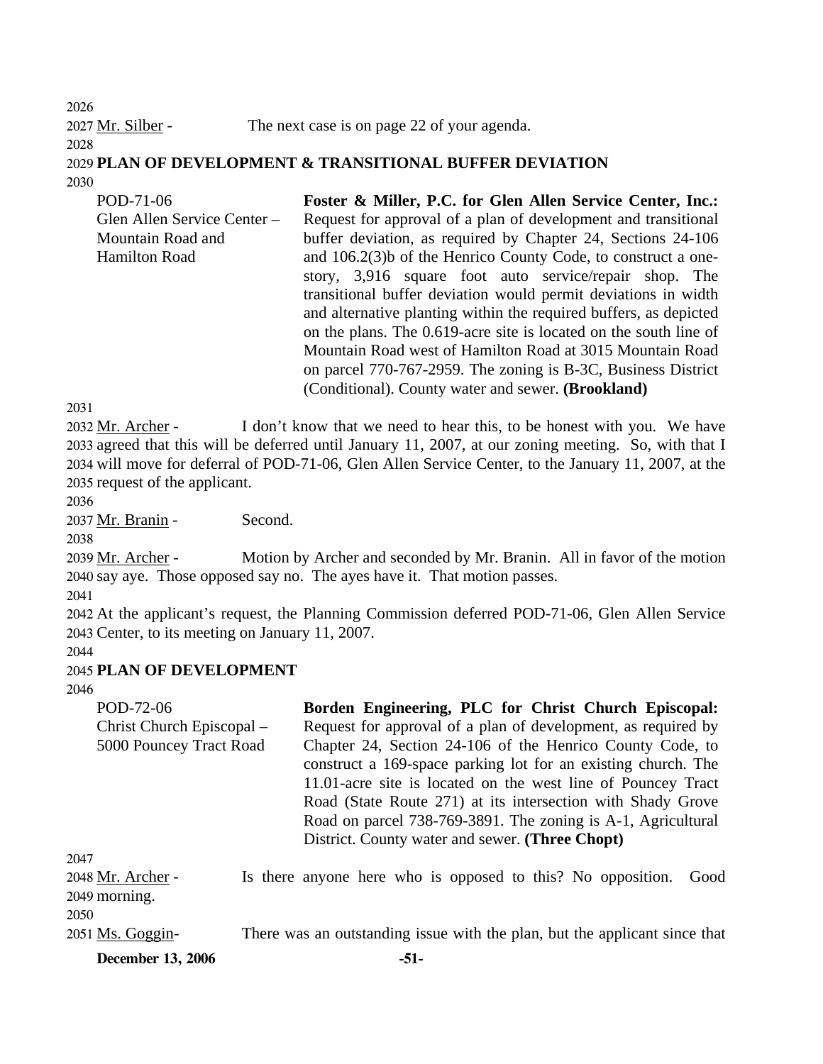Mr. Silber - The next case is on page 22 of your agenda.

**PLAN OF DEVELOPMENT & TRANSITIONAL BUFFER DEVIATION**

| | |
|---|---|
| POD-71-06<br>Glen Allen Service Center – Mountain Road and Hamilton Road | **Foster & Miller, P.C. for Glen Allen Service Center, Inc.:** Request for approval of a plan of development and transitional buffer deviation, as required by Chapter 24, Sections 24-106 and 106.2(3)b of the Henrico County Code, to construct a one-story, 3,916 square foot auto service/repair shop. The transitional buffer deviation would permit deviations in width and alternative planting within the required buffers, as depicted on the plans. The 0.619-acre site is located on the south line of Mountain Road west of Hamilton Road at 3015 Mountain Road on parcel 770-767-2959. The zoning is B-3C, Business District (Conditional). County water and sewer. **(Brookland)** |

Mr. Archer - I don't know that we need to hear this, to be honest with you. We have agreed that this will be deferred until January 11, 2007, at our zoning meeting. So, with that I will move for deferral of POD-71-06, Glen Allen Service Center, to the January 11, 2007, at the request of the applicant.

Mr. Branin - Second.

Mr. Archer - Motion by Archer and seconded by Mr. Branin. All in favor of the motion say aye. Those opposed say no. The ayes have it. That motion passes.

At the applicant's request, the Planning Commission deferred POD-71-06, Glen Allen Service Center, to its meeting on January 11, 2007.

**PLAN OF DEVELOPMENT**

| | |
|---|---|
| POD-72-06<br>Christ Church Episcopal – 5000 Pouncey Tract Road | **Borden Engineering, PLC for Christ Church Episcopal:** Request for approval of a plan of development, as required by Chapter 24, Section 24-106 of the Henrico County Code, to construct a 169-space parking lot for an existing church. The 11.01-acre site is located on the west line of Pouncey Tract Road (State Route 271) at its intersection with Shady Grove Road on parcel 738-769-3891. The zoning is A-1, Agricultural District. County water and sewer. **(Three Chopt)** |

Mr. Archer - Is there anyone here who is opposed to this? No opposition. Good morning.

Ms. Goggin- There was an outstanding issue with the plan, but the applicant since that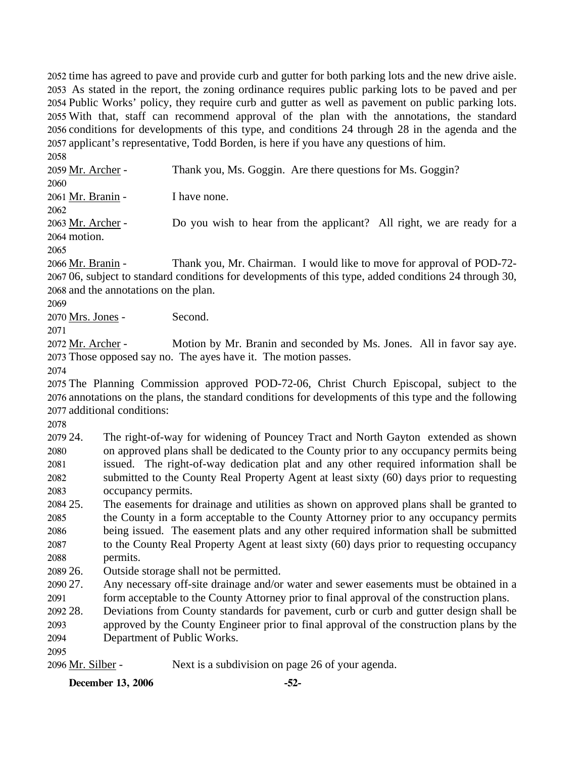time has agreed to pave and provide curb and gutter for both parking lots and the new drive aisle. As stated in the report, the zoning ordinance requires public parking lots to be paved and per Public Works' policy, they require curb and gutter as well as pavement on public parking lots. With that, staff can recommend approval of the plan with the annotations, the standard conditions for developments of this type, and conditions 24 through 28 in the agenda and the applicant's representative, Todd Borden, is here if you have any questions of him.

Mr. Archer - Thank you, Ms. Goggin. Are there questions for Ms. Goggin?

Mr. Branin - I have none.

Mr. Archer - Do you wish to hear from the applicant? All right, we are ready for a motion.

Mr. Branin - Thank you, Mr. Chairman. I would like to move for approval of POD-72-06, subject to standard conditions for developments of this type, added conditions 24 through 30, and the annotations on the plan.

Mrs. Jones - Second.

Mr. Archer - Motion by Mr. Branin and seconded by Ms. Jones. All in favor say aye. Those opposed say no. The ayes have it. The motion passes.

The Planning Commission approved POD-72-06, Christ Church Episcopal, subject to the annotations on the plans, the standard conditions for developments of this type and the following additional conditions:

24. The right-of-way for widening of Pouncey Tract and North Gayton extended as shown on approved plans shall be dedicated to the County prior to any occupancy permits being issued. The right-of-way dedication plat and any other required information shall be submitted to the County Real Property Agent at least sixty (60) days prior to requesting occupancy permits.
25. The easements for drainage and utilities as shown on approved plans shall be granted to the County in a form acceptable to the County Attorney prior to any occupancy permits being issued. The easement plats and any other required information shall be submitted to the County Real Property Agent at least sixty (60) days prior to requesting occupancy permits.
26. Outside storage shall not be permitted.
27. Any necessary off-site drainage and/or water and sewer easements must be obtained in a form acceptable to the County Attorney prior to final approval of the construction plans.
28. Deviations from County standards for pavement, curb or curb and gutter design shall be approved by the County Engineer prior to final approval of the construction plans by the Department of Public Works.

Mr. Silber - Next is a subdivision on page 26 of your agenda.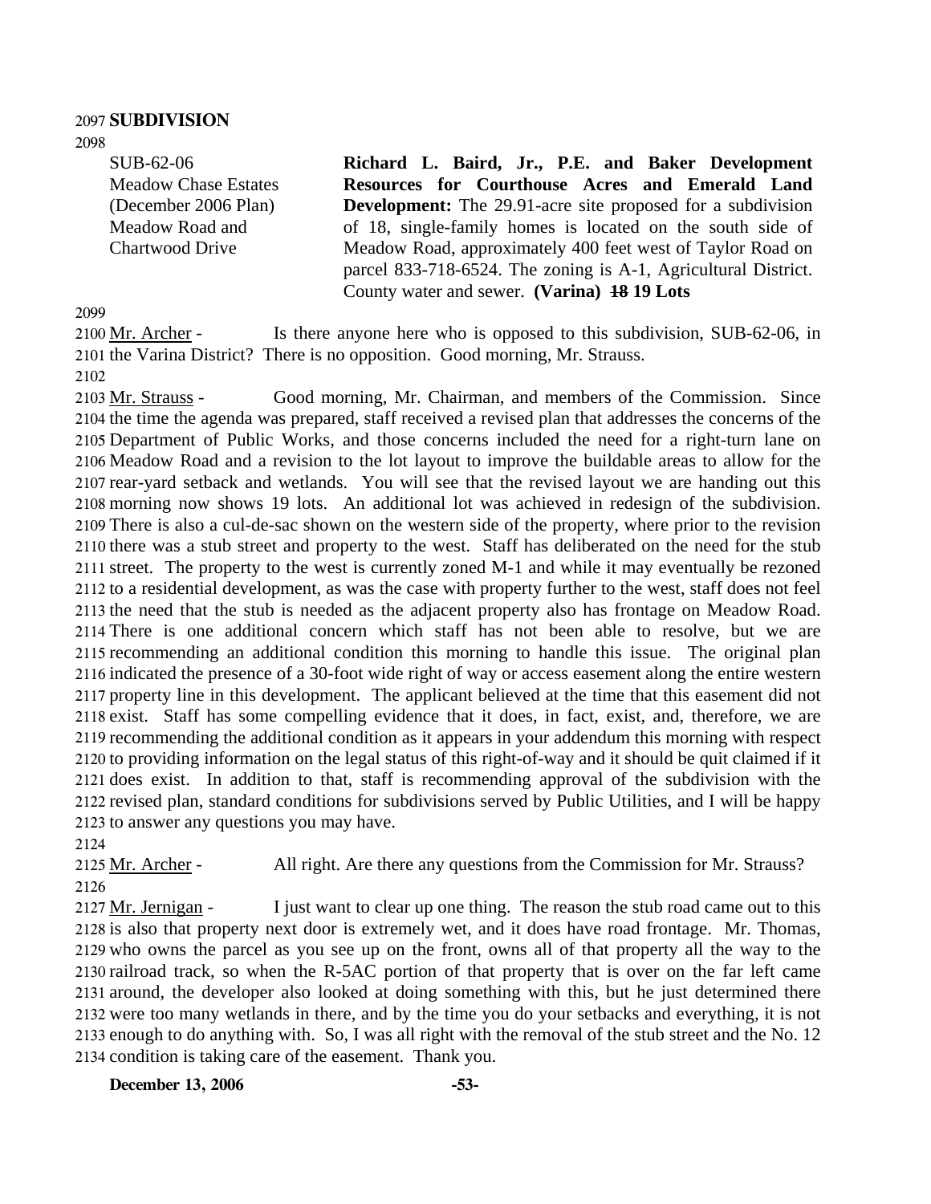**SUBDIVISION**

SUB-62-06
Meadow Chase Estates
(December 2006 Plan)
Meadow Road and
Chartwood Drive

**Richard L. Baird, Jr., P.E. and Baker Development Resources for Courthouse Acres and Emerald Land Development:** The 29.91-acre site proposed for a subdivision of 18, single-family homes is located on the south side of Meadow Road, approximately 400 feet west of Taylor Road on parcel 833-718-6524. The zoning is A-1, Agricultural District. County water and sewer. **(Varina)** ~~**18**~~ **19 Lots**

Mr. Archer - Is there anyone here who is opposed to this subdivision, SUB-62-06, in the Varina District? There is no opposition. Good morning, Mr. Strauss.

Mr. Strauss - Good morning, Mr. Chairman, and members of the Commission. Since the time the agenda was prepared, staff received a revised plan that addresses the concerns of the Department of Public Works, and those concerns included the need for a right-turn lane on Meadow Road and a revision to the lot layout to improve the buildable areas to allow for the rear-yard setback and wetlands. You will see that the revised layout we are handing out this morning now shows 19 lots. An additional lot was achieved in redesign of the subdivision. There is also a cul-de-sac shown on the western side of the property, where prior to the revision there was a stub street and property to the west. Staff has deliberated on the need for the stub street. The property to the west is currently zoned M-1 and while it may eventually be rezoned to a residential development, as was the case with property further to the west, staff does not feel the need that the stub is needed as the adjacent property also has frontage on Meadow Road. There is one additional concern which staff has not been able to resolve, but we are recommending an additional condition this morning to handle this issue. The original plan indicated the presence of a 30-foot wide right of way or access easement along the entire western property line in this development. The applicant believed at the time that this easement did not exist. Staff has some compelling evidence that it does, in fact, exist, and, therefore, we are recommending the additional condition as it appears in your addendum this morning with respect to providing information on the legal status of this right-of-way and it should be quit claimed if it does exist. In addition to that, staff is recommending approval of the subdivision with the revised plan, standard conditions for subdivisions served by Public Utilities, and I will be happy to answer any questions you may have.

Mr. Archer - All right. Are there any questions from the Commission for Mr. Strauss?

Mr. Jernigan - I just want to clear up one thing. The reason the stub road came out to this is also that property next door is extremely wet, and it does have road frontage. Mr. Thomas, who owns the parcel as you see up on the front, owns all of that property all the way to the railroad track, so when the R-5AC portion of that property that is over on the far left came around, the developer also looked at doing something with this, but he just determined there were too many wetlands in there, and by the time you do your setbacks and everything, it is not enough to do anything with. So, I was all right with the removal of the stub street and the No. 12 condition is taking care of the easement. Thank you.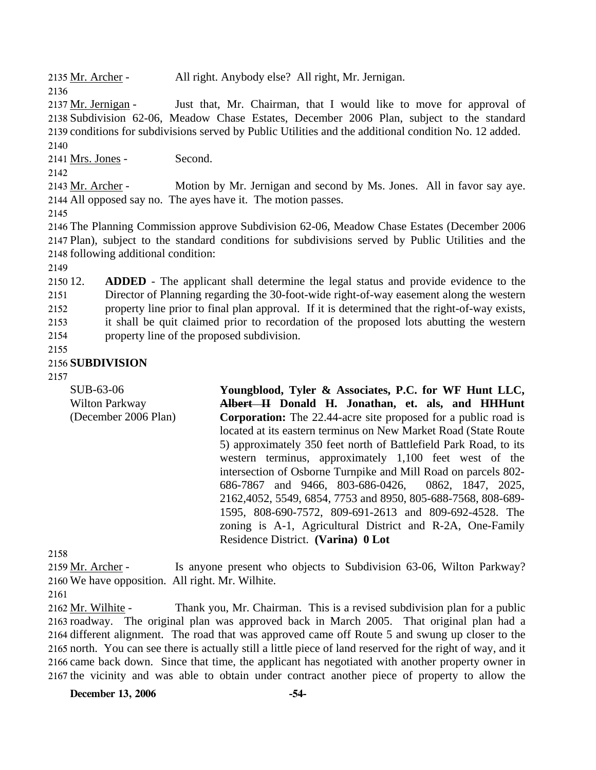Mr. Archer - All right. Anybody else? All right, Mr. Jernigan.

Mr. Jernigan - Just that, Mr. Chairman, that I would like to move for approval of Subdivision 62-06, Meadow Chase Estates, December 2006 Plan, subject to the standard conditions for subdivisions served by Public Utilities and the additional condition No. 12 added.

Mrs. Jones - Second.

Mr. Archer - Motion by Mr. Jernigan and second by Ms. Jones. All in favor say aye. All opposed say no. The ayes have it. The motion passes.

The Planning Commission approve Subdivision 62-06, Meadow Chase Estates (December 2006 Plan), subject to the standard conditions for subdivisions served by Public Utilities and the following additional condition:

12. **ADDED** - The applicant shall determine the legal status and provide evidence to the Director of Planning regarding the 30-foot-wide right-of-way easement along the western property line prior to final plan approval. If it is determined that the right-of-way exists, it shall be quit claimed prior to recordation of the proposed lots abutting the western property line of the proposed subdivision.

**SUBDIVISION**

SUB-63-06
Wilton Parkway
(December 2006 Plan)

**Youngblood, Tyler & Associates, P.C. for WF Hunt LLC, ~~Albert II~~ Donald H. Jonathan, et. als, and HHHunt Corporation:** The 22.44-acre site proposed for a public road is located at its eastern terminus on New Market Road (State Route 5) approximately 350 feet north of Battlefield Park Road, to its western terminus, approximately 1,100 feet west of the intersection of Osborne Turnpike and Mill Road on parcels 802-686-7867 and 9466, 803-686-0426, 0862, 1847, 2025, 2162,4052, 5549, 6854, 7753 and 8950, 805-688-7568, 808-689-1595, 808-690-7572, 809-691-2613 and 809-692-4528. The zoning is A-1, Agricultural District and R-2A, One-Family Residence District. **(Varina) 0 Lot**

Mr. Archer - Is anyone present who objects to Subdivision 63-06, Wilton Parkway? We have opposition. All right. Mr. Wilhite.

Mr. Wilhite - Thank you, Mr. Chairman. This is a revised subdivision plan for a public roadway. The original plan was approved back in March 2005. That original plan had a different alignment. The road that was approved came off Route 5 and swung up closer to the north. You can see there is actually still a little piece of land reserved for the right of way, and it came back down. Since that time, the applicant has negotiated with another property owner in the vicinity and was able to obtain under contract another piece of property to allow the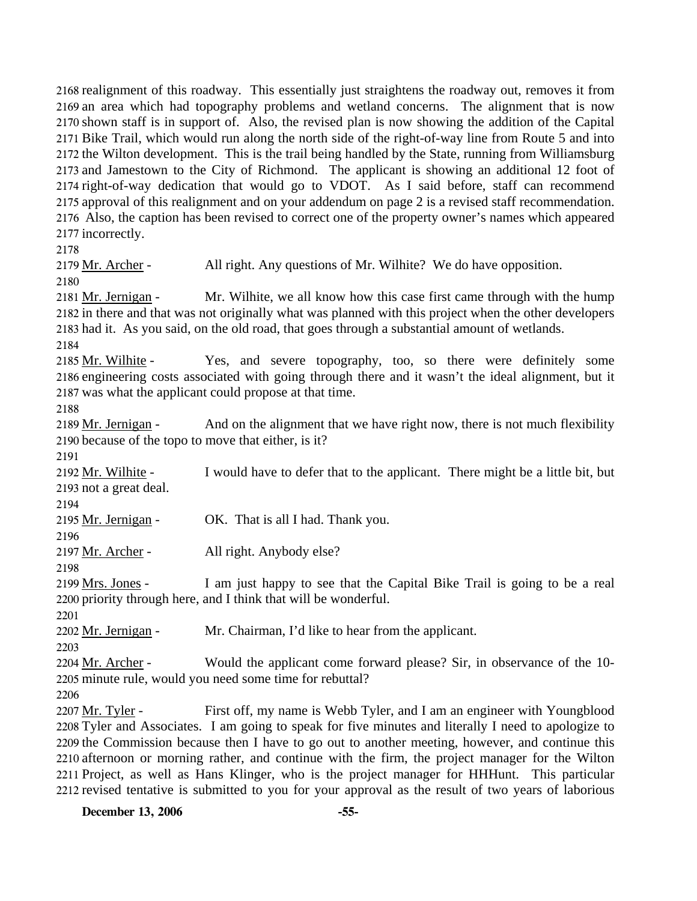2168 realignment of this roadway. This essentially just straightens the roadway out, removes it from 2169 an area which had topography problems and wetland concerns. The alignment that is now 2170 shown staff is in support of. Also, the revised plan is now showing the addition of the Capital 2171 Bike Trail, which would run along the north side of the right-of-way line from Route 5 and into 2172 the Wilton development. This is the trail being handled by the State, running from Williamsburg 2173 and Jamestown to the City of Richmond. The applicant is showing an additional 12 foot of 2174 right-of-way dedication that would go to VDOT. As I said before, staff can recommend 2175 approval of this realignment and on your addendum on page 2 is a revised staff recommendation. 2176 Also, the caption has been revised to correct one of the property owner's names which appeared 2177 incorrectly.

2178

2179 Mr. Archer - All right. Any questions of Mr. Wilhite? We do have opposition.

2180

2181 Mr. Jernigan - Mr. Wilhite, we all know how this case first came through with the hump 2182 in there and that was not originally what was planned with this project when the other developers 2183 had it. As you said, on the old road, that goes through a substantial amount of wetlands.

2184

2185 Mr. Wilhite - Yes, and severe topography, too, so there were definitely some 2186 engineering costs associated with going through there and it wasn't the ideal alignment, but it 2187 was what the applicant could propose at that time.

2188

2189 Mr. Jernigan - And on the alignment that we have right now, there is not much flexibility 2190 because of the topo to move that either, is it?

2191

2192 Mr. Wilhite - I would have to defer that to the applicant. There might be a little bit, but 2193 not a great deal.

2194

2195 Mr. Jernigan - OK. That is all I had. Thank you.

2196

2197 Mr. Archer - All right. Anybody else?

2198

2199 Mrs. Jones - I am just happy to see that the Capital Bike Trail is going to be a real 2200 priority through here, and I think that will be wonderful.

2201

2202 Mr. Jernigan - Mr. Chairman, I'd like to hear from the applicant.

2203

2204 Mr. Archer - Would the applicant come forward please? Sir, in observance of the 10- 2205 minute rule, would you need some time for rebuttal?

2206

2207 Mr. Tyler - First off, my name is Webb Tyler, and I am an engineer with Youngblood 2208 Tyler and Associates. I am going to speak for five minutes and literally I need to apologize to 2209 the Commission because then I have to go out to another meeting, however, and continue this 2210 afternoon or morning rather, and continue with the firm, the project manager for the Wilton 2211 Project, as well as Hans Klinger, who is the project manager for HHHunt. This particular 2212 revised tentative is submitted to you for your approval as the result of two years of laborious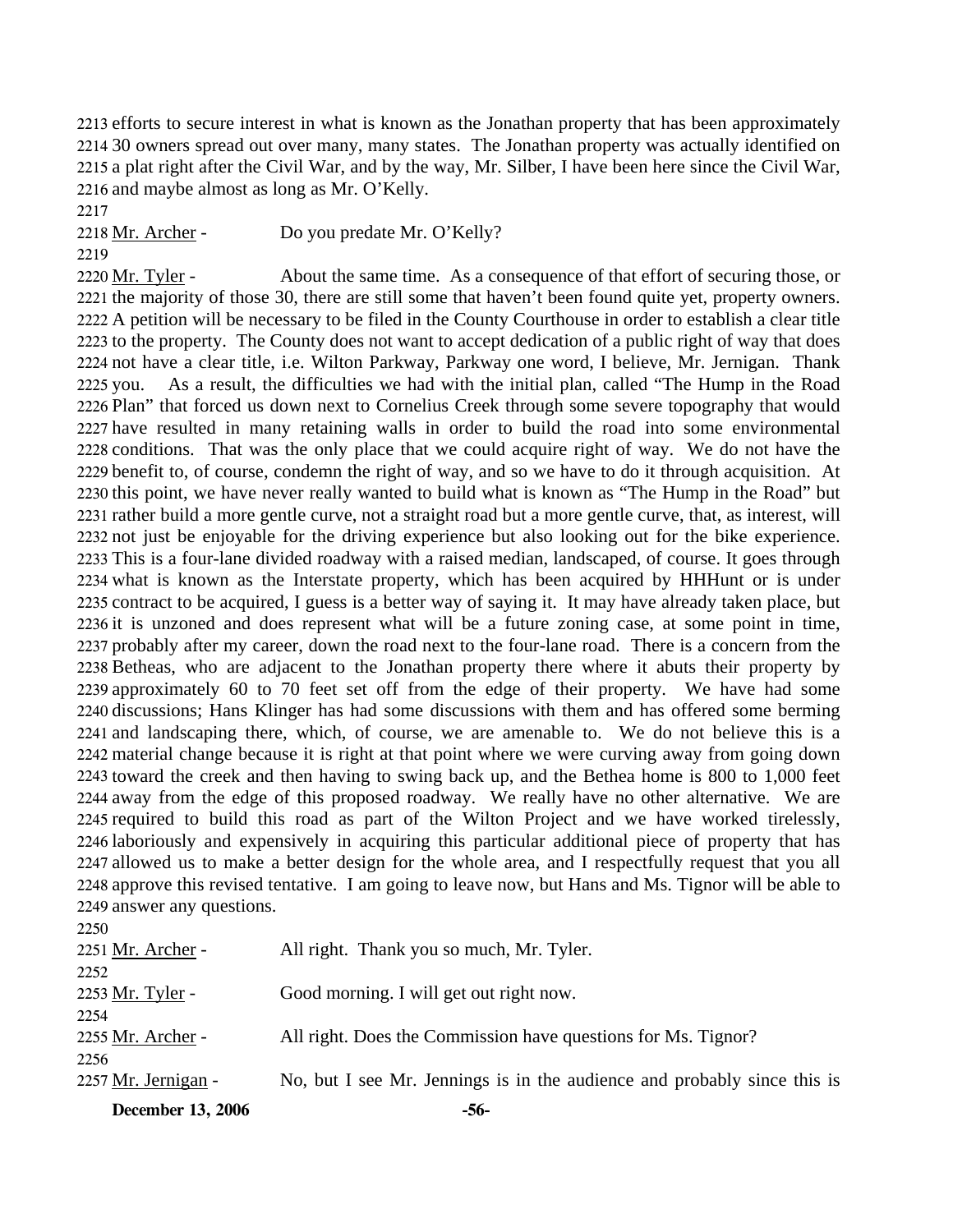efforts to secure interest in what is known as the Jonathan property that has been approximately 30 owners spread out over many, many states. The Jonathan property was actually identified on a plat right after the Civil War, and by the way, Mr. Silber, I have been here since the Civil War, and maybe almost as long as Mr. O'Kelly.

Mr. Archer - Do you predate Mr. O'Kelly?

Mr. Tyler - About the same time. As a consequence of that effort of securing those, or the majority of those 30, there are still some that haven't been found quite yet, property owners. A petition will be necessary to be filed in the County Courthouse in order to establish a clear title to the property. The County does not want to accept dedication of a public right of way that does not have a clear title, i.e. Wilton Parkway, Parkway one word, I believe, Mr. Jernigan. Thank you. As a result, the difficulties we had with the initial plan, called "The Hump in the Road Plan" that forced us down next to Cornelius Creek through some severe topography that would have resulted in many retaining walls in order to build the road into some environmental conditions. That was the only place that we could acquire right of way. We do not have the benefit to, of course, condemn the right of way, and so we have to do it through acquisition. At this point, we have never really wanted to build what is known as "The Hump in the Road" but rather build a more gentle curve, not a straight road but a more gentle curve, that, as interest, will not just be enjoyable for the driving experience but also looking out for the bike experience. This is a four-lane divided roadway with a raised median, landscaped, of course. It goes through what is known as the Interstate property, which has been acquired by HHHunt or is under contract to be acquired, I guess is a better way of saying it. It may have already taken place, but it is unzoned and does represent what will be a future zoning case, at some point in time, probably after my career, down the road next to the four-lane road. There is a concern from the Betheas, who are adjacent to the Jonathan property there where it abuts their property by approximately 60 to 70 feet set off from the edge of their property. We have had some discussions; Hans Klinger has had some discussions with them and has offered some berming and landscaping there, which, of course, we are amenable to. We do not believe this is a material change because it is right at that point where we were curving away from going down toward the creek and then having to swing back up, and the Bethea home is 800 to 1,000 feet away from the edge of this proposed roadway. We really have no other alternative. We are required to build this road as part of the Wilton Project and we have worked tirelessly, laboriously and expensively in acquiring this particular additional piece of property that has allowed us to make a better design for the whole area, and I respectfully request that you all approve this revised tentative. I am going to leave now, but Hans and Ms. Tignor will be able to answer any questions.

Mr. Archer - All right. Thank you so much, Mr. Tyler.

Mr. Tyler - Good morning. I will get out right now.

Mr. Archer - All right. Does the Commission have questions for Ms. Tignor?

Mr. Jernigan - No, but I see Mr. Jennings is in the audience and probably since this is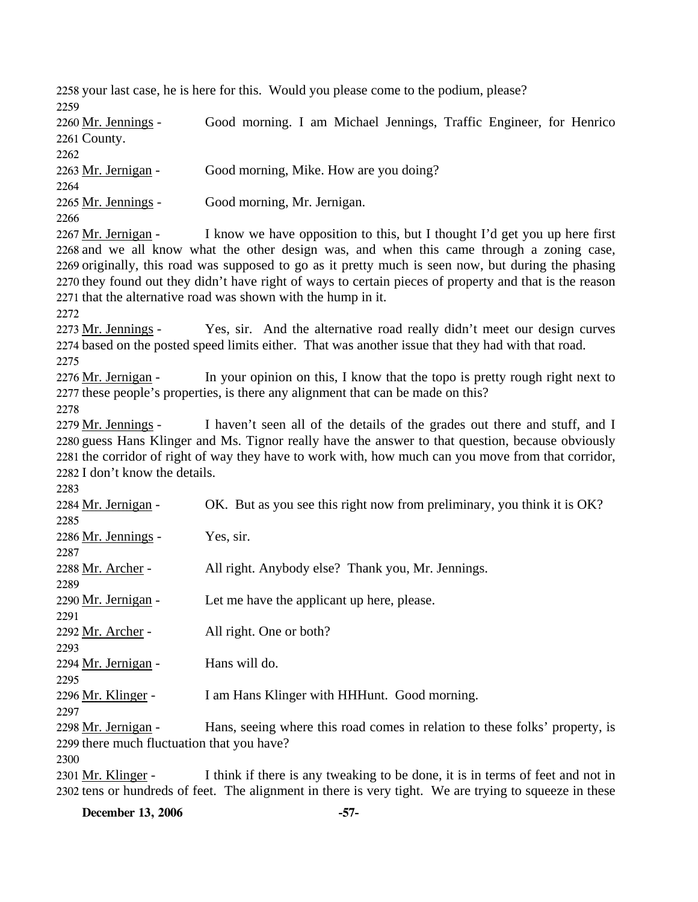2258 your last case, he is here for this. Would you please come to the podium, please?

2259

2260 Mr. Jennings - Good morning. I am Michael Jennings, Traffic Engineer, for Henrico
2261 County.

2262

2263 Mr. Jernigan - Good morning, Mike. How are you doing?

2264

2265 Mr. Jennings - Good morning, Mr. Jernigan.

2266

2267 Mr. Jernigan - I know we have opposition to this, but I thought I'd get you up here first
2268 and we all know what the other design was, and when this came through a zoning case,
2269 originally, this road was supposed to go as it pretty much is seen now, but during the phasing
2270 they found out they didn't have right of ways to certain pieces of property and that is the reason
2271 that the alternative road was shown with the hump in it.

2272

2273 Mr. Jennings - Yes, sir. And the alternative road really didn't meet our design curves
2274 based on the posted speed limits either. That was another issue that they had with that road.

2275

2276 Mr. Jernigan - In your opinion on this, I know that the topo is pretty rough right next to
2277 these people's properties, is there any alignment that can be made on this?

2278

2279 Mr. Jennings - I haven't seen all of the details of the grades out there and stuff, and I
2280 guess Hans Klinger and Ms. Tignor really have the answer to that question, because obviously
2281 the corridor of right of way they have to work with, how much can you move from that corridor,
2282 I don't know the details.

2283

2284 Mr. Jernigan - OK. But as you see this right now from preliminary, you think it is OK?

2285

2286 Mr. Jennings - Yes, sir.

2287

2288 Mr. Archer - All right. Anybody else? Thank you, Mr. Jennings.

2289

2290 Mr. Jernigan - Let me have the applicant up here, please.

2291

2292 Mr. Archer - All right. One or both?

2293

2294 Mr. Jernigan - Hans will do.

2295

2296 Mr. Klinger - I am Hans Klinger with HHHunt. Good morning.

2297

2298 Mr. Jernigan - Hans, seeing where this road comes in relation to these folks' property, is
2299 there much fluctuation that you have?

2300

2301 Mr. Klinger - I think if there is any tweaking to be done, it is in terms of feet and not in
2302 tens or hundreds of feet. The alignment in there is very tight. We are trying to squeeze in these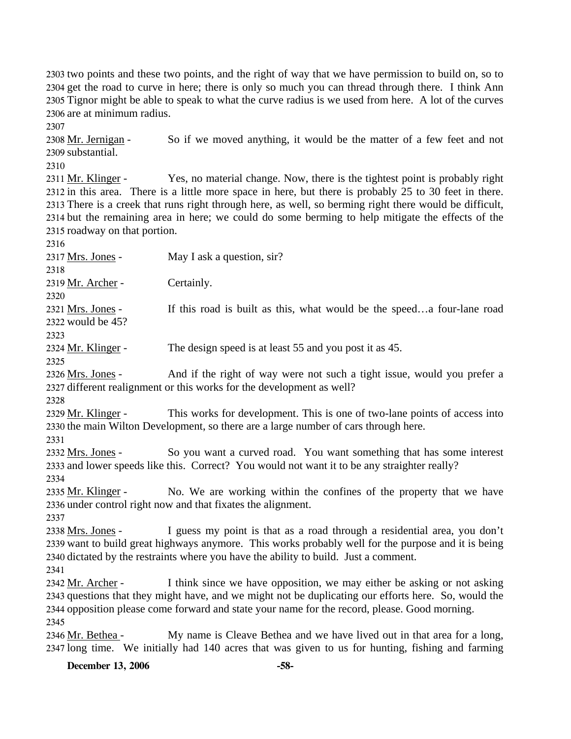two points and these two points, and the right of way that we have permission to build on, so to get the road to curve in here; there is only so much you can thread through there. I think Ann Tignor might be able to speak to what the curve radius is we used from here. A lot of the curves are at minimum radius.

Mr. Jernigan - So if we moved anything, it would be the matter of a few feet and not substantial.

Mr. Klinger - Yes, no material change. Now, there is the tightest point is probably right in this area. There is a little more space in here, but there is probably 25 to 30 feet in there. There is a creek that runs right through here, as well, so berming right there would be difficult, but the remaining area in here; we could do some berming to help mitigate the effects of the roadway on that portion.

Mrs. Jones - May I ask a question, sir?

Mr. Archer - Certainly.

Mrs. Jones - If this road is built as this, what would be the speed…a four-lane road would be 45?

Mr. Klinger - The design speed is at least 55 and you post it as 45.

Mrs. Jones - And if the right of way were not such a tight issue, would you prefer a different realignment or this works for the development as well?

Mr. Klinger - This works for development. This is one of two-lane points of access into the main Wilton Development, so there are a large number of cars through here.

Mrs. Jones - So you want a curved road. You want something that has some interest and lower speeds like this. Correct? You would not want it to be any straighter really?

Mr. Klinger - No. We are working within the confines of the property that we have under control right now and that fixates the alignment.

Mrs. Jones - I guess my point is that as a road through a residential area, you don't want to build great highways anymore. This works probably well for the purpose and it is being dictated by the restraints where you have the ability to build. Just a comment.

Mr. Archer - I think since we have opposition, we may either be asking or not asking questions that they might have, and we might not be duplicating our efforts here. So, would the opposition please come forward and state your name for the record, please. Good morning.

Mr. Bethea - My name is Cleave Bethea and we have lived out in that area for a long, long time. We initially had 140 acres that was given to us for hunting, fishing and farming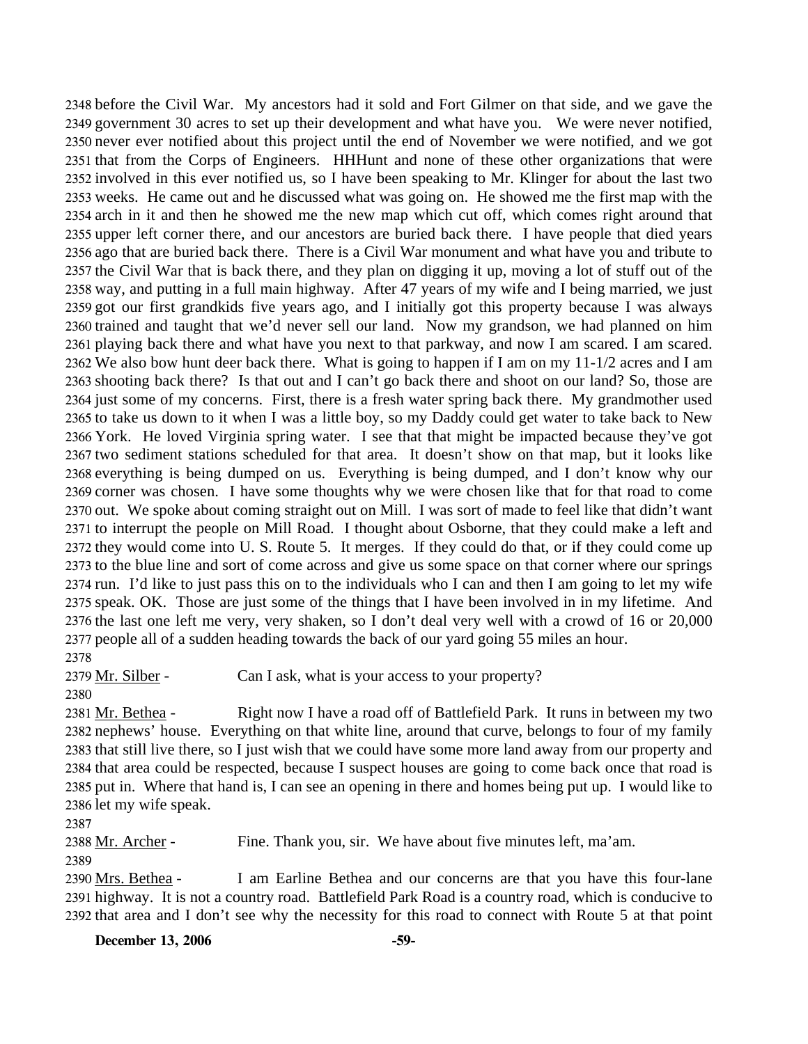2348 before the Civil War. My ancestors had it sold and Fort Gilmer on that side, and we gave the
2349 government 30 acres to set up their development and what have you. We were never notified,
2350 never ever notified about this project until the end of November we were notified, and we got
2351 that from the Corps of Engineers. HHHunt and none of these other organizations that were
2352 involved in this ever notified us, so I have been speaking to Mr. Klinger for about the last two
2353 weeks. He came out and he discussed what was going on. He showed me the first map with the
2354 arch in it and then he showed me the new map which cut off, which comes right around that
2355 upper left corner there, and our ancestors are buried back there. I have people that died years
2356 ago that are buried back there. There is a Civil War monument and what have you and tribute to
2357 the Civil War that is back there, and they plan on digging it up, moving a lot of stuff out of the
2358 way, and putting in a full main highway. After 47 years of my wife and I being married, we just
2359 got our first grandkids five years ago, and I initially got this property because I was always
2360 trained and taught that we'd never sell our land. Now my grandson, we had planned on him
2361 playing back there and what have you next to that parkway, and now I am scared. I am scared.
2362 We also bow hunt deer back there. What is going to happen if I am on my 11-1/2 acres and I am
2363 shooting back there? Is that out and I can't go back there and shoot on our land? So, those are
2364 just some of my concerns. First, there is a fresh water spring back there. My grandmother used
2365 to take us down to it when I was a little boy, so my Daddy could get water to take back to New
2366 York. He loved Virginia spring water. I see that that might be impacted because they've got
2367 two sediment stations scheduled for that area. It doesn't show on that map, but it looks like
2368 everything is being dumped on us. Everything is being dumped, and I don't know why our
2369 corner was chosen. I have some thoughts why we were chosen like that for that road to come
2370 out. We spoke about coming straight out on Mill. I was sort of made to feel like that didn't want
2371 to interrupt the people on Mill Road. I thought about Osborne, that they could make a left and
2372 they would come into U. S. Route 5. It merges. If they could do that, or if they could come up
2373 to the blue line and sort of come across and give us some space on that corner where our springs
2374 run. I'd like to just pass this on to the individuals who I can and then I am going to let my wife
2375 speak. OK. Those are just some of the things that I have been involved in in my lifetime. And
2376 the last one left me very, very shaken, so I don't deal very well with a crowd of 16 or 20,000
2377 people all of a sudden heading towards the back of our yard going 55 miles an hour.
2378
2379 Mr. Silber - Can I ask, what is your access to your property?
2380
2381 Mr. Bethea - Right now I have a road off of Battlefield Park. It runs in between my two
2382 nephews' house. Everything on that white line, around that curve, belongs to four of my family
2383 that still live there, so I just wish that we could have some more land away from our property and
2384 that area could be respected, because I suspect houses are going to come back once that road is
2385 put in. Where that hand is, I can see an opening in there and homes being put up. I would like to
2386 let my wife speak.
2387
2388 Mr. Archer - Fine. Thank you, sir. We have about five minutes left, ma'am.
2389
2390 Mrs. Bethea - I am Earline Bethea and our concerns are that you have this four-lane
2391 highway. It is not a country road. Battlefield Park Road is a country road, which is conducive to
2392 that area and I don't see why the necessity for this road to connect with Route 5 at that point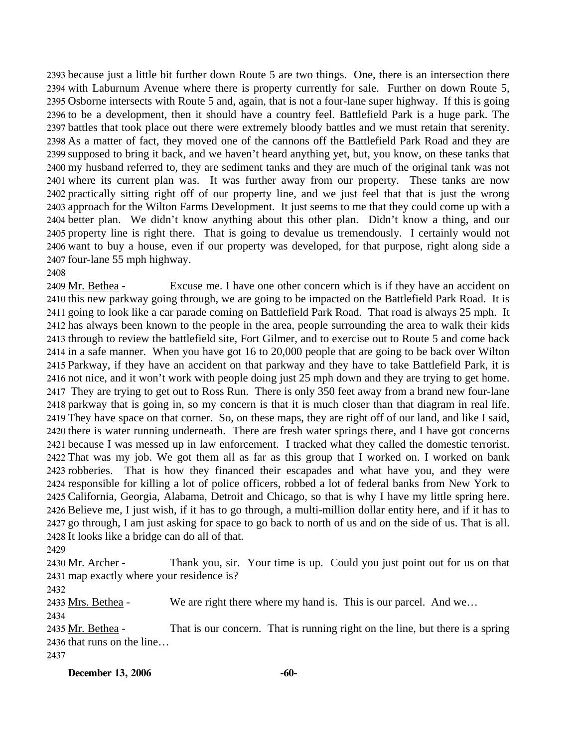because just a little bit further down Route 5 are two things. One, there is an intersection there with Laburnum Avenue where there is property currently for sale. Further on down Route 5, Osborne intersects with Route 5 and, again, that is not a four-lane super highway. If this is going to be a development, then it should have a country feel. Battlefield Park is a huge park. The battles that took place out there were extremely bloody battles and we must retain that serenity. As a matter of fact, they moved one of the cannons off the Battlefield Park Road and they are supposed to bring it back, and we haven't heard anything yet, but, you know, on these tanks that my husband referred to, they are sediment tanks and they are much of the original tank was not where its current plan was. It was further away from our property. These tanks are now practically sitting right off of our property line, and we just feel that that is just the wrong approach for the Wilton Farms Development. It just seems to me that they could come up with a better plan. We didn't know anything about this other plan. Didn't know a thing, and our property line is right there. That is going to devalue us tremendously. I certainly would not want to buy a house, even if our property was developed, for that purpose, right along side a four-lane 55 mph highway.

Mr. Bethea - Excuse me. I have one other concern which is if they have an accident on this new parkway going through, we are going to be impacted on the Battlefield Park Road. It is going to look like a car parade coming on Battlefield Park Road. That road is always 25 mph. It has always been known to the people in the area, people surrounding the area to walk their kids through to review the battlefield site, Fort Gilmer, and to exercise out to Route 5 and come back in a safe manner. When you have got 16 to 20,000 people that are going to be back over Wilton Parkway, if they have an accident on that parkway and they have to take Battlefield Park, it is not nice, and it won't work with people doing just 25 mph down and they are trying to get home. They are trying to get out to Ross Run. There is only 350 feet away from a brand new four-lane parkway that is going in, so my concern is that it is much closer than that diagram in real life. They have space on that corner. So, on these maps, they are right off of our land, and like I said, there is water running underneath. There are fresh water springs there, and I have got concerns because I was messed up in law enforcement. I tracked what they called the domestic terrorist. That was my job. We got them all as far as this group that I worked on. I worked on bank robberies. That is how they financed their escapades and what have you, and they were responsible for killing a lot of police officers, robbed a lot of federal banks from New York to California, Georgia, Alabama, Detroit and Chicago, so that is why I have my little spring here. Believe me, I just wish, if it has to go through, a multi-million dollar entity here, and if it has to go through, I am just asking for space to go back to north of us and on the side of us. That is all. It looks like a bridge can do all of that.

Mr. Archer - Thank you, sir. Your time is up. Could you just point out for us on that map exactly where your residence is?

Mrs. Bethea - We are right there where my hand is. This is our parcel. And we…

Mr. Bethea - That is our concern. That is running right on the line, but there is a spring that runs on the line…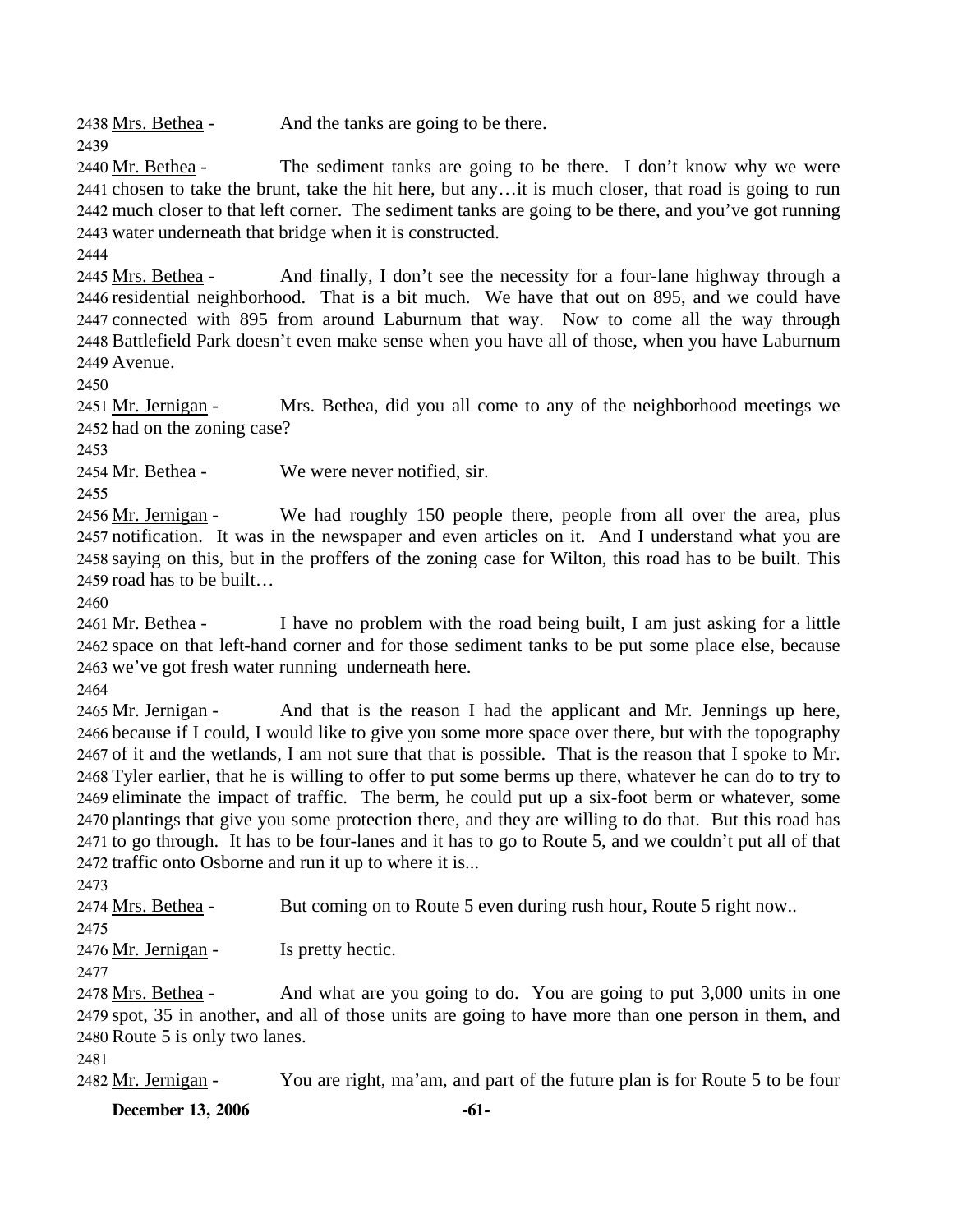2438 Mrs. Bethea - And the tanks are going to be there.
2439
2440 Mr. Bethea - The sediment tanks are going to be there. I don't know why we were
2441 chosen to take the brunt, take the hit here, but any…it is much closer, that road is going to run
2442 much closer to that left corner. The sediment tanks are going to be there, and you've got running
2443 water underneath that bridge when it is constructed.
2444
2445 Mrs. Bethea - And finally, I don't see the necessity for a four-lane highway through a
2446 residential neighborhood. That is a bit much. We have that out on 895, and we could have
2447 connected with 895 from around Laburnum that way. Now to come all the way through
2448 Battlefield Park doesn't even make sense when you have all of those, when you have Laburnum
2449 Avenue.
2450
2451 Mr. Jernigan - Mrs. Bethea, did you all come to any of the neighborhood meetings we
2452 had on the zoning case?
2453
2454 Mr. Bethea - We were never notified, sir.
2455
2456 Mr. Jernigan - We had roughly 150 people there, people from all over the area, plus
2457 notification. It was in the newspaper and even articles on it. And I understand what you are
2458 saying on this, but in the proffers of the zoning case for Wilton, this road has to be built. This
2459 road has to be built…
2460
2461 Mr. Bethea - I have no problem with the road being built, I am just asking for a little
2462 space on that left-hand corner and for those sediment tanks to be put some place else, because
2463 we've got fresh water running underneath here.
2464
2465 Mr. Jernigan - And that is the reason I had the applicant and Mr. Jennings up here,
2466 because if I could, I would like to give you some more space over there, but with the topography
2467 of it and the wetlands, I am not sure that that is possible. That is the reason that I spoke to Mr.
2468 Tyler earlier, that he is willing to offer to put some berms up there, whatever he can do to try to
2469 eliminate the impact of traffic. The berm, he could put up a six-foot berm or whatever, some
2470 plantings that give you some protection there, and they are willing to do that. But this road has
2471 to go through. It has to be four-lanes and it has to go to Route 5, and we couldn't put all of that
2472 traffic onto Osborne and run it up to where it is...
2473
2474 Mrs. Bethea - But coming on to Route 5 even during rush hour, Route 5 right now..
2475
2476 Mr. Jernigan - Is pretty hectic.
2477
2478 Mrs. Bethea - And what are you going to do. You are going to put 3,000 units in one
2479 spot, 35 in another, and all of those units are going to have more than one person in them, and
2480 Route 5 is only two lanes.
2481
2482 Mr. Jernigan - You are right, ma'am, and part of the future plan is for Route 5 to be four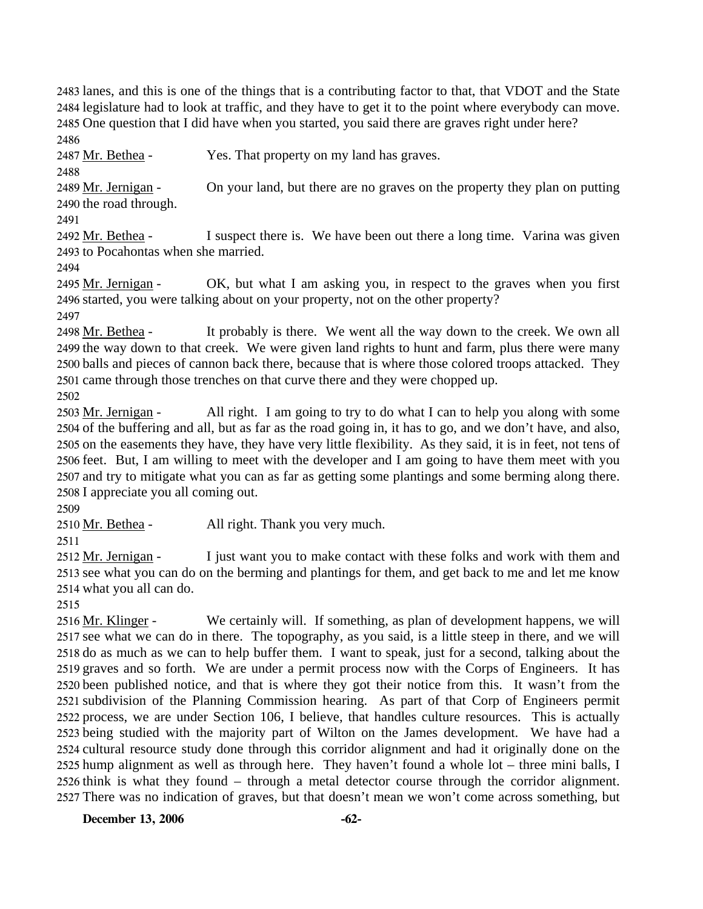lanes, and this is one of the things that is a contributing factor to that, that VDOT and the State legislature had to look at traffic, and they have to get it to the point where everybody can move. One question that I did have when you started, you said there are graves right under here?

Mr. Bethea - Yes. That property on my land has graves.

Mr. Jernigan - On your land, but there are no graves on the property they plan on putting the road through.

Mr. Bethea - I suspect there is. We have been out there a long time. Varina was given to Pocahontas when she married.

Mr. Jernigan - OK, but what I am asking you, in respect to the graves when you first started, you were talking about on your property, not on the other property?

Mr. Bethea - It probably is there. We went all the way down to the creek. We own all the way down to that creek. We were given land rights to hunt and farm, plus there were many balls and pieces of cannon back there, because that is where those colored troops attacked. They came through those trenches on that curve there and they were chopped up.

Mr. Jernigan - All right. I am going to try to do what I can to help you along with some of the buffering and all, but as far as the road going in, it has to go, and we don't have, and also, on the easements they have, they have very little flexibility. As they said, it is in feet, not tens of feet. But, I am willing to meet with the developer and I am going to have them meet with you and try to mitigate what you can as far as getting some plantings and some berming along there. I appreciate you all coming out.

Mr. Bethea - All right. Thank you very much.

Mr. Jernigan - I just want you to make contact with these folks and work with them and see what you can do on the berming and plantings for them, and get back to me and let me know what you all can do.

Mr. Klinger - We certainly will. If something, as plan of development happens, we will see what we can do in there. The topography, as you said, is a little steep in there, and we will do as much as we can to help buffer them. I want to speak, just for a second, talking about the graves and so forth. We are under a permit process now with the Corps of Engineers. It has been published notice, and that is where they got their notice from this. It wasn't from the subdivision of the Planning Commission hearing. As part of that Corp of Engineers permit process, we are under Section 106, I believe, that handles culture resources. This is actually being studied with the majority part of Wilton on the James development. We have had a cultural resource study done through this corridor alignment and had it originally done on the hump alignment as well as through here. They haven't found a whole lot – three mini balls, I think is what they found – through a metal detector course through the corridor alignment. There was no indication of graves, but that doesn't mean we won't come across something, but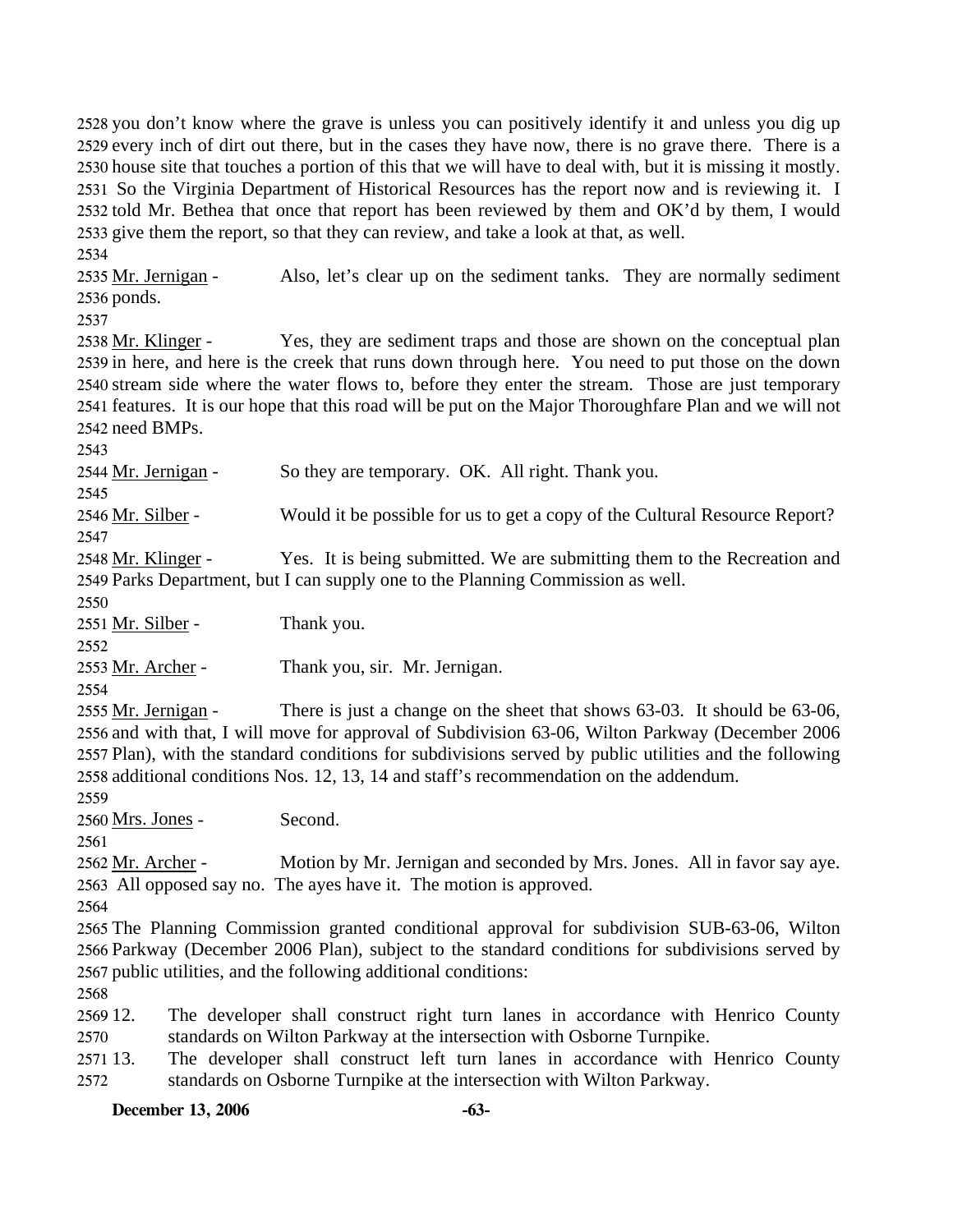you don't know where the grave is unless you can positively identify it and unless you dig up every inch of dirt out there, but in the cases they have now, there is no grave there. There is a house site that touches a portion of this that we will have to deal with, but it is missing it mostly. So the Virginia Department of Historical Resources has the report now and is reviewing it. I told Mr. Bethea that once that report has been reviewed by them and OK'd by them, I would give them the report, so that they can review, and take a look at that, as well.

Mr. Jernigan - Also, let's clear up on the sediment tanks. They are normally sediment ponds.

Mr. Klinger - Yes, they are sediment traps and those are shown on the conceptual plan in here, and here is the creek that runs down through here. You need to put those on the down stream side where the water flows to, before they enter the stream. Those are just temporary features. It is our hope that this road will be put on the Major Thoroughfare Plan and we will not need BMPs.

Mr. Jernigan - So they are temporary. OK. All right. Thank you.

Mr. Silber - Would it be possible for us to get a copy of the Cultural Resource Report?

Mr. Klinger - Yes. It is being submitted. We are submitting them to the Recreation and Parks Department, but I can supply one to the Planning Commission as well.

Mr. Silber - Thank you.

Mr. Archer - Thank you, sir. Mr. Jernigan.

Mr. Jernigan - There is just a change on the sheet that shows 63-03. It should be 63-06, and with that, I will move for approval of Subdivision 63-06, Wilton Parkway (December 2006 Plan), with the standard conditions for subdivisions served by public utilities and the following additional conditions Nos. 12, 13, 14 and staff's recommendation on the addendum.

Mrs. Jones - Second.

Mr. Archer - Motion by Mr. Jernigan and seconded by Mrs. Jones. All in favor say aye. All opposed say no. The ayes have it. The motion is approved.

The Planning Commission granted conditional approval for subdivision SUB-63-06, Wilton Parkway (December 2006 Plan), subject to the standard conditions for subdivisions served by public utilities, and the following additional conditions:

12. The developer shall construct right turn lanes in accordance with Henrico County standards on Wilton Parkway at the intersection with Osborne Turnpike.
13. The developer shall construct left turn lanes in accordance with Henrico County standards on Osborne Turnpike at the intersection with Wilton Parkway.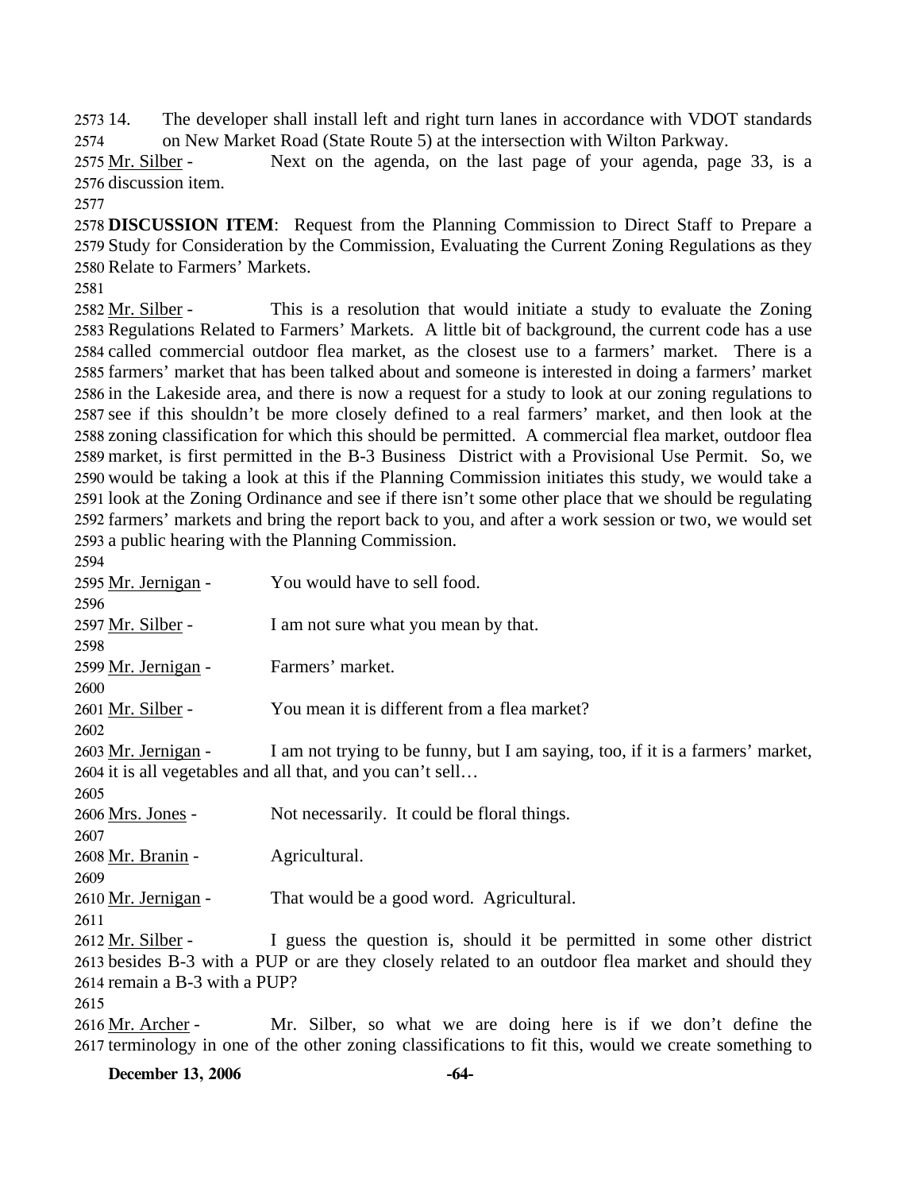14. The developer shall install left and right turn lanes in accordance with VDOT standards on New Market Road (State Route 5) at the intersection with Wilton Parkway.

Mr. Silber - Next on the agenda, on the last page of your agenda, page 33, is a discussion item.

**DISCUSSION ITEM**: Request from the Planning Commission to Direct Staff to Prepare a Study for Consideration by the Commission, Evaluating the Current Zoning Regulations as they Relate to Farmers' Markets.

Mr. Silber - This is a resolution that would initiate a study to evaluate the Zoning Regulations Related to Farmers' Markets. A little bit of background, the current code has a use called commercial outdoor flea market, as the closest use to a farmers' market. There is a farmers' market that has been talked about and someone is interested in doing a farmers' market in the Lakeside area, and there is now a request for a study to look at our zoning regulations to see if this shouldn't be more closely defined to a real farmers' market, and then look at the zoning classification for which this should be permitted. A commercial flea market, outdoor flea market, is first permitted in the B-3 Business District with a Provisional Use Permit. So, we would be taking a look at this if the Planning Commission initiates this study, we would take a look at the Zoning Ordinance and see if there isn't some other place that we should be regulating farmers' markets and bring the report back to you, and after a work session or two, we would set a public hearing with the Planning Commission.

Mr. Jernigan - You would have to sell food.

Mr. Silber - I am not sure what you mean by that.

Mr. Jernigan - Farmers' market.

Mr. Silber - You mean it is different from a flea market?

Mr. Jernigan - I am not trying to be funny, but I am saying, too, if it is a farmers' market, it is all vegetables and all that, and you can't sell…

Mrs. Jones - Not necessarily. It could be floral things.

Mr. Branin - Agricultural.

Mr. Jernigan - That would be a good word. Agricultural.

Mr. Silber - I guess the question is, should it be permitted in some other district besides B-3 with a PUP or are they closely related to an outdoor flea market and should they remain a B-3 with a PUP?

Mr. Archer - Mr. Silber, so what we are doing here is if we don't define the terminology in one of the other zoning classifications to fit this, would we create something to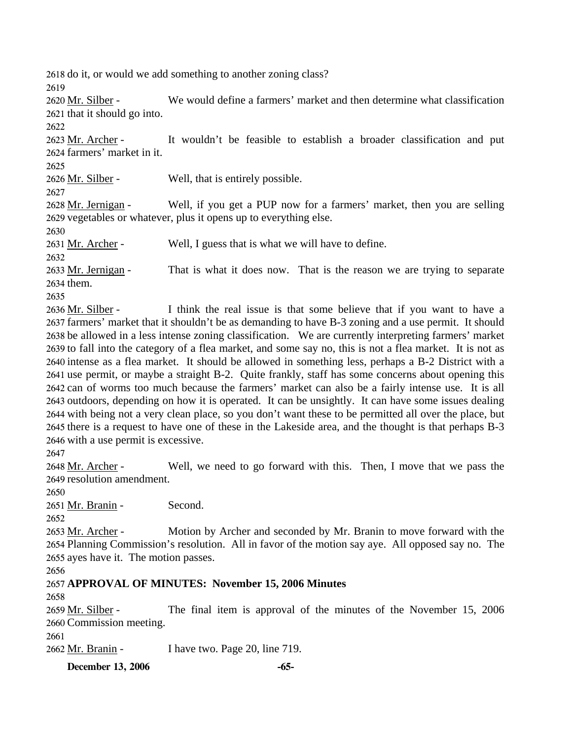do it, or would we add something to another zoning class?

Mr. Silber - We would define a farmers' market and then determine what classification that it should go into.

Mr. Archer - It wouldn't be feasible to establish a broader classification and put farmers' market in it.

Mr. Silber - Well, that is entirely possible.

Mr. Jernigan - Well, if you get a PUP now for a farmers' market, then you are selling vegetables or whatever, plus it opens up to everything else.

Mr. Archer - Well, I guess that is what we will have to define.

Mr. Jernigan - That is what it does now. That is the reason we are trying to separate them.

Mr. Silber - I think the real issue is that some believe that if you want to have a farmers' market that it shouldn't be as demanding to have B-3 zoning and a use permit. It should be allowed in a less intense zoning classification. We are currently interpreting farmers' market to fall into the category of a flea market, and some say no, this is not a flea market. It is not as intense as a flea market. It should be allowed in something less, perhaps a B-2 District with a use permit, or maybe a straight B-2. Quite frankly, staff has some concerns about opening this can of worms too much because the farmers' market can also be a fairly intense use. It is all outdoors, depending on how it is operated. It can be unsightly. It can have some issues dealing with being not a very clean place, so you don't want these to be permitted all over the place, but there is a request to have one of these in the Lakeside area, and the thought is that perhaps B-3 with a use permit is excessive.

Mr. Archer - Well, we need to go forward with this. Then, I move that we pass the resolution amendment.

Mr. Branin - Second.

Mr. Archer - Motion by Archer and seconded by Mr. Branin to move forward with the Planning Commission's resolution. All in favor of the motion say aye. All opposed say no. The ayes have it. The motion passes.

**APPROVAL OF MINUTES: November 15, 2006 Minutes**

Mr. Silber - The final item is approval of the minutes of the November 15, 2006 Commission meeting.

Mr. Branin - I have two. Page 20, line 719.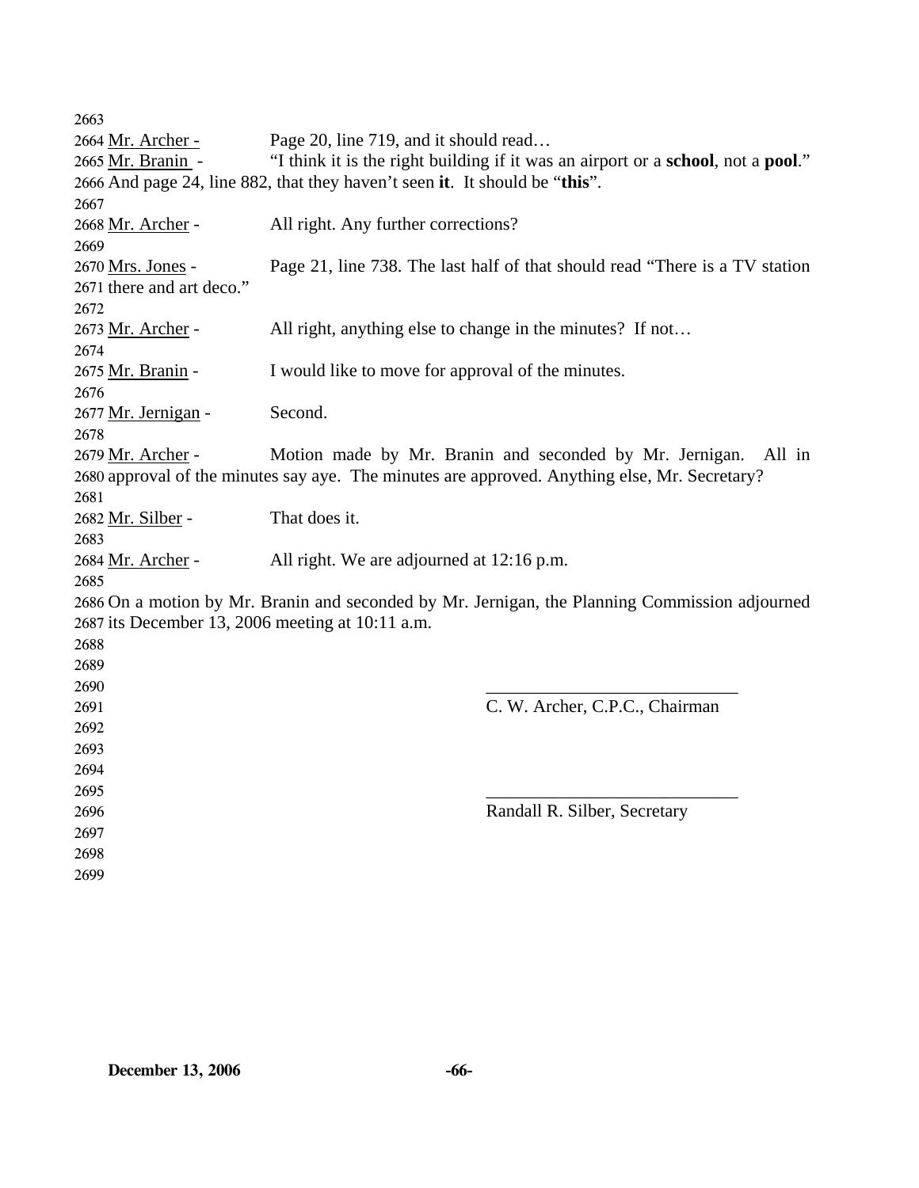Mr. Archer - Page 20, line 719, and it should read…

Mr. Branin - “I think it is the right building if it was an airport or a **school**, not a **pool**.” And page 24, line 882, that they haven’t seen **it**. It should be “**this**”.

Mr. Archer - All right. Any further corrections?

Mrs. Jones - Page 21, line 738. The last half of that should read “There is a TV station there and art deco.”

Mr. Archer - All right, anything else to change in the minutes? If not…

Mr. Branin - I would like to move for approval of the minutes.

Mr. Jernigan - Second.

Mr. Archer - Motion made by Mr. Branin and seconded by Mr. Jernigan. All in approval of the minutes say aye. The minutes are approved. Anything else, Mr. Secretary?

Mr. Silber - That does it.

Mr. Archer - All right. We are adjourned at 12:16 p.m.

On a motion by Mr. Branin and seconded by Mr. Jernigan, the Planning Commission adjourned its December 13, 2006 meeting at 10:11 a.m.

\_\_\_\_\_\_\_\_\_\_\_\_\_\_\_\_\_\_\_\_\_\_\_\_\_\_\_\_\_\_

C. W. Archer, C.P.C., Chairman

\_\_\_\_\_\_\_\_\_\_\_\_\_\_\_\_\_\_\_\_\_\_\_\_\_\_\_\_\_\_

Randall R. Silber, Secretary